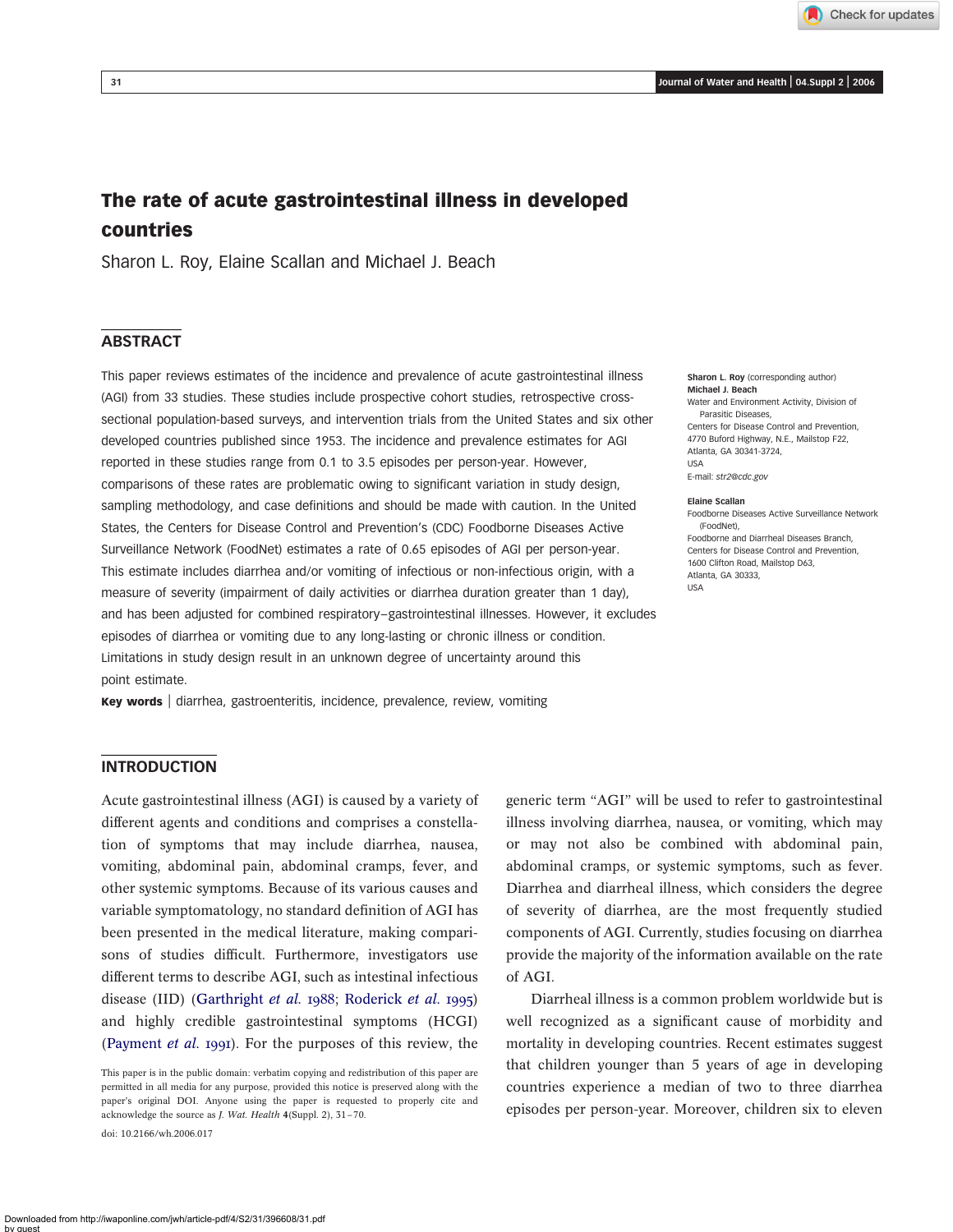# The rate of acute gastrointestinal illness in developed countries

Sharon L. Roy, Elaine Scallan and Michael J. Beach

## ABSTRACT

This paper reviews estimates of the incidence and prevalence of acute gastrointestinal illness (AGI) from 33 studies. These studies include prospective cohort studies, retrospective cross-sectional population-based surveys, and intervention trials from the United States and six other developed countries published since 1953. The incidence and prevalence estimates for AGI reported in these studies range from 0.1 to 3.5 episodes per person-year. However, comparisons of these rates are problematic owing to significant variation in study design, sampling methodology, and case definitions and should be made with caution. In the United States, the Centers for Disease Control and Prevention's (CDC) Foodborne Diseases Active Surveillance Network (FoodNet) estimates a rate of 0.65 episodes of AGI per person-year. This estimate includes diarrhea and/or vomiting of infectious or non-infectious origin, with a measure of severity (impairment of daily activities or diarrhea duration greater than 1 day), and has been adjusted for combined respiratory–gastrointestinal illnesses. However, it excludes episodes of diarrhea or vomiting due to any long-lasting or chronic illness or condition. Limitations in study design result in an unknown degree of uncertainty around this point estimate.

**Key words** | diarrhea, gastroenteritis, incidence, prevalence, review, vomiting

**Sharon L. Roy** (corresponding author)
**Michael J. Beach**
Water and Environment Activity, Division of Parasitic Diseases,
Centers for Disease Control and Prevention,
4770 Buford Highway, N.E., Mailstop F22,
Atlanta, GA 30341-3724,
USA
E-mail: *str2@cdc.gov*

**Elaine Scallan**
Foodborne Diseases Active Surveillance Network (FoodNet),
Foodborne and Diarrheal Diseases Branch,
Centers for Disease Control and Prevention,
1600 Clifton Road, Mailstop D63,
Atlanta, GA 30333,
USA

## INTRODUCTION

Acute gastrointestinal illness (AGI) is caused by a variety of different agents and conditions and comprises a constellation of symptoms that may include diarrhea, nausea, vomiting, abdominal pain, abdominal cramps, fever, and other systemic symptoms. Because of its various causes and variable symptomatology, no standard definition of AGI has been presented in the medical literature, making comparisons of studies difficult. Furthermore, investigators use different terms to describe AGI, such as intestinal infectious disease (IID) (Garthright *et al.* 1988; Roderick *et al.* 1995) and highly credible gastrointestinal symptoms (HCGI) (Payment *et al.* 1991). For the purposes of this review, the generic term "AGI" will be used to refer to gastrointestinal illness involving diarrhea, nausea, or vomiting, which may or may not also be combined with abdominal pain, abdominal cramps, or systemic symptoms, such as fever. Diarrhea and diarrheal illness, which considers the degree of severity of diarrhea, are the most frequently studied components of AGI. Currently, studies focusing on diarrhea provide the majority of the information available on the rate of AGI.

Diarrheal illness is a common problem worldwide but is well recognized as a significant cause of morbidity and mortality in developing countries. Recent estimates suggest that children younger than 5 years of age in developing countries experience a median of two to three diarrhea episodes per person-year. Moreover, children six to eleven

This paper is in the public domain: verbatim copying and redistribution of this paper are permitted in all media for any purpose, provided this notice is preserved along with the paper's original DOI. Anyone using the paper is requested to properly cite and acknowledge the source as *J. Wat. Health* 4(Suppl. 2), 31–70.

doi: 10.2166/wh.2006.017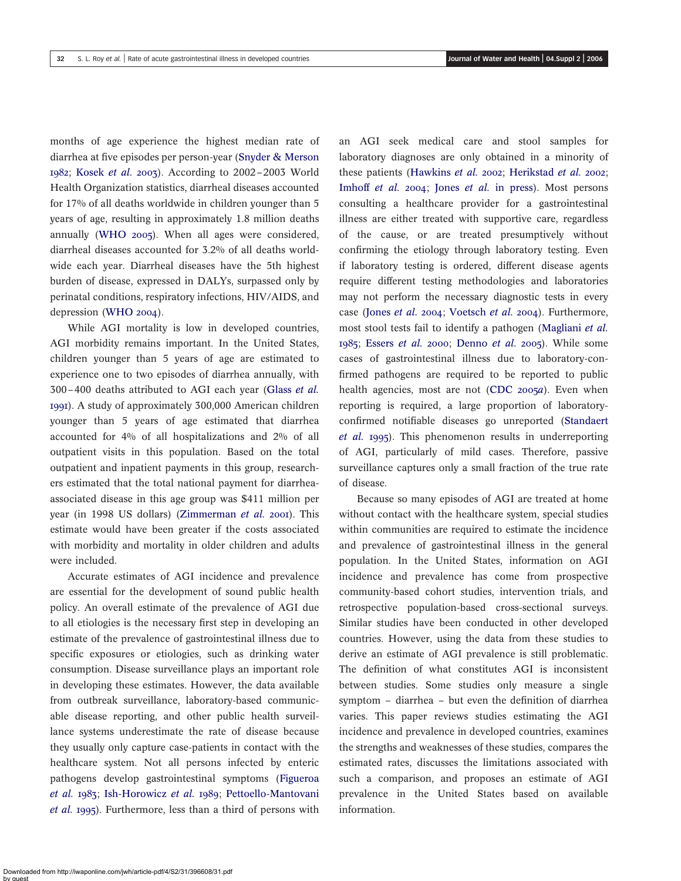months of age experience the highest median rate of diarrhea at five episodes per person-year (Snyder & Merson 1982; Kosek *et al.* 2003). According to 2002–2003 World Health Organization statistics, diarrheal diseases accounted for 17% of all deaths worldwide in children younger than 5 years of age, resulting in approximately 1.8 million deaths annually (WHO 2005). When all ages were considered, diarrheal diseases accounted for 3.2% of all deaths worldwide each year. Diarrheal diseases have the 5th highest burden of disease, expressed in DALYs, surpassed only by perinatal conditions, respiratory infections, HIV/AIDS, and depression (WHO 2004).

While AGI mortality is low in developed countries, AGI morbidity remains important. In the United States, children younger than 5 years of age are estimated to experience one to two episodes of diarrhea annually, with 300–400 deaths attributed to AGI each year (Glass *et al.* 1991). A study of approximately 300,000 American children younger than 5 years of age estimated that diarrhea accounted for 4% of all hospitalizations and 2% of all outpatient visits in this population. Based on the total outpatient and inpatient payments in this group, researchers estimated that the total national payment for diarrhea-associated disease in this age group was $411 million per year (in 1998 US dollars) (Zimmerman *et al.* 2001). This estimate would have been greater if the costs associated with morbidity and mortality in older children and adults were included.

Accurate estimates of AGI incidence and prevalence are essential for the development of sound public health policy. An overall estimate of the prevalence of AGI due to all etiologies is the necessary first step in developing an estimate of the prevalence of gastrointestinal illness due to specific exposures or etiologies, such as drinking water consumption. Disease surveillance plays an important role in developing these estimates. However, the data available from outbreak surveillance, laboratory-based communicable disease reporting, and other public health surveillance systems underestimate the rate of disease because they usually only capture case-patients in contact with the healthcare system. Not all persons infected by enteric pathogens develop gastrointestinal symptoms (Figueroa *et al.* 1983; Ish-Horowicz *et al.* 1989; Pettoello-Mantovani *et al.* 1995). Furthermore, less than a third of persons with an AGI seek medical care and stool samples for laboratory diagnoses are only obtained in a minority of these patients (Hawkins *et al.* 2002; Herikstad *et al.* 2002; Imhoff *et al.* 2004; Jones *et al.* in press). Most persons consulting a healthcare provider for a gastrointestinal illness are either treated with supportive care, regardless of the cause, or are treated presumptively without confirming the etiology through laboratory testing. Even if laboratory testing is ordered, different disease agents require different testing methodologies and laboratories may not perform the necessary diagnostic tests in every case (Jones *et al.* 2004; Voetsch *et al.* 2004). Furthermore, most stool tests fail to identify a pathogen (Magliani *et al.* 1985; Essers *et al.* 2000; Denno *et al.* 2005). While some cases of gastrointestinal illness due to laboratory-confirmed pathogens are required to be reported to public health agencies, most are not (CDC 2005*a*). Even when reporting is required, a large proportion of laboratory-confirmed notifiable diseases go unreported (Standaert *et al.* 1995). This phenomenon results in underreporting of AGI, particularly of mild cases. Therefore, passive surveillance captures only a small fraction of the true rate of disease.

Because so many episodes of AGI are treated at home without contact with the healthcare system, special studies within communities are required to estimate the incidence and prevalence of gastrointestinal illness in the general population. In the United States, information on AGI incidence and prevalence has come from prospective community-based cohort studies, intervention trials, and retrospective population-based cross-sectional surveys. Similar studies have been conducted in other developed countries. However, using the data from these studies to derive an estimate of AGI prevalence is still problematic. The definition of what constitutes AGI is inconsistent between studies. Some studies only measure a single symptom – diarrhea – but even the definition of diarrhea varies. This paper reviews studies estimating the AGI incidence and prevalence in developed countries, examines the strengths and weaknesses of these studies, compares the estimated rates, discusses the limitations associated with such a comparison, and proposes an estimate of AGI prevalence in the United States based on available information.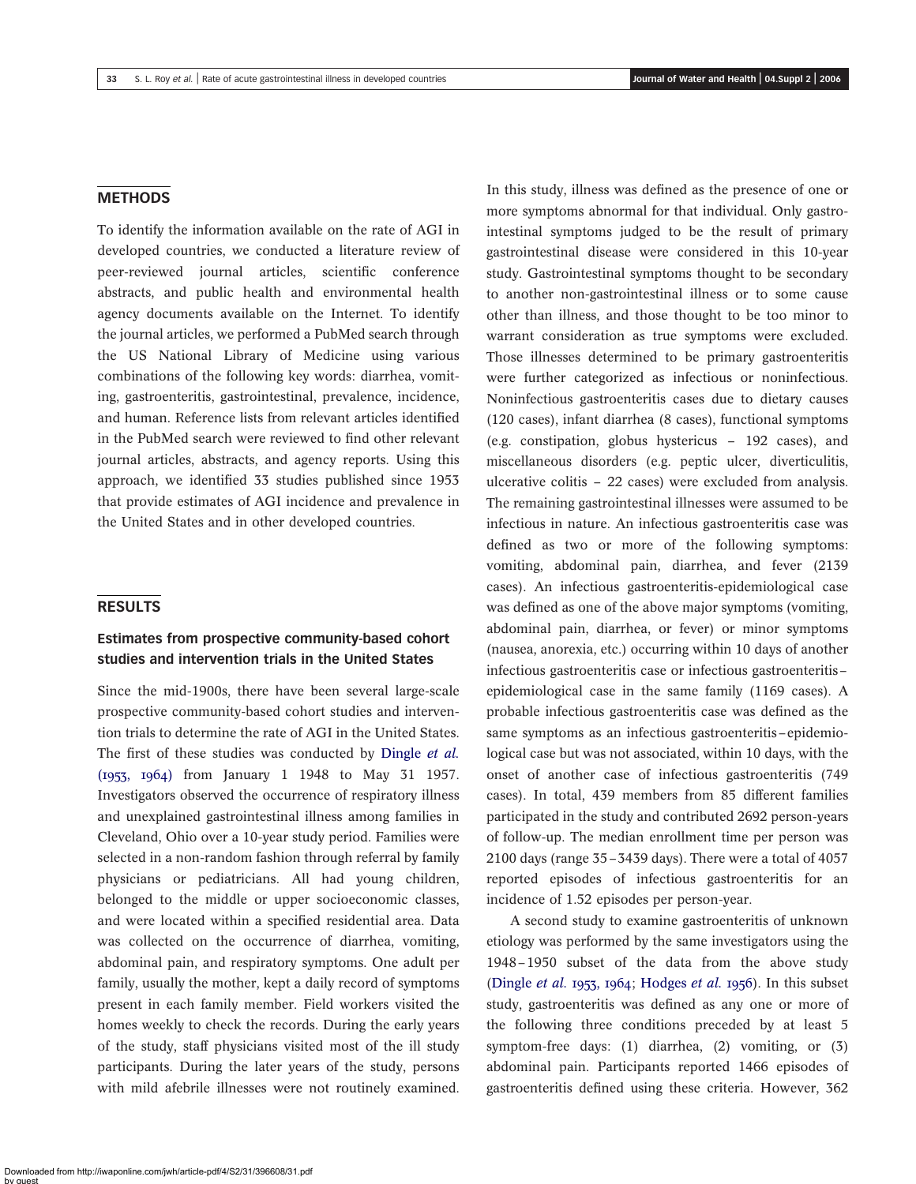## METHODS

To identify the information available on the rate of AGI in developed countries, we conducted a literature review of peer-reviewed journal articles, scientific conference abstracts, and public health and environmental health agency documents available on the Internet. To identify the journal articles, we performed a PubMed search through the US National Library of Medicine using various combinations of the following key words: diarrhea, vomiting, gastroenteritis, gastrointestinal, prevalence, incidence, and human. Reference lists from relevant articles identified in the PubMed search were reviewed to find other relevant journal articles, abstracts, and agency reports. Using this approach, we identified 33 studies published since 1953 that provide estimates of AGI incidence and prevalence in the United States and in other developed countries.

## RESULTS

### Estimates from prospective community-based cohort studies and intervention trials in the United States

Since the mid-1900s, there have been several large-scale prospective community-based cohort studies and intervention trials to determine the rate of AGI in the United States. The first of these studies was conducted by Dingle *et al.* (1953, 1964) from January 1 1948 to May 31 1957. Investigators observed the occurrence of respiratory illness and unexplained gastrointestinal illness among families in Cleveland, Ohio over a 10-year study period. Families were selected in a non-random fashion through referral by family physicians or pediatricians. All had young children, belonged to the middle or upper socioeconomic classes, and were located within a specified residential area. Data was collected on the occurrence of diarrhea, vomiting, abdominal pain, and respiratory symptoms. One adult per family, usually the mother, kept a daily record of symptoms present in each family member. Field workers visited the homes weekly to check the records. During the early years of the study, staff physicians visited most of the ill study participants. During the later years of the study, persons with mild afebrile illnesses were not routinely examined. In this study, illness was defined as the presence of one or more symptoms abnormal for that individual. Only gastrointestinal symptoms judged to be the result of primary gastrointestinal disease were considered in this 10-year study. Gastrointestinal symptoms thought to be secondary to another non-gastrointestinal illness or to some cause other than illness, and those thought to be too minor to warrant consideration as true symptoms were excluded. Those illnesses determined to be primary gastroenteritis were further categorized as infectious or noninfectious. Noninfectious gastroenteritis cases due to dietary causes (120 cases), infant diarrhea (8 cases), functional symptoms (e.g. constipation, globus hystericus – 192 cases), and miscellaneous disorders (e.g. peptic ulcer, diverticulitis, ulcerative colitis – 22 cases) were excluded from analysis. The remaining gastrointestinal illnesses were assumed to be infectious in nature. An infectious gastroenteritis case was defined as two or more of the following symptoms: vomiting, abdominal pain, diarrhea, and fever (2139 cases). An infectious gastroenteritis-epidemiological case was defined as one of the above major symptoms (vomiting, abdominal pain, diarrhea, or fever) or minor symptoms (nausea, anorexia, etc.) occurring within 10 days of another infectious gastroenteritis case or infectious gastroenteritis–epidemiological case in the same family (1169 cases). A probable infectious gastroenteritis case was defined as the same symptoms as an infectious gastroenteritis–epidemiological case but was not associated, within 10 days, with the onset of another case of infectious gastroenteritis (749 cases). In total, 439 members from 85 different families participated in the study and contributed 2692 person-years of follow-up. The median enrollment time per person was 2100 days (range 35–3439 days). There were a total of 4057 reported episodes of infectious gastroenteritis for an incidence of 1.52 episodes per person-year.

A second study to examine gastroenteritis of unknown etiology was performed by the same investigators using the 1948–1950 subset of the data from the above study (Dingle *et al.* 1953, 1964; Hodges *et al.* 1956). In this subset study, gastroenteritis was defined as any one or more of the following three conditions preceded by at least 5 symptom-free days: (1) diarrhea, (2) vomiting, or (3) abdominal pain. Participants reported 1466 episodes of gastroenteritis defined using these criteria. However, 362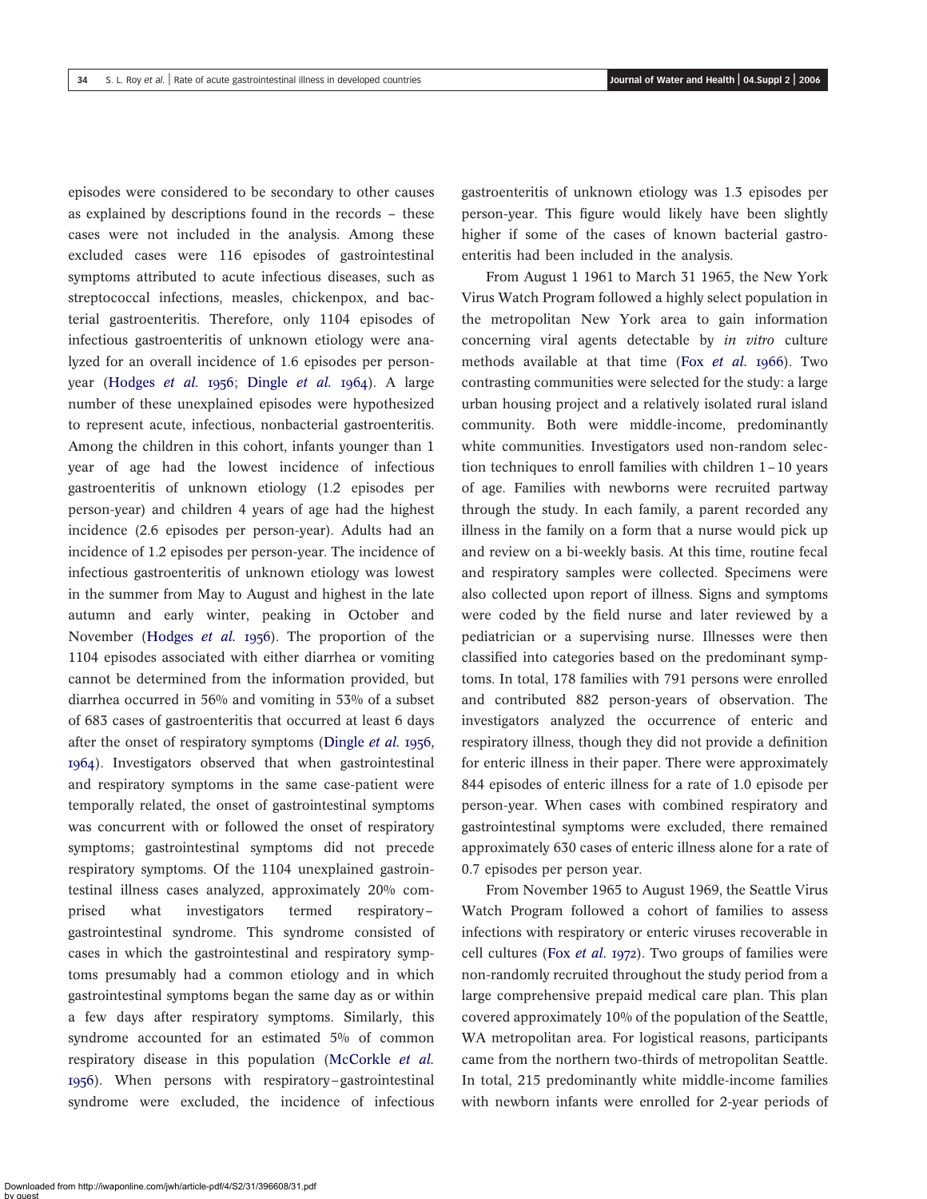episodes were considered to be secondary to other causes as explained by descriptions found in the records – these cases were not included in the analysis. Among these excluded cases were 116 episodes of gastrointestinal symptoms attributed to acute infectious diseases, such as streptococcal infections, measles, chickenpox, and bacterial gastroenteritis. Therefore, only 1104 episodes of infectious gastroenteritis of unknown etiology were analyzed for an overall incidence of 1.6 episodes per person-year (Hodges *et al.* 1956; Dingle *et al.* 1964). A large number of these unexplained episodes were hypothesized to represent acute, infectious, nonbacterial gastroenteritis. Among the children in this cohort, infants younger than 1 year of age had the lowest incidence of infectious gastroenteritis of unknown etiology (1.2 episodes per person-year) and children 4 years of age had the highest incidence (2.6 episodes per person-year). Adults had an incidence of 1.2 episodes per person-year. The incidence of infectious gastroenteritis of unknown etiology was lowest in the summer from May to August and highest in the late autumn and early winter, peaking in October and November (Hodges *et al.* 1956). The proportion of the 1104 episodes associated with either diarrhea or vomiting cannot be determined from the information provided, but diarrhea occurred in 56% and vomiting in 53% of a subset of 683 cases of gastroenteritis that occurred at least 6 days after the onset of respiratory symptoms (Dingle *et al.* 1956, 1964). Investigators observed that when gastrointestinal and respiratory symptoms in the same case-patient were temporally related, the onset of gastrointestinal symptoms was concurrent with or followed the onset of respiratory symptoms; gastrointestinal symptoms did not precede respiratory symptoms. Of the 1104 unexplained gastrointestinal illness cases analyzed, approximately 20% comprised what investigators termed respiratory–gastrointestinal syndrome. This syndrome consisted of cases in which the gastrointestinal and respiratory symptoms presumably had a common etiology and in which gastrointestinal symptoms began the same day as or within a few days after respiratory symptoms. Similarly, this syndrome accounted for an estimated 5% of common respiratory disease in this population (McCorkle *et al.* 1956). When persons with respiratory–gastrointestinal syndrome were excluded, the incidence of infectious gastroenteritis of unknown etiology was 1.3 episodes per person-year. This figure would likely have been slightly higher if some of the cases of known bacterial gastroenteritis had been included in the analysis.

From August 1 1961 to March 31 1965, the New York Virus Watch Program followed a highly select population in the metropolitan New York area to gain information concerning viral agents detectable by *in vitro* culture methods available at that time (Fox *et al.* 1966). Two contrasting communities were selected for the study: a large urban housing project and a relatively isolated rural island community. Both were middle-income, predominantly white communities. Investigators used non-random selection techniques to enroll families with children 1–10 years of age. Families with newborns were recruited partway through the study. In each family, a parent recorded any illness in the family on a form that a nurse would pick up and review on a bi-weekly basis. At this time, routine fecal and respiratory samples were collected. Specimens were also collected upon report of illness. Signs and symptoms were coded by the field nurse and later reviewed by a pediatrician or a supervising nurse. Illnesses were then classified into categories based on the predominant symptoms. In total, 178 families with 791 persons were enrolled and contributed 882 person-years of observation. The investigators analyzed the occurrence of enteric and respiratory illness, though they did not provide a definition for enteric illness in their paper. There were approximately 844 episodes of enteric illness for a rate of 1.0 episode per person-year. When cases with combined respiratory and gastrointestinal symptoms were excluded, there remained approximately 630 cases of enteric illness alone for a rate of 0.7 episodes per person year.

From November 1965 to August 1969, the Seattle Virus Watch Program followed a cohort of families to assess infections with respiratory or enteric viruses recoverable in cell cultures (Fox *et al.* 1972). Two groups of families were non-randomly recruited throughout the study period from a large comprehensive prepaid medical care plan. This plan covered approximately 10% of the population of the Seattle, WA metropolitan area. For logistical reasons, participants came from the northern two-thirds of metropolitan Seattle. In total, 215 predominantly white middle-income families with newborn infants were enrolled for 2-year periods of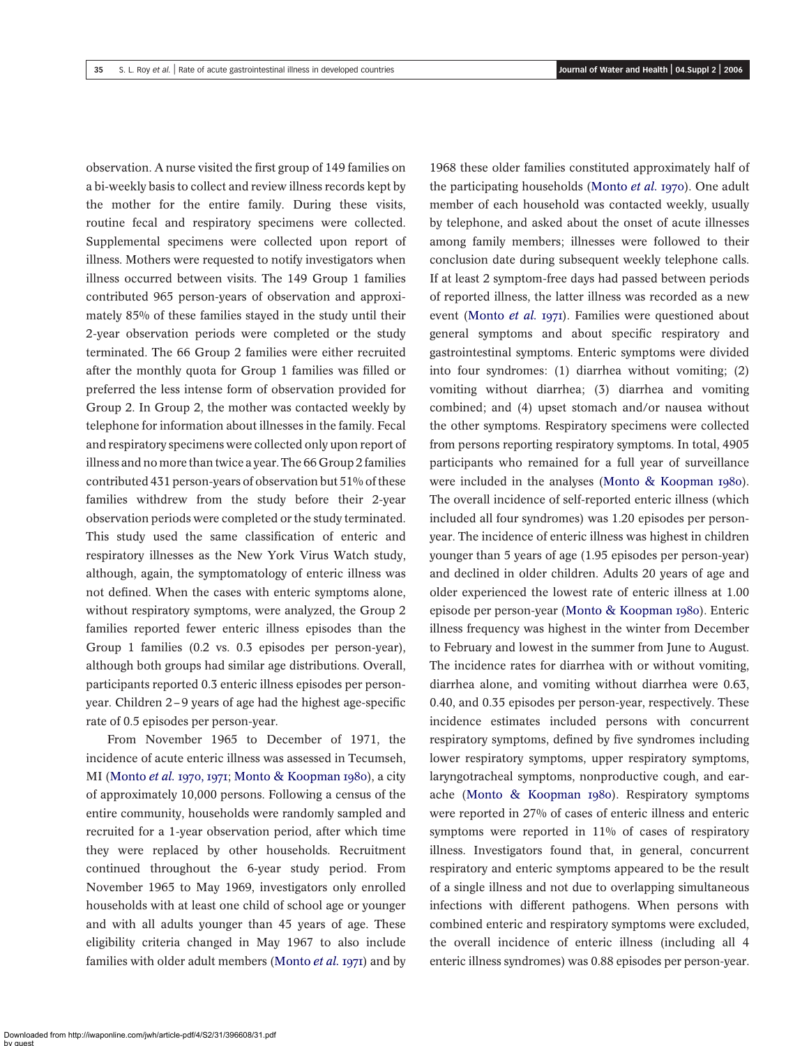observation. A nurse visited the first group of 149 families on a bi-weekly basis to collect and review illness records kept by the mother for the entire family. During these visits, routine fecal and respiratory specimens were collected. Supplemental specimens were collected upon report of illness. Mothers were requested to notify investigators when illness occurred between visits. The 149 Group 1 families contributed 965 person-years of observation and approximately 85% of these families stayed in the study until their 2-year observation periods were completed or the study terminated. The 66 Group 2 families were either recruited after the monthly quota for Group 1 families was filled or preferred the less intense form of observation provided for Group 2. In Group 2, the mother was contacted weekly by telephone for information about illnesses in the family. Fecal and respiratory specimens were collected only upon report of illness and no more than twice a year. The 66 Group 2 families contributed 431 person-years of observation but 51% of these families withdrew from the study before their 2-year observation periods were completed or the study terminated. This study used the same classification of enteric and respiratory illnesses as the New York Virus Watch study, although, again, the symptomatology of enteric illness was not defined. When the cases with enteric symptoms alone, without respiratory symptoms, were analyzed, the Group 2 families reported fewer enteric illness episodes than the Group 1 families (0.2 vs. 0.3 episodes per person-year), although both groups had similar age distributions. Overall, participants reported 0.3 enteric illness episodes per person-year. Children 2–9 years of age had the highest age-specific rate of 0.5 episodes per person-year.

From November 1965 to December of 1971, the incidence of acute enteric illness was assessed in Tecumseh, MI (Monto *et al.* 1970, 1971; Monto & Koopman 1980), a city of approximately 10,000 persons. Following a census of the entire community, households were randomly sampled and recruited for a 1-year observation period, after which time they were replaced by other households. Recruitment continued throughout the 6-year study period. From November 1965 to May 1969, investigators only enrolled households with at least one child of school age or younger and with all adults younger than 45 years of age. These eligibility criteria changed in May 1967 to also include families with older adult members (Monto *et al.* 1971) and by 1968 these older families constituted approximately half of the participating households (Monto *et al.* 1970). One adult member of each household was contacted weekly, usually by telephone, and asked about the onset of acute illnesses among family members; illnesses were followed to their conclusion date during subsequent weekly telephone calls. If at least 2 symptom-free days had passed between periods of reported illness, the latter illness was recorded as a new event (Monto *et al.* 1971). Families were questioned about general symptoms and about specific respiratory and gastrointestinal symptoms. Enteric symptoms were divided into four syndromes: (1) diarrhea without vomiting; (2) vomiting without diarrhea; (3) diarrhea and vomiting combined; and (4) upset stomach and/or nausea without the other symptoms. Respiratory specimens were collected from persons reporting respiratory symptoms. In total, 4905 participants who remained for a full year of surveillance were included in the analyses (Monto & Koopman 1980). The overall incidence of self-reported enteric illness (which included all four syndromes) was 1.20 episodes per person-year. The incidence of enteric illness was highest in children younger than 5 years of age (1.95 episodes per person-year) and declined in older children. Adults 20 years of age and older experienced the lowest rate of enteric illness at 1.00 episode per person-year (Monto & Koopman 1980). Enteric illness frequency was highest in the winter from December to February and lowest in the summer from June to August. The incidence rates for diarrhea with or without vomiting, diarrhea alone, and vomiting without diarrhea were 0.63, 0.40, and 0.35 episodes per person-year, respectively. These incidence estimates included persons with concurrent respiratory symptoms, defined by five syndromes including lower respiratory symptoms, upper respiratory symptoms, laryngotracheal symptoms, nonproductive cough, and earache (Monto & Koopman 1980). Respiratory symptoms were reported in 27% of cases of enteric illness and enteric symptoms were reported in 11% of cases of respiratory illness. Investigators found that, in general, concurrent respiratory and enteric symptoms appeared to be the result of a single illness and not due to overlapping simultaneous infections with different pathogens. When persons with combined enteric and respiratory symptoms were excluded, the overall incidence of enteric illness (including all 4 enteric illness syndromes) was 0.88 episodes per person-year.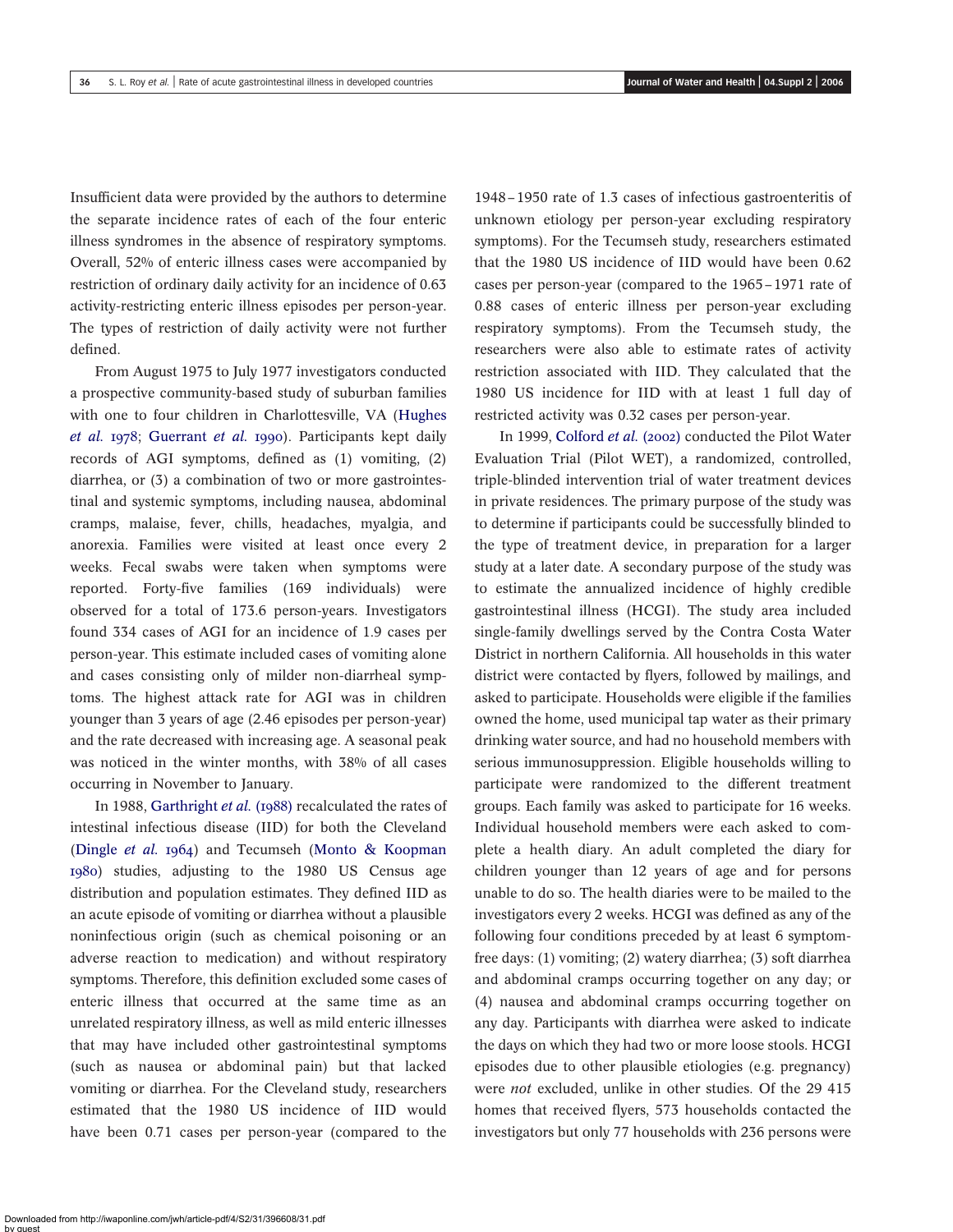Insufficient data were provided by the authors to determine the separate incidence rates of each of the four enteric illness syndromes in the absence of respiratory symptoms. Overall, 52% of enteric illness cases were accompanied by restriction of ordinary daily activity for an incidence of 0.63 activity-restricting enteric illness episodes per person-year. The types of restriction of daily activity were not further defined.

From August 1975 to July 1977 investigators conducted a prospective community-based study of suburban families with one to four children in Charlottesville, VA (Hughes *et al.* 1978; Guerrant *et al.* 1990). Participants kept daily records of AGI symptoms, defined as (1) vomiting, (2) diarrhea, or (3) a combination of two or more gastrointestinal and systemic symptoms, including nausea, abdominal cramps, malaise, fever, chills, headaches, myalgia, and anorexia. Families were visited at least once every 2 weeks. Fecal swabs were taken when symptoms were reported. Forty-five families (169 individuals) were observed for a total of 173.6 person-years. Investigators found 334 cases of AGI for an incidence of 1.9 cases per person-year. This estimate included cases of vomiting alone and cases consisting only of milder non-diarrheal symptoms. The highest attack rate for AGI was in children younger than 3 years of age (2.46 episodes per person-year) and the rate decreased with increasing age. A seasonal peak was noticed in the winter months, with 38% of all cases occurring in November to January.

In 1988, Garthright *et al.* (1988) recalculated the rates of intestinal infectious disease (IID) for both the Cleveland (Dingle *et al.* 1964) and Tecumseh (Monto & Koopman 1980) studies, adjusting to the 1980 US Census age distribution and population estimates. They defined IID as an acute episode of vomiting or diarrhea without a plausible noninfectious origin (such as chemical poisoning or an adverse reaction to medication) and without respiratory symptoms. Therefore, this definition excluded some cases of enteric illness that occurred at the same time as an unrelated respiratory illness, as well as mild enteric illnesses that may have included other gastrointestinal symptoms (such as nausea or abdominal pain) but that lacked vomiting or diarrhea. For the Cleveland study, researchers estimated that the 1980 US incidence of IID would have been 0.71 cases per person-year (compared to the 1948–1950 rate of 1.3 cases of infectious gastroenteritis of unknown etiology per person-year excluding respiratory symptoms). For the Tecumseh study, researchers estimated that the 1980 US incidence of IID would have been 0.62 cases per person-year (compared to the 1965–1971 rate of 0.88 cases of enteric illness per person-year excluding respiratory symptoms). From the Tecumseh study, the researchers were also able to estimate rates of activity restriction associated with IID. They calculated that the 1980 US incidence for IID with at least 1 full day of restricted activity was 0.32 cases per person-year.

In 1999, Colford *et al.* (2002) conducted the Pilot Water Evaluation Trial (Pilot WET), a randomized, controlled, triple-blinded intervention trial of water treatment devices in private residences. The primary purpose of the study was to determine if participants could be successfully blinded to the type of treatment device, in preparation for a larger study at a later date. A secondary purpose of the study was to estimate the annualized incidence of highly credible gastrointestinal illness (HCGI). The study area included single-family dwellings served by the Contra Costa Water District in northern California. All households in this water district were contacted by flyers, followed by mailings, and asked to participate. Households were eligible if the families owned the home, used municipal tap water as their primary drinking water source, and had no household members with serious immunosuppression. Eligible households willing to participate were randomized to the different treatment groups. Each family was asked to participate for 16 weeks. Individual household members were each asked to complete a health diary. An adult completed the diary for children younger than 12 years of age and for persons unable to do so. The health diaries were to be mailed to the investigators every 2 weeks. HCGI was defined as any of the following four conditions preceded by at least 6 symptom-free days: (1) vomiting; (2) watery diarrhea; (3) soft diarrhea and abdominal cramps occurring together on any day; or (4) nausea and abdominal cramps occurring together on any day. Participants with diarrhea were asked to indicate the days on which they had two or more loose stools. HCGI episodes due to other plausible etiologies (e.g. pregnancy) were *not* excluded, unlike in other studies. Of the 29 415 homes that received flyers, 573 households contacted the investigators but only 77 households with 236 persons were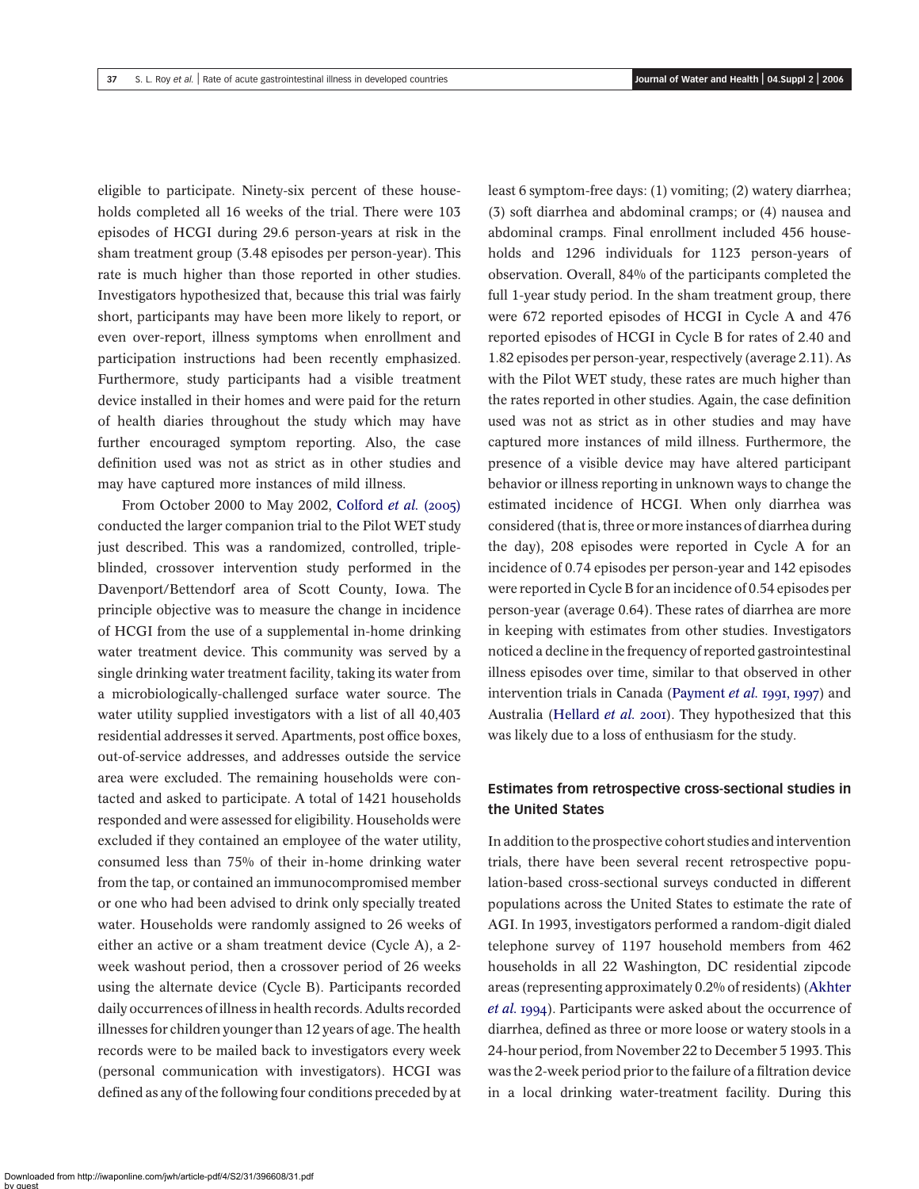eligible to participate. Ninety-six percent of these households completed all 16 weeks of the trial. There were 103 episodes of HCGI during 29.6 person-years at risk in the sham treatment group (3.48 episodes per person-year). This rate is much higher than those reported in other studies. Investigators hypothesized that, because this trial was fairly short, participants may have been more likely to report, or even over-report, illness symptoms when enrollment and participation instructions had been recently emphasized. Furthermore, study participants had a visible treatment device installed in their homes and were paid for the return of health diaries throughout the study which may have further encouraged symptom reporting. Also, the case definition used was not as strict as in other studies and may have captured more instances of mild illness.

From October 2000 to May 2002, Colford *et al.* (2005) conducted the larger companion trial to the Pilot WET study just described. This was a randomized, controlled, triple-blinded, crossover intervention study performed in the Davenport/Bettendorf area of Scott County, Iowa. The principle objective was to measure the change in incidence of HCGI from the use of a supplemental in-home drinking water treatment device. This community was served by a single drinking water treatment facility, taking its water from a microbiologically-challenged surface water source. The water utility supplied investigators with a list of all 40,403 residential addresses it served. Apartments, post office boxes, out-of-service addresses, and addresses outside the service area were excluded. The remaining households were contacted and asked to participate. A total of 1421 households responded and were assessed for eligibility. Households were excluded if they contained an employee of the water utility, consumed less than 75% of their in-home drinking water from the tap, or contained an immunocompromised member or one who had been advised to drink only specially treated water. Households were randomly assigned to 26 weeks of either an active or a sham treatment device (Cycle A), a 2-week washout period, then a crossover period of 26 weeks using the alternate device (Cycle B). Participants recorded daily occurrences of illness in health records. Adults recorded illnesses for children younger than 12 years of age. The health records were to be mailed back to investigators every week (personal communication with investigators). HCGI was defined as any of the following four conditions preceded by at least 6 symptom-free days: (1) vomiting; (2) watery diarrhea; (3) soft diarrhea and abdominal cramps; or (4) nausea and abdominal cramps. Final enrollment included 456 households and 1296 individuals for 1123 person-years of observation. Overall, 84% of the participants completed the full 1-year study period. In the sham treatment group, there were 672 reported episodes of HCGI in Cycle A and 476 reported episodes of HCGI in Cycle B for rates of 2.40 and 1.82 episodes per person-year, respectively (average 2.11). As with the Pilot WET study, these rates are much higher than the rates reported in other studies. Again, the case definition used was not as strict as in other studies and may have captured more instances of mild illness. Furthermore, the presence of a visible device may have altered participant behavior or illness reporting in unknown ways to change the estimated incidence of HCGI. When only diarrhea was considered (that is, three or more instances of diarrhea during the day), 208 episodes were reported in Cycle A for an incidence of 0.74 episodes per person-year and 142 episodes were reported in Cycle B for an incidence of 0.54 episodes per person-year (average 0.64). These rates of diarrhea are more in keeping with estimates from other studies. Investigators noticed a decline in the frequency of reported gastrointestinal illness episodes over time, similar to that observed in other intervention trials in Canada (Payment *et al.* 1991, 1997) and Australia (Hellard *et al.* 2001). They hypothesized that this was likely due to a loss of enthusiasm for the study.

## Estimates from retrospective cross-sectional studies in the United States

In addition to the prospective cohort studies and intervention trials, there have been several recent retrospective population-based cross-sectional surveys conducted in different populations across the United States to estimate the rate of AGI. In 1993, investigators performed a random-digit dialed telephone survey of 1197 household members from 462 households in all 22 Washington, DC residential zipcode areas (representing approximately 0.2% of residents) (Akhter *et al.* 1994). Participants were asked about the occurrence of diarrhea, defined as three or more loose or watery stools in a 24-hour period, from November 22 to December 5 1993. This was the 2-week period prior to the failure of a filtration device in a local drinking water-treatment facility. During this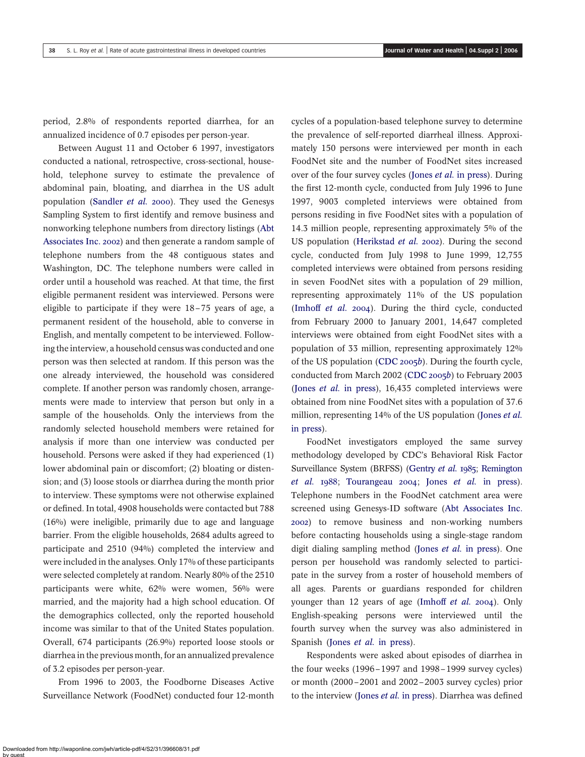period, 2.8% of respondents reported diarrhea, for an annualized incidence of 0.7 episodes per person-year.

Between August 11 and October 6 1997, investigators conducted a national, retrospective, cross-sectional, household, telephone survey to estimate the prevalence of abdominal pain, bloating, and diarrhea in the US adult population (Sandler *et al.* 2000). They used the Genesys Sampling System to first identify and remove business and nonworking telephone numbers from directory listings (Abt Associates Inc. 2002) and then generate a random sample of telephone numbers from the 48 contiguous states and Washington, DC. The telephone numbers were called in order until a household was reached. At that time, the first eligible permanent resident was interviewed. Persons were eligible to participate if they were 18–75 years of age, a permanent resident of the household, able to converse in English, and mentally competent to be interviewed. Following the interview, a household census was conducted and one person was then selected at random. If this person was the one already interviewed, the household was considered complete. If another person was randomly chosen, arrangements were made to interview that person but only in a sample of the households. Only the interviews from the randomly selected household members were retained for analysis if more than one interview was conducted per household. Persons were asked if they had experienced (1) lower abdominal pain or discomfort; (2) bloating or distension; and (3) loose stools or diarrhea during the month prior to interview. These symptoms were not otherwise explained or defined. In total, 4908 households were contacted but 788 (16%) were ineligible, primarily due to age and language barrier. From the eligible households, 2684 adults agreed to participate and 2510 (94%) completed the interview and were included in the analyses. Only 17% of these participants were selected completely at random. Nearly 80% of the 2510 participants were white, 62% were women, 56% were married, and the majority had a high school education. Of the demographics collected, only the reported household income was similar to that of the United States population. Overall, 674 participants (26.9%) reported loose stools or diarrhea in the previous month, for an annualized prevalence of 3.2 episodes per person-year.

From 1996 to 2003, the Foodborne Diseases Active Surveillance Network (FoodNet) conducted four 12-month cycles of a population-based telephone survey to determine the prevalence of self-reported diarrheal illness. Approximately 150 persons were interviewed per month in each FoodNet site and the number of FoodNet sites increased over of the four survey cycles (Jones *et al.* in press). During the first 12-month cycle, conducted from July 1996 to June 1997, 9003 completed interviews were obtained from persons residing in five FoodNet sites with a population of 14.3 million people, representing approximately 5% of the US population (Herikstad *et al.* 2002). During the second cycle, conducted from July 1998 to June 1999, 12,755 completed interviews were obtained from persons residing in seven FoodNet sites with a population of 29 million, representing approximately 11% of the US population (Imhoff *et al.* 2004). During the third cycle, conducted from February 2000 to January 2001, 14,647 completed interviews were obtained from eight FoodNet sites with a population of 33 million, representing approximately 12% of the US population (CDC 2005*b*). During the fourth cycle, conducted from March 2002 (CDC 2005*b*) to February 2003 (Jones *et al.* in press), 16,435 completed interviews were obtained from nine FoodNet sites with a population of 37.6 million, representing 14% of the US population (Jones *et al.* in press).

FoodNet investigators employed the same survey methodology developed by CDC's Behavioral Risk Factor Surveillance System (BRFSS) (Gentry *et al.* 1985; Remington *et al.* 1988; Tourangeau 2004; Jones *et al.* in press). Telephone numbers in the FoodNet catchment area were screened using Genesys-ID software (Abt Associates Inc. 2002) to remove business and non-working numbers before contacting households using a single-stage random digit dialing sampling method (Jones *et al.* in press). One person per household was randomly selected to participate in the survey from a roster of household members of all ages. Parents or guardians responded for children younger than 12 years of age (Imhoff *et al.* 2004). Only English-speaking persons were interviewed until the fourth survey when the survey was also administered in Spanish (Jones *et al.* in press).

Respondents were asked about episodes of diarrhea in the four weeks (1996–1997 and 1998–1999 survey cycles) or month (2000–2001 and 2002–2003 survey cycles) prior to the interview (Jones *et al.* in press). Diarrhea was defined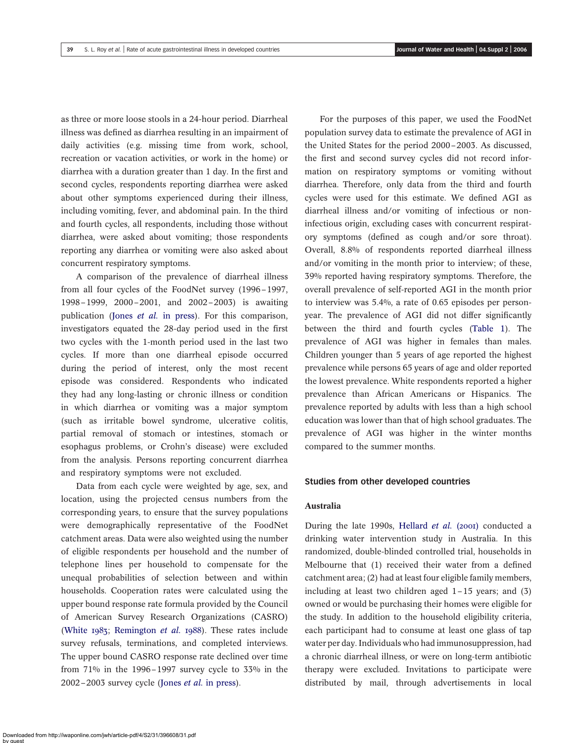as three or more loose stools in a 24-hour period. Diarrheal illness was defined as diarrhea resulting in an impairment of daily activities (e.g. missing time from work, school, recreation or vacation activities, or work in the home) or diarrhea with a duration greater than 1 day. In the first and second cycles, respondents reporting diarrhea were asked about other symptoms experienced during their illness, including vomiting, fever, and abdominal pain. In the third and fourth cycles, all respondents, including those without diarrhea, were asked about vomiting; those respondents reporting any diarrhea or vomiting were also asked about concurrent respiratory symptoms.

A comparison of the prevalence of diarrheal illness from all four cycles of the FoodNet survey (1996–1997, 1998–1999, 2000–2001, and 2002–2003) is awaiting publication (Jones *et al.* in press). For this comparison, investigators equated the 28-day period used in the first two cycles with the 1-month period used in the last two cycles. If more than one diarrheal episode occurred during the period of interest, only the most recent episode was considered. Respondents who indicated they had any long-lasting or chronic illness or condition in which diarrhea or vomiting was a major symptom (such as irritable bowel syndrome, ulcerative colitis, partial removal of stomach or intestines, stomach or esophagus problems, or Crohn's disease) were excluded from the analysis. Persons reporting concurrent diarrhea and respiratory symptoms were not excluded.

Data from each cycle were weighted by age, sex, and location, using the projected census numbers from the corresponding years, to ensure that the survey populations were demographically representative of the FoodNet catchment areas. Data were also weighted using the number of eligible respondents per household and the number of telephone lines per household to compensate for the unequal probabilities of selection between and within households. Cooperation rates were calculated using the upper bound response rate formula provided by the Council of American Survey Research Organizations (CASRO) (White 1983; Remington *et al.* 1988). These rates include survey refusals, terminations, and completed interviews. The upper bound CASRO response rate declined over time from 71% in the 1996–1997 survey cycle to 33% in the 2002–2003 survey cycle (Jones *et al.* in press).

For the purposes of this paper, we used the FoodNet population survey data to estimate the prevalence of AGI in the United States for the period 2000–2003. As discussed, the first and second survey cycles did not record information on respiratory symptoms or vomiting without diarrhea. Therefore, only data from the third and fourth cycles were used for this estimate. We defined AGI as diarrheal illness and/or vomiting of infectious or non-infectious origin, excluding cases with concurrent respiratory symptoms (defined as cough and/or sore throat). Overall, 8.8% of respondents reported diarrheal illness and/or vomiting in the month prior to interview; of these, 39% reported having respiratory symptoms. Therefore, the overall prevalence of self-reported AGI in the month prior to interview was 5.4%, a rate of 0.65 episodes per person-year. The prevalence of AGI did not differ significantly between the third and fourth cycles (Table 1). The prevalence of AGI was higher in females than males. Children younger than 5 years of age reported the highest prevalence while persons 65 years of age and older reported the lowest prevalence. White respondents reported a higher prevalence than African Americans or Hispanics. The prevalence reported by adults with less than a high school education was lower than that of high school graduates. The prevalence of AGI was higher in the winter months compared to the summer months.

## Studies from other developed countries

### Australia

During the late 1990s, Hellard *et al.* (2001) conducted a drinking water intervention study in Australia. In this randomized, double-blinded controlled trial, households in Melbourne that (1) received their water from a defined catchment area; (2) had at least four eligible family members, including at least two children aged 1–15 years; and (3) owned or would be purchasing their homes were eligible for the study. In addition to the household eligibility criteria, each participant had to consume at least one glass of tap water per day. Individuals who had immunosuppression, had a chronic diarrheal illness, or were on long-term antibiotic therapy were excluded. Invitations to participate were distributed by mail, through advertisements in local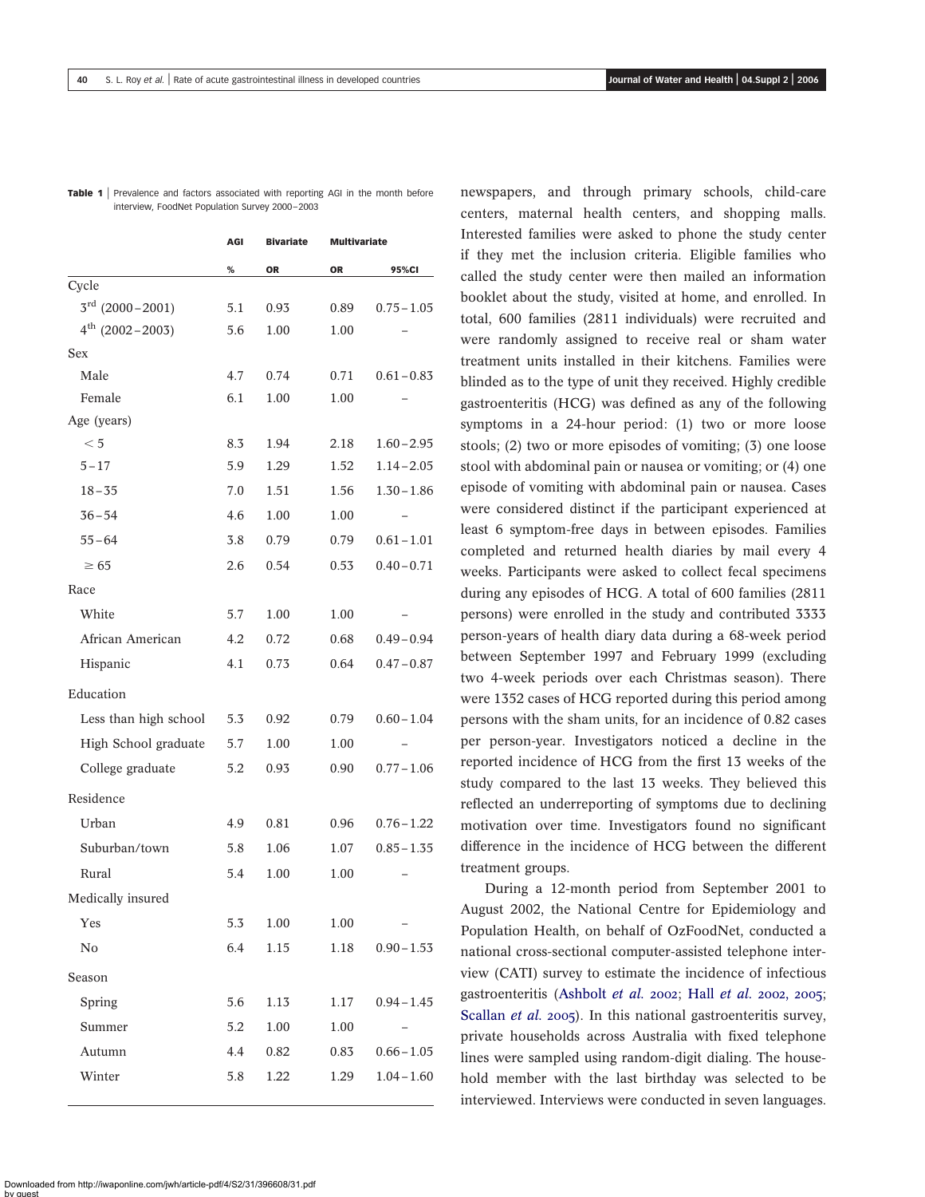**Table 1** | Prevalence and factors associated with reporting AGI in the month before interview, FoodNet Population Survey 2000–2003

| | AGI | Bivariate | Multivariate | |
|---|---|---|---|---|
| | % | OR | OR | 95%CI |
| Cycle | | | | |
| 3rd (2000–2001) | 5.1 | 0.93 | 0.89 | 0.75–1.05 |
| 4th (2002–2003) | 5.6 | 1.00 | 1.00 | – |
| Sex | | | | |
| Male | 4.7 | 0.74 | 0.71 | 0.61–0.83 |
| Female | 6.1 | 1.00 | 1.00 | – |
| Age (years) | | | | |
| < 5 | 8.3 | 1.94 | 2.18 | 1.60–2.95 |
| 5–17 | 5.9 | 1.29 | 1.52 | 1.14–2.05 |
| 18–35 | 7.0 | 1.51 | 1.56 | 1.30–1.86 |
| 36–54 | 4.6 | 1.00 | 1.00 | – |
| 55–64 | 3.8 | 0.79 | 0.79 | 0.61–1.01 |
| ≥ 65 | 2.6 | 0.54 | 0.53 | 0.40–0.71 |
| Race | | | | |
| White | 5.7 | 1.00 | 1.00 | – |
| African American | 4.2 | 0.72 | 0.68 | 0.49–0.94 |
| Hispanic | 4.1 | 0.73 | 0.64 | 0.47–0.87 |
| Education | | | | |
| Less than high school | 5.3 | 0.92 | 0.79 | 0.60–1.04 |
| High School graduate | 5.7 | 1.00 | 1.00 | – |
| College graduate | 5.2 | 0.93 | 0.90 | 0.77–1.06 |
| Residence | | | | |
| Urban | 4.9 | 0.81 | 0.96 | 0.76–1.22 |
| Suburban/town | 5.8 | 1.06 | 1.07 | 0.85–1.35 |
| Rural | 5.4 | 1.00 | 1.00 | – |
| Medically insured | | | | |
| Yes | 5.3 | 1.00 | 1.00 | – |
| No | 6.4 | 1.15 | 1.18 | 0.90–1.53 |
| Season | | | | |
| Spring | 5.6 | 1.13 | 1.17 | 0.94–1.45 |
| Summer | 5.2 | 1.00 | 1.00 | – |
| Autumn | 4.4 | 0.82 | 0.83 | 0.66–1.05 |
| Winter | 5.8 | 1.22 | 1.29 | 1.04–1.60 |

newspapers, and through primary schools, child-care centers, maternal health centers, and shopping malls. Interested families were asked to phone the study center if they met the inclusion criteria. Eligible families who called the study center were then mailed an information booklet about the study, visited at home, and enrolled. In total, 600 families (2811 individuals) were recruited and were randomly assigned to receive real or sham water treatment units installed in their kitchens. Families were blinded as to the type of unit they received. Highly credible gastroenteritis (HCG) was defined as any of the following symptoms in a 24-hour period: (1) two or more loose stools; (2) two or more episodes of vomiting; (3) one loose stool with abdominal pain or nausea or vomiting; or (4) one episode of vomiting with abdominal pain or nausea. Cases were considered distinct if the participant experienced at least 6 symptom-free days in between episodes. Families completed and returned health diaries by mail every 4 weeks. Participants were asked to collect fecal specimens during any episodes of HCG. A total of 600 families (2811 persons) were enrolled in the study and contributed 3333 person-years of health diary data during a 68-week period between September 1997 and February 1999 (excluding two 4-week periods over each Christmas season). There were 1352 cases of HCG reported during this period among persons with the sham units, for an incidence of 0.82 cases per person-year. Investigators noticed a decline in the reported incidence of HCG from the first 13 weeks of the study compared to the last 13 weeks. They believed this reflected an underreporting of symptoms due to declining motivation over time. Investigators found no significant difference in the incidence of HCG between the different treatment groups.

During a 12-month period from September 2001 to August 2002, the National Centre for Epidemiology and Population Health, on behalf of OzFoodNet, conducted a national cross-sectional computer-assisted telephone interview (CATI) survey to estimate the incidence of infectious gastroenteritis (Ashbolt *et al.* 2002; Hall *et al.* 2002, 2005; Scallan *et al.* 2005). In this national gastroenteritis survey, private households across Australia with fixed telephone lines were sampled using random-digit dialing. The household member with the last birthday was selected to be interviewed. Interviews were conducted in seven languages.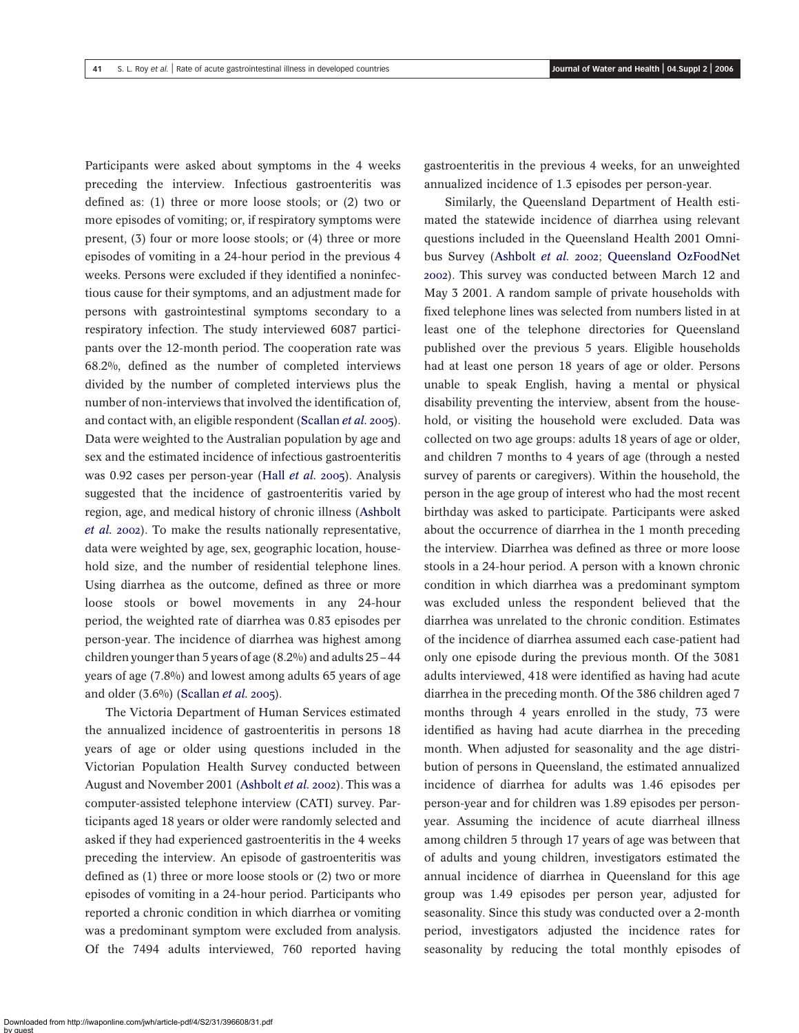Participants were asked about symptoms in the 4 weeks preceding the interview. Infectious gastroenteritis was defined as: (1) three or more loose stools; or (2) two or more episodes of vomiting; or, if respiratory symptoms were present, (3) four or more loose stools; or (4) three or more episodes of vomiting in a 24-hour period in the previous 4 weeks. Persons were excluded if they identified a noninfectious cause for their symptoms, and an adjustment made for persons with gastrointestinal symptoms secondary to a respiratory infection. The study interviewed 6087 participants over the 12-month period. The cooperation rate was 68.2%, defined as the number of completed interviews divided by the number of completed interviews plus the number of non-interviews that involved the identification of, and contact with, an eligible respondent (Scallan *et al.* 2005). Data were weighted to the Australian population by age and sex and the estimated incidence of infectious gastroenteritis was 0.92 cases per person-year (Hall *et al.* 2005). Analysis suggested that the incidence of gastroenteritis varied by region, age, and medical history of chronic illness (Ashbolt *et al.* 2002). To make the results nationally representative, data were weighted by age, sex, geographic location, household size, and the number of residential telephone lines. Using diarrhea as the outcome, defined as three or more loose stools or bowel movements in any 24-hour period, the weighted rate of diarrhea was 0.83 episodes per person-year. The incidence of diarrhea was highest among children younger than 5 years of age (8.2%) and adults 25–44 years of age (7.8%) and lowest among adults 65 years of age and older (3.6%) (Scallan *et al.* 2005).

The Victoria Department of Human Services estimated the annualized incidence of gastroenteritis in persons 18 years of age or older using questions included in the Victorian Population Health Survey conducted between August and November 2001 (Ashbolt *et al.* 2002). This was a computer-assisted telephone interview (CATI) survey. Participants aged 18 years or older were randomly selected and asked if they had experienced gastroenteritis in the 4 weeks preceding the interview. An episode of gastroenteritis was defined as (1) three or more loose stools or (2) two or more episodes of vomiting in a 24-hour period. Participants who reported a chronic condition in which diarrhea or vomiting was a predominant symptom were excluded from analysis. Of the 7494 adults interviewed, 760 reported having gastroenteritis in the previous 4 weeks, for an unweighted annualized incidence of 1.3 episodes per person-year.

Similarly, the Queensland Department of Health estimated the statewide incidence of diarrhea using relevant questions included in the Queensland Health 2001 Omnibus Survey (Ashbolt *et al.* 2002; Queensland OzFoodNet 2002). This survey was conducted between March 12 and May 3 2001. A random sample of private households with fixed telephone lines was selected from numbers listed in at least one of the telephone directories for Queensland published over the previous 5 years. Eligible households had at least one person 18 years of age or older. Persons unable to speak English, having a mental or physical disability preventing the interview, absent from the household, or visiting the household were excluded. Data was collected on two age groups: adults 18 years of age or older, and children 7 months to 4 years of age (through a nested survey of parents or caregivers). Within the household, the person in the age group of interest who had the most recent birthday was asked to participate. Participants were asked about the occurrence of diarrhea in the 1 month preceding the interview. Diarrhea was defined as three or more loose stools in a 24-hour period. A person with a known chronic condition in which diarrhea was a predominant symptom was excluded unless the respondent believed that the diarrhea was unrelated to the chronic condition. Estimates of the incidence of diarrhea assumed each case-patient had only one episode during the previous month. Of the 3081 adults interviewed, 418 were identified as having had acute diarrhea in the preceding month. Of the 386 children aged 7 months through 4 years enrolled in the study, 73 were identified as having had acute diarrhea in the preceding month. When adjusted for seasonality and the age distribution of persons in Queensland, the estimated annualized incidence of diarrhea for adults was 1.46 episodes per person-year and for children was 1.89 episodes per person-year. Assuming the incidence of acute diarrheal illness among children 5 through 17 years of age was between that of adults and young children, investigators estimated the annual incidence of diarrhea in Queensland for this age group was 1.49 episodes per person year, adjusted for seasonality. Since this study was conducted over a 2-month period, investigators adjusted the incidence rates for seasonality by reducing the total monthly episodes of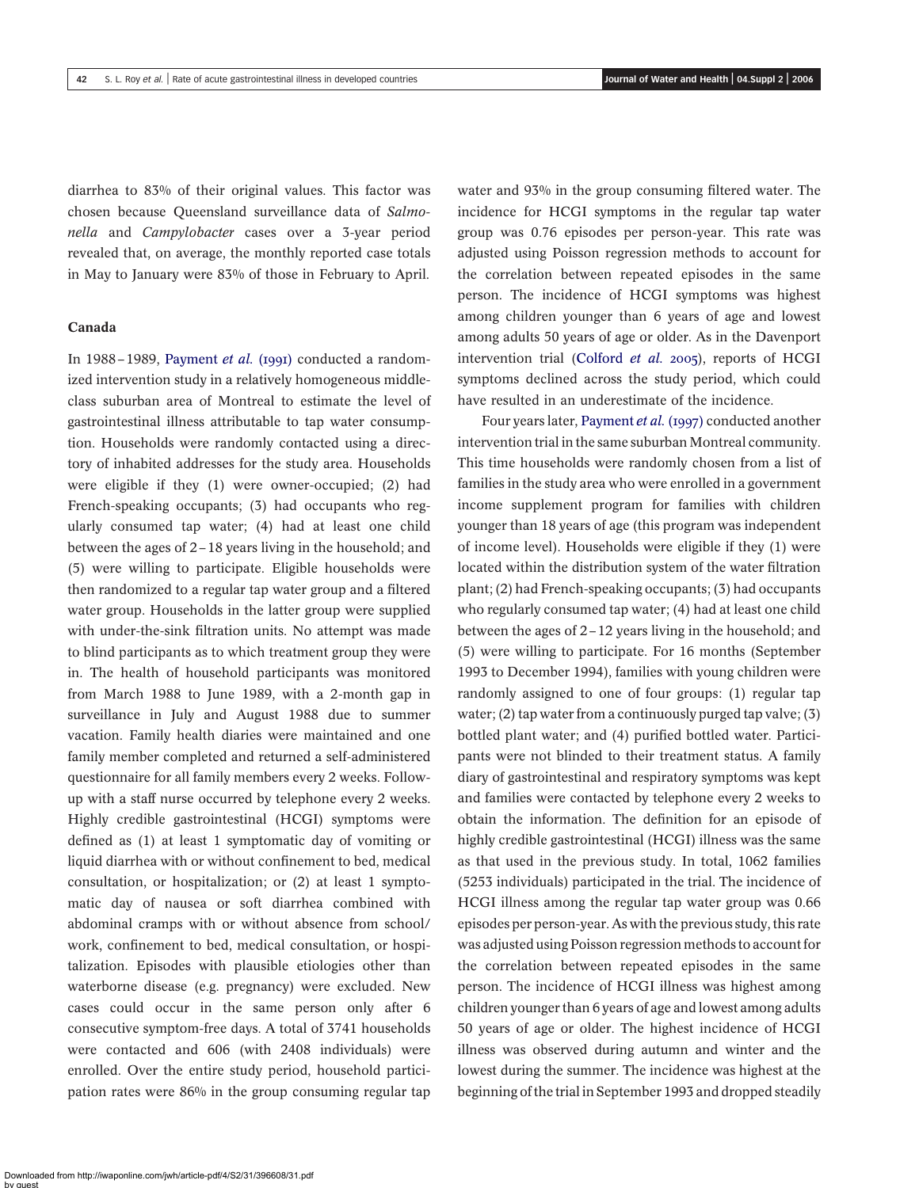diarrhea to 83% of their original values. This factor was chosen because Queensland surveillance data of *Salmonella* and *Campylobacter* cases over a 3-year period revealed that, on average, the monthly reported case totals in May to January were 83% of those in February to April.

### Canada

In 1988–1989, Payment *et al.* (1991) conducted a randomized intervention study in a relatively homogeneous middle-class suburban area of Montreal to estimate the level of gastrointestinal illness attributable to tap water consumption. Households were randomly contacted using a directory of inhabited addresses for the study area. Households were eligible if they (1) were owner-occupied; (2) had French-speaking occupants; (3) had occupants who regularly consumed tap water; (4) had at least one child between the ages of 2–18 years living in the household; and (5) were willing to participate. Eligible households were then randomized to a regular tap water group and a filtered water group. Households in the latter group were supplied with under-the-sink filtration units. No attempt was made to blind participants as to which treatment group they were in. The health of household participants was monitored from March 1988 to June 1989, with a 2-month gap in surveillance in July and August 1988 due to summer vacation. Family health diaries were maintained and one family member completed and returned a self-administered questionnaire for all family members every 2 weeks. Follow-up with a staff nurse occurred by telephone every 2 weeks. Highly credible gastrointestinal (HCGI) symptoms were defined as (1) at least 1 symptomatic day of vomiting or liquid diarrhea with or without confinement to bed, medical consultation, or hospitalization; or (2) at least 1 symptomatic day of nausea or soft diarrhea combined with abdominal cramps with or without absence from school/work, confinement to bed, medical consultation, or hospitalization. Episodes with plausible etiologies other than waterborne disease (e.g. pregnancy) were excluded. New cases could occur in the same person only after 6 consecutive symptom-free days. A total of 3741 households were contacted and 606 (with 2408 individuals) were enrolled. Over the entire study period, household participation rates were 86% in the group consuming regular tap water and 93% in the group consuming filtered water. The incidence for HCGI symptoms in the regular tap water group was 0.76 episodes per person-year. This rate was adjusted using Poisson regression methods to account for the correlation between repeated episodes in the same person. The incidence of HCGI symptoms was highest among children younger than 6 years of age and lowest among adults 50 years of age or older. As in the Davenport intervention trial (Colford *et al.* 2005), reports of HCGI symptoms declined across the study period, which could have resulted in an underestimate of the incidence.

Four years later, Payment *et al.* (1997) conducted another intervention trial in the same suburban Montreal community. This time households were randomly chosen from a list of families in the study area who were enrolled in a government income supplement program for families with children younger than 18 years of age (this program was independent of income level). Households were eligible if they (1) were located within the distribution system of the water filtration plant; (2) had French-speaking occupants; (3) had occupants who regularly consumed tap water; (4) had at least one child between the ages of 2–12 years living in the household; and (5) were willing to participate. For 16 months (September 1993 to December 1994), families with young children were randomly assigned to one of four groups: (1) regular tap water; (2) tap water from a continuously purged tap valve; (3) bottled plant water; and (4) purified bottled water. Participants were not blinded to their treatment status. A family diary of gastrointestinal and respiratory symptoms was kept and families were contacted by telephone every 2 weeks to obtain the information. The definition for an episode of highly credible gastrointestinal (HCGI) illness was the same as that used in the previous study. In total, 1062 families (5253 individuals) participated in the trial. The incidence of HCGI illness among the regular tap water group was 0.66 episodes per person-year. As with the previous study, this rate was adjusted using Poisson regression methods to account for the correlation between repeated episodes in the same person. The incidence of HCGI illness was highest among children younger than 6 years of age and lowest among adults 50 years of age or older. The highest incidence of HCGI illness was observed during autumn and winter and the lowest during the summer. The incidence was highest at the beginning of the trial in September 1993 and dropped steadily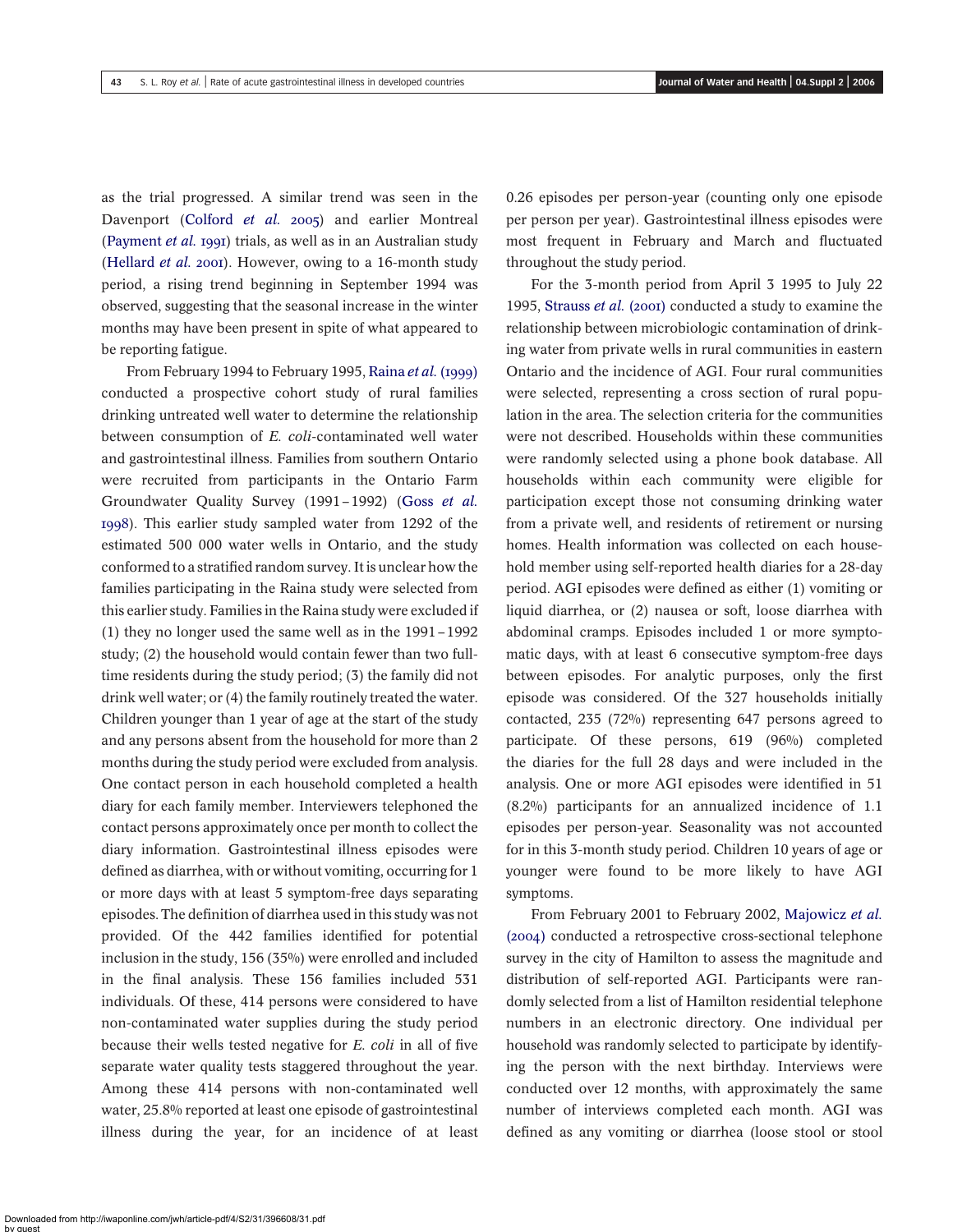as the trial progressed. A similar trend was seen in the Davenport (Colford *et al.* 2005) and earlier Montreal (Payment *et al.* 1991) trials, as well as in an Australian study (Hellard *et al.* 2001). However, owing to a 16-month study period, a rising trend beginning in September 1994 was observed, suggesting that the seasonal increase in the winter months may have been present in spite of what appeared to be reporting fatigue.

From February 1994 to February 1995, Raina *et al.* (1999) conducted a prospective cohort study of rural families drinking untreated well water to determine the relationship between consumption of *E. coli*-contaminated well water and gastrointestinal illness. Families from southern Ontario were recruited from participants in the Ontario Farm Groundwater Quality Survey (1991–1992) (Goss *et al.* 1998). This earlier study sampled water from 1292 of the estimated 500 000 water wells in Ontario, and the study conformed to a stratified random survey. It is unclear how the families participating in the Raina study were selected from this earlier study. Families in the Raina study were excluded if (1) they no longer used the same well as in the 1991–1992 study; (2) the household would contain fewer than two full-time residents during the study period; (3) the family did not drink well water; or (4) the family routinely treated the water. Children younger than 1 year of age at the start of the study and any persons absent from the household for more than 2 months during the study period were excluded from analysis. One contact person in each household completed a health diary for each family member. Interviewers telephoned the contact persons approximately once per month to collect the diary information. Gastrointestinal illness episodes were defined as diarrhea, with or without vomiting, occurring for 1 or more days with at least 5 symptom-free days separating episodes. The definition of diarrhea used in this study was not provided. Of the 442 families identified for potential inclusion in the study, 156 (35%) were enrolled and included in the final analysis. These 156 families included 531 individuals. Of these, 414 persons were considered to have non-contaminated water supplies during the study period because their wells tested negative for *E. coli* in all of five separate water quality tests staggered throughout the year. Among these 414 persons with non-contaminated well water, 25.8% reported at least one episode of gastrointestinal illness during the year, for an incidence of at least 0.26 episodes per person-year (counting only one episode per person per year). Gastrointestinal illness episodes were most frequent in February and March and fluctuated throughout the study period.

For the 3-month period from April 3 1995 to July 22 1995, Strauss *et al.* (2001) conducted a study to examine the relationship between microbiologic contamination of drinking water from private wells in rural communities in eastern Ontario and the incidence of AGI. Four rural communities were selected, representing a cross section of rural population in the area. The selection criteria for the communities were not described. Households within these communities were randomly selected using a phone book database. All households within each community were eligible for participation except those not consuming drinking water from a private well, and residents of retirement or nursing homes. Health information was collected on each household member using self-reported health diaries for a 28-day period. AGI episodes were defined as either (1) vomiting or liquid diarrhea, or (2) nausea or soft, loose diarrhea with abdominal cramps. Episodes included 1 or more symptomatic days, with at least 6 consecutive symptom-free days between episodes. For analytic purposes, only the first episode was considered. Of the 327 households initially contacted, 235 (72%) representing 647 persons agreed to participate. Of these persons, 619 (96%) completed the diaries for the full 28 days and were included in the analysis. One or more AGI episodes were identified in 51 (8.2%) participants for an annualized incidence of 1.1 episodes per person-year. Seasonality was not accounted for in this 3-month study period. Children 10 years of age or younger were found to be more likely to have AGI symptoms.

From February 2001 to February 2002, Majowicz *et al.* (2004) conducted a retrospective cross-sectional telephone survey in the city of Hamilton to assess the magnitude and distribution of self-reported AGI. Participants were randomly selected from a list of Hamilton residential telephone numbers in an electronic directory. One individual per household was randomly selected to participate by identifying the person with the next birthday. Interviews were conducted over 12 months, with approximately the same number of interviews completed each month. AGI was defined as any vomiting or diarrhea (loose stool or stool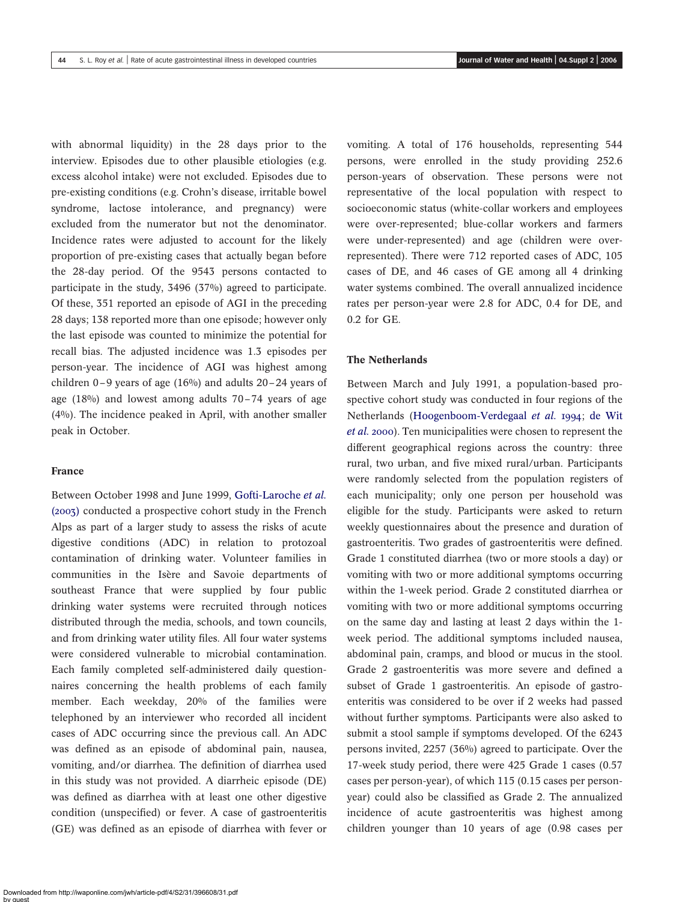with abnormal liquidity) in the 28 days prior to the interview. Episodes due to other plausible etiologies (e.g. excess alcohol intake) were not excluded. Episodes due to pre-existing conditions (e.g. Crohn's disease, irritable bowel syndrome, lactose intolerance, and pregnancy) were excluded from the numerator but not the denominator. Incidence rates were adjusted to account for the likely proportion of pre-existing cases that actually began before the 28-day period. Of the 9543 persons contacted to participate in the study, 3496 (37%) agreed to participate. Of these, 351 reported an episode of AGI in the preceding 28 days; 138 reported more than one episode; however only the last episode was counted to minimize the potential for recall bias. The adjusted incidence was 1.3 episodes per person-year. The incidence of AGI was highest among children 0–9 years of age (16%) and adults 20–24 years of age (18%) and lowest among adults 70–74 years of age (4%). The incidence peaked in April, with another smaller peak in October.

### France

Between October 1998 and June 1999, Gofti-Laroche *et al.* (2003) conducted a prospective cohort study in the French Alps as part of a larger study to assess the risks of acute digestive conditions (ADC) in relation to protozoal contamination of drinking water. Volunteer families in communities in the Isère and Savoie departments of southeast France that were supplied by four public drinking water systems were recruited through notices distributed through the media, schools, and town councils, and from drinking water utility files. All four water systems were considered vulnerable to microbial contamination. Each family completed self-administered daily questionnaires concerning the health problems of each family member. Each weekday, 20% of the families were telephoned by an interviewer who recorded all incident cases of ADC occurring since the previous call. An ADC was defined as an episode of abdominal pain, nausea, vomiting, and/or diarrhea. The definition of diarrhea used in this study was not provided. A diarrheic episode (DE) was defined as diarrhea with at least one other digestive condition (unspecified) or fever. A case of gastroenteritis (GE) was defined as an episode of diarrhea with fever or vomiting. A total of 176 households, representing 544 persons, were enrolled in the study providing 252.6 person-years of observation. These persons were not representative of the local population with respect to socioeconomic status (white-collar workers and employees were over-represented; blue-collar workers and farmers were under-represented) and age (children were over-represented). There were 712 reported cases of ADC, 105 cases of DE, and 46 cases of GE among all 4 drinking water systems combined. The overall annualized incidence rates per person-year were 2.8 for ADC, 0.4 for DE, and 0.2 for GE.

### The Netherlands

Between March and July 1991, a population-based prospective cohort study was conducted in four regions of the Netherlands (Hoogenboom-Verdegaal *et al.* 1994; de Wit *et al.* 2000). Ten municipalities were chosen to represent the different geographical regions across the country: three rural, two urban, and five mixed rural/urban. Participants were randomly selected from the population registers of each municipality; only one person per household was eligible for the study. Participants were asked to return weekly questionnaires about the presence and duration of gastroenteritis. Two grades of gastroenteritis were defined. Grade 1 constituted diarrhea (two or more stools a day) or vomiting with two or more additional symptoms occurring within the 1-week period. Grade 2 constituted diarrhea or vomiting with two or more additional symptoms occurring on the same day and lasting at least 2 days within the 1-week period. The additional symptoms included nausea, abdominal pain, cramps, and blood or mucus in the stool. Grade 2 gastroenteritis was more severe and defined a subset of Grade 1 gastroenteritis. An episode of gastroenteritis was considered to be over if 2 weeks had passed without further symptoms. Participants were also asked to submit a stool sample if symptoms developed. Of the 6243 persons invited, 2257 (36%) agreed to participate. Over the 17-week study period, there were 425 Grade 1 cases (0.57 cases per person-year), of which 115 (0.15 cases per person-year) could also be classified as Grade 2. The annualized incidence of acute gastroenteritis was highest among children younger than 10 years of age (0.98 cases per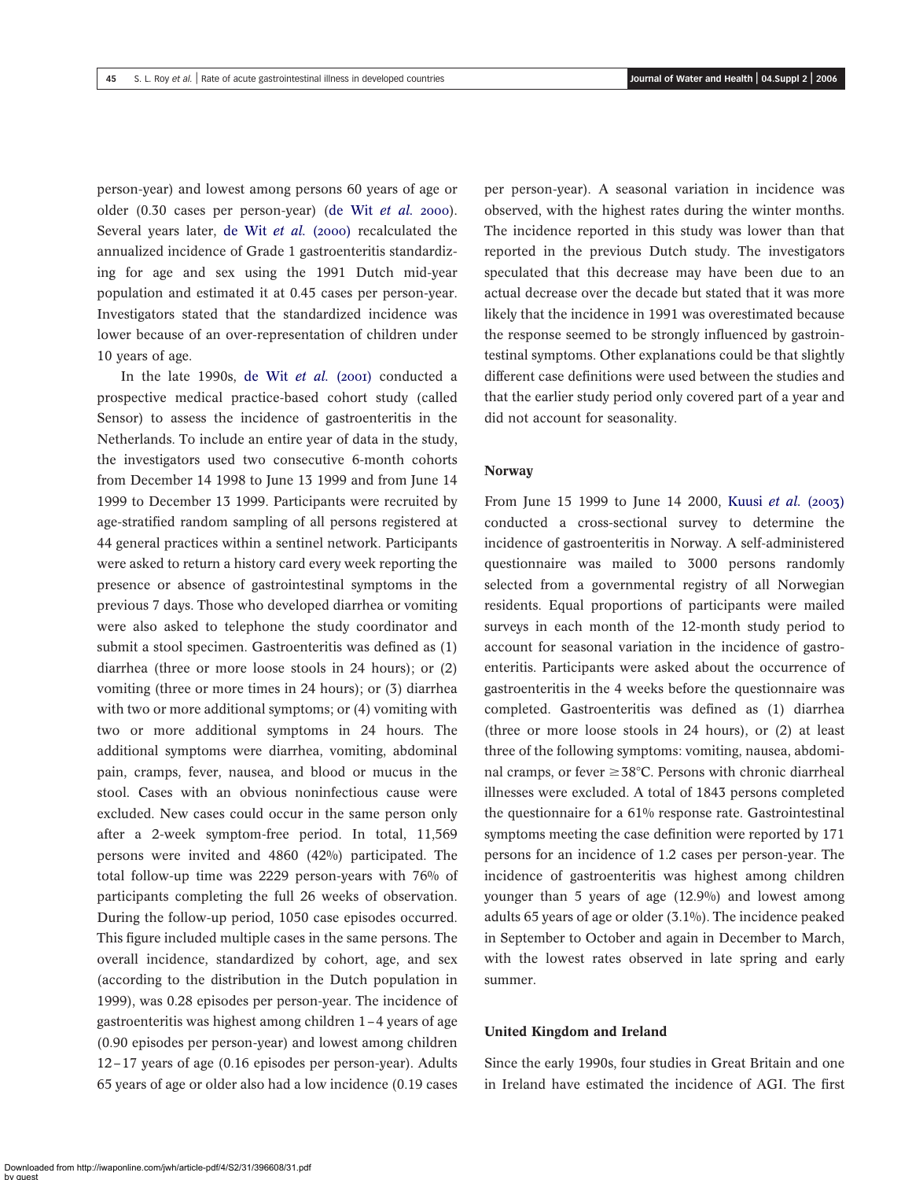person-year) and lowest among persons 60 years of age or older (0.30 cases per person-year) (de Wit *et al.* 2000). Several years later, de Wit *et al.* (2000) recalculated the annualized incidence of Grade 1 gastroenteritis standardizing for age and sex using the 1991 Dutch mid-year population and estimated it at 0.45 cases per person-year. Investigators stated that the standardized incidence was lower because of an over-representation of children under 10 years of age.

In the late 1990s, de Wit *et al.* (2001) conducted a prospective medical practice-based cohort study (called Sensor) to assess the incidence of gastroenteritis in the Netherlands. To include an entire year of data in the study, the investigators used two consecutive 6-month cohorts from December 14 1998 to June 13 1999 and from June 14 1999 to December 13 1999. Participants were recruited by age-stratified random sampling of all persons registered at 44 general practices within a sentinel network. Participants were asked to return a history card every week reporting the presence or absence of gastrointestinal symptoms in the previous 7 days. Those who developed diarrhea or vomiting were also asked to telephone the study coordinator and submit a stool specimen. Gastroenteritis was defined as (1) diarrhea (three or more loose stools in 24 hours); or (2) vomiting (three or more times in 24 hours); or (3) diarrhea with two or more additional symptoms; or (4) vomiting with two or more additional symptoms in 24 hours. The additional symptoms were diarrhea, vomiting, abdominal pain, cramps, fever, nausea, and blood or mucus in the stool. Cases with an obvious noninfectious cause were excluded. New cases could occur in the same person only after a 2-week symptom-free period. In total, 11,569 persons were invited and 4860 (42%) participated. The total follow-up time was 2229 person-years with 76% of participants completing the full 26 weeks of observation. During the follow-up period, 1050 case episodes occurred. This figure included multiple cases in the same persons. The overall incidence, standardized by cohort, age, and sex (according to the distribution in the Dutch population in 1999), was 0.28 episodes per person-year. The incidence of gastroenteritis was highest among children 1–4 years of age (0.90 episodes per person-year) and lowest among children 12–17 years of age (0.16 episodes per person-year). Adults 65 years of age or older also had a low incidence (0.19 cases per person-year). A seasonal variation in incidence was observed, with the highest rates during the winter months. The incidence reported in this study was lower than that reported in the previous Dutch study. The investigators speculated that this decrease may have been due to an actual decrease over the decade but stated that it was more likely that the incidence in 1991 was overestimated because the response seemed to be strongly influenced by gastrointestinal symptoms. Other explanations could be that slightly different case definitions were used between the studies and that the earlier study period only covered part of a year and did not account for seasonality.

### Norway

From June 15 1999 to June 14 2000, Kuusi *et al.* (2003) conducted a cross-sectional survey to determine the incidence of gastroenteritis in Norway. A self-administered questionnaire was mailed to 3000 persons randomly selected from a governmental registry of all Norwegian residents. Equal proportions of participants were mailed surveys in each month of the 12-month study period to account for seasonal variation in the incidence of gastroenteritis. Participants were asked about the occurrence of gastroenteritis in the 4 weeks before the questionnaire was completed. Gastroenteritis was defined as (1) diarrhea (three or more loose stools in 24 hours), or (2) at least three of the following symptoms: vomiting, nausea, abdominal cramps, or fever ≥38°C. Persons with chronic diarrheal illnesses were excluded. A total of 1843 persons completed the questionnaire for a 61% response rate. Gastrointestinal symptoms meeting the case definition were reported by 171 persons for an incidence of 1.2 cases per person-year. The incidence of gastroenteritis was highest among children younger than 5 years of age (12.9%) and lowest among adults 65 years of age or older (3.1%). The incidence peaked in September to October and again in December to March, with the lowest rates observed in late spring and early summer.

### United Kingdom and Ireland

Since the early 1990s, four studies in Great Britain and one in Ireland have estimated the incidence of AGI. The first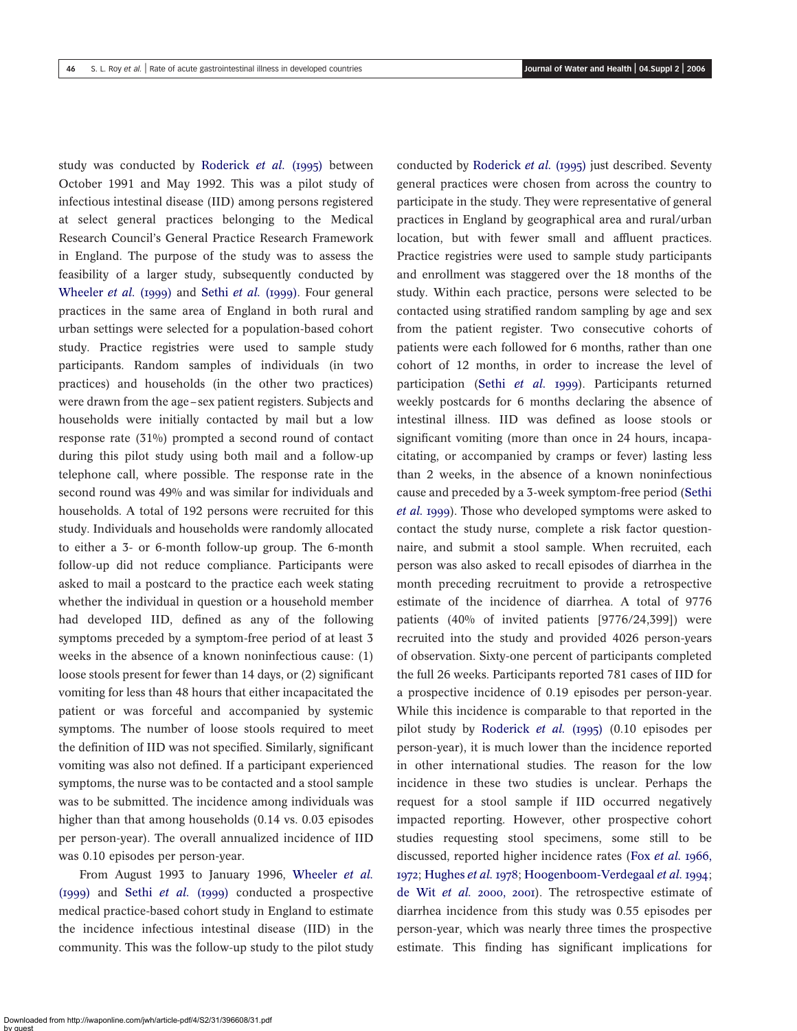study was conducted by Roderick *et al.* (1995) between October 1991 and May 1992. This was a pilot study of infectious intestinal disease (IID) among persons registered at select general practices belonging to the Medical Research Council's General Practice Research Framework in England. The purpose of the study was to assess the feasibility of a larger study, subsequently conducted by Wheeler *et al.* (1999) and Sethi *et al.* (1999). Four general practices in the same area of England in both rural and urban settings were selected for a population-based cohort study. Practice registries were used to sample study participants. Random samples of individuals (in two practices) and households (in the other two practices) were drawn from the age–sex patient registers. Subjects and households were initially contacted by mail but a low response rate (31%) prompted a second round of contact during this pilot study using both mail and a follow-up telephone call, where possible. The response rate in the second round was 49% and was similar for individuals and households. A total of 192 persons were recruited for this study. Individuals and households were randomly allocated to either a 3- or 6-month follow-up group. The 6-month follow-up did not reduce compliance. Participants were asked to mail a postcard to the practice each week stating whether the individual in question or a household member had developed IID, defined as any of the following symptoms preceded by a symptom-free period of at least 3 weeks in the absence of a known noninfectious cause: (1) loose stools present for fewer than 14 days, or (2) significant vomiting for less than 48 hours that either incapacitated the patient or was forceful and accompanied by systemic symptoms. The number of loose stools required to meet the definition of IID was not specified. Similarly, significant vomiting was also not defined. If a participant experienced symptoms, the nurse was to be contacted and a stool sample was to be submitted. The incidence among individuals was higher than that among households (0.14 vs. 0.03 episodes per person-year). The overall annualized incidence of IID was 0.10 episodes per person-year.

From August 1993 to January 1996, Wheeler *et al.* (1999) and Sethi *et al.* (1999) conducted a prospective medical practice-based cohort study in England to estimate the incidence infectious intestinal disease (IID) in the community. This was the follow-up study to the pilot study conducted by Roderick *et al.* (1995) just described. Seventy general practices were chosen from across the country to participate in the study. They were representative of general practices in England by geographical area and rural/urban location, but with fewer small and affluent practices. Practice registries were used to sample study participants and enrollment was staggered over the 18 months of the study. Within each practice, persons were selected to be contacted using stratified random sampling by age and sex from the patient register. Two consecutive cohorts of patients were each followed for 6 months, rather than one cohort of 12 months, in order to increase the level of participation (Sethi *et al.* 1999). Participants returned weekly postcards for 6 months declaring the absence of intestinal illness. IID was defined as loose stools or significant vomiting (more than once in 24 hours, incapacitating, or accompanied by cramps or fever) lasting less than 2 weeks, in the absence of a known noninfectious cause and preceded by a 3-week symptom-free period (Sethi *et al.* 1999). Those who developed symptoms were asked to contact the study nurse, complete a risk factor questionnaire, and submit a stool sample. When recruited, each person was also asked to recall episodes of diarrhea in the month preceding recruitment to provide a retrospective estimate of the incidence of diarrhea. A total of 9776 patients (40% of invited patients [9776/24,399]) were recruited into the study and provided 4026 person-years of observation. Sixty-one percent of participants completed the full 26 weeks. Participants reported 781 cases of IID for a prospective incidence of 0.19 episodes per person-year. While this incidence is comparable to that reported in the pilot study by Roderick *et al.* (1995) (0.10 episodes per person-year), it is much lower than the incidence reported in other international studies. The reason for the low incidence in these two studies is unclear. Perhaps the request for a stool sample if IID occurred negatively impacted reporting. However, other prospective cohort studies requesting stool specimens, some still to be discussed, reported higher incidence rates (Fox *et al.* 1966, 1972; Hughes *et al.* 1978; Hoogenboom-Verdegaal *et al.* 1994; de Wit *et al.* 2000, 2001). The retrospective estimate of diarrhea incidence from this study was 0.55 episodes per person-year, which was nearly three times the prospective estimate. This finding has significant implications for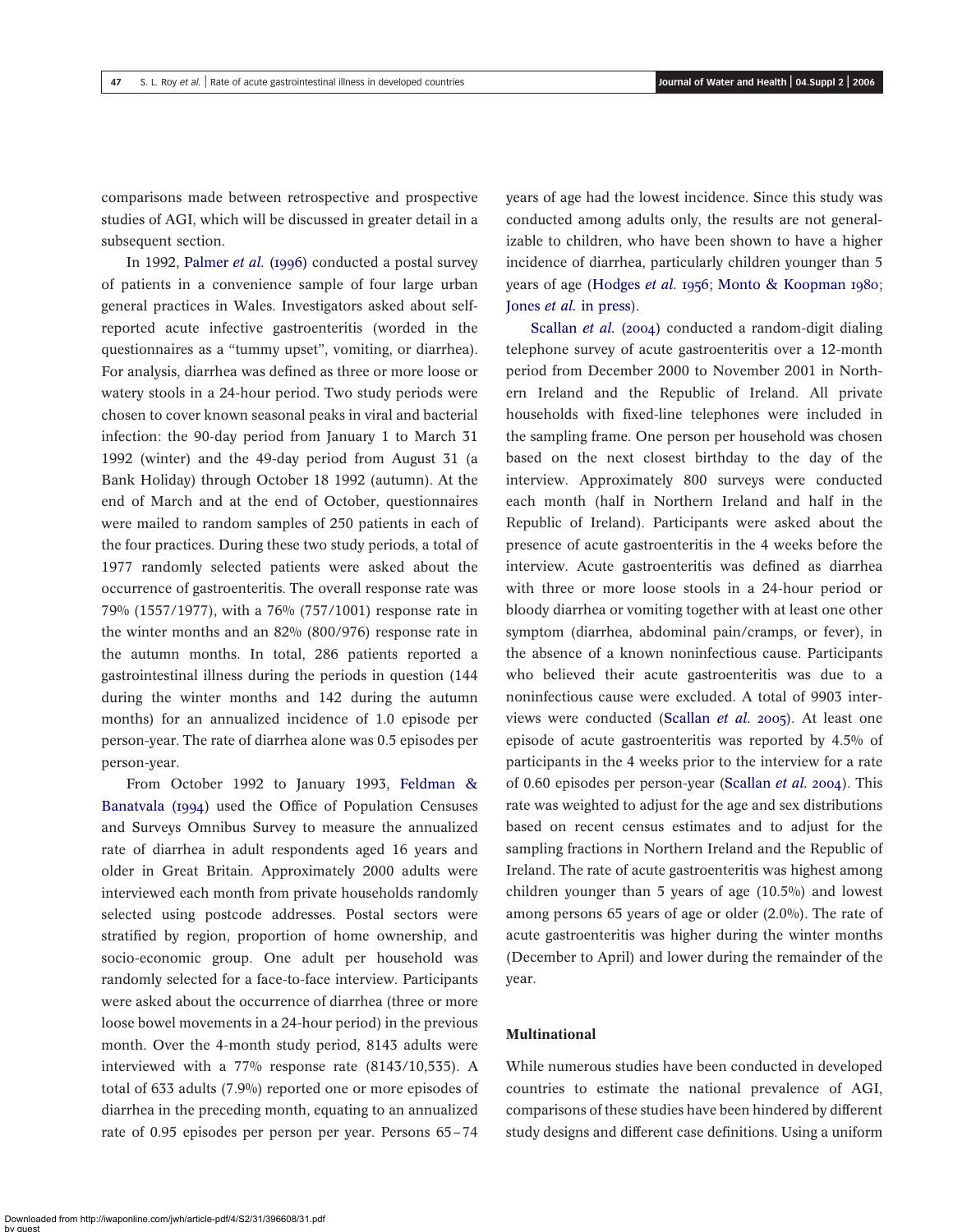comparisons made between retrospective and prospective studies of AGI, which will be discussed in greater detail in a subsequent section.

In 1992, Palmer *et al.* (1996) conducted a postal survey of patients in a convenience sample of four large urban general practices in Wales. Investigators asked about self-reported acute infective gastroenteritis (worded in the questionnaires as a "tummy upset", vomiting, or diarrhea). For analysis, diarrhea was defined as three or more loose or watery stools in a 24-hour period. Two study periods were chosen to cover known seasonal peaks in viral and bacterial infection: the 90-day period from January 1 to March 31 1992 (winter) and the 49-day period from August 31 (a Bank Holiday) through October 18 1992 (autumn). At the end of March and at the end of October, questionnaires were mailed to random samples of 250 patients in each of the four practices. During these two study periods, a total of 1977 randomly selected patients were asked about the occurrence of gastroenteritis. The overall response rate was 79% (1557/1977), with a 76% (757/1001) response rate in the winter months and an 82% (800/976) response rate in the autumn months. In total, 286 patients reported a gastrointestinal illness during the periods in question (144 during the winter months and 142 during the autumn months) for an annualized incidence of 1.0 episode per person-year. The rate of diarrhea alone was 0.5 episodes per person-year.

From October 1992 to January 1993, Feldman & Banatvala (1994) used the Office of Population Censuses and Surveys Omnibus Survey to measure the annualized rate of diarrhea in adult respondents aged 16 years and older in Great Britain. Approximately 2000 adults were interviewed each month from private households randomly selected using postcode addresses. Postal sectors were stratified by region, proportion of home ownership, and socio-economic group. One adult per household was randomly selected for a face-to-face interview. Participants were asked about the occurrence of diarrhea (three or more loose bowel movements in a 24-hour period) in the previous month. Over the 4-month study period, 8143 adults were interviewed with a 77% response rate (8143/10,535). A total of 633 adults (7.9%) reported one or more episodes of diarrhea in the preceding month, equating to an annualized rate of 0.95 episodes per person per year. Persons 65–74 years of age had the lowest incidence. Since this study was conducted among adults only, the results are not generalizable to children, who have been shown to have a higher incidence of diarrhea, particularly children younger than 5 years of age (Hodges *et al.* 1956; Monto & Koopman 1980; Jones *et al.* in press).

Scallan *et al.* (2004) conducted a random-digit dialing telephone survey of acute gastroenteritis over a 12-month period from December 2000 to November 2001 in Northern Ireland and the Republic of Ireland. All private households with fixed-line telephones were included in the sampling frame. One person per household was chosen based on the next closest birthday to the day of the interview. Approximately 800 surveys were conducted each month (half in Northern Ireland and half in the Republic of Ireland). Participants were asked about the presence of acute gastroenteritis in the 4 weeks before the interview. Acute gastroenteritis was defined as diarrhea with three or more loose stools in a 24-hour period or bloody diarrhea or vomiting together with at least one other symptom (diarrhea, abdominal pain/cramps, or fever), in the absence of a known noninfectious cause. Participants who believed their acute gastroenteritis was due to a noninfectious cause were excluded. A total of 9903 interviews were conducted (Scallan *et al.* 2005). At least one episode of acute gastroenteritis was reported by 4.5% of participants in the 4 weeks prior to the interview for a rate of 0.60 episodes per person-year (Scallan *et al.* 2004). This rate was weighted to adjust for the age and sex distributions based on recent census estimates and to adjust for the sampling fractions in Northern Ireland and the Republic of Ireland. The rate of acute gastroenteritis was highest among children younger than 5 years of age (10.5%) and lowest among persons 65 years of age or older (2.0%). The rate of acute gastroenteritis was higher during the winter months (December to April) and lower during the remainder of the year.

### Multinational

While numerous studies have been conducted in developed countries to estimate the national prevalence of AGI, comparisons of these studies have been hindered by different study designs and different case definitions. Using a uniform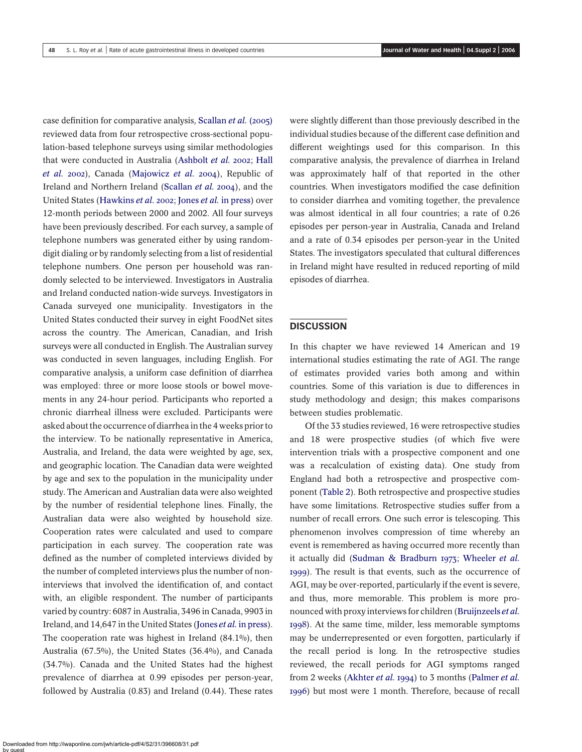case definition for comparative analysis, Scallan *et al.* (2005) reviewed data from four retrospective cross-sectional population-based telephone surveys using similar methodologies that were conducted in Australia (Ashbolt *et al.* 2002; Hall *et al.* 2002), Canada (Majowicz *et al.* 2004), Republic of Ireland and Northern Ireland (Scallan *et al.* 2004), and the United States (Hawkins *et al.* 2002; Jones *et al.* in press) over 12-month periods between 2000 and 2002. All four surveys have been previously described. For each survey, a sample of telephone numbers was generated either by using random-digit dialing or by randomly selecting from a list of residential telephone numbers. One person per household was randomly selected to be interviewed. Investigators in Australia and Ireland conducted nation-wide surveys. Investigators in Canada surveyed one municipality. Investigators in the United States conducted their survey in eight FoodNet sites across the country. The American, Canadian, and Irish surveys were all conducted in English. The Australian survey was conducted in seven languages, including English. For comparative analysis, a uniform case definition of diarrhea was employed: three or more loose stools or bowel movements in any 24-hour period. Participants who reported a chronic diarrheal illness were excluded. Participants were asked about the occurrence of diarrhea in the 4 weeks prior to the interview. To be nationally representative in America, Australia, and Ireland, the data were weighted by age, sex, and geographic location. The Canadian data were weighted by age and sex to the population in the municipality under study. The American and Australian data were also weighted by the number of residential telephone lines. Finally, the Australian data were also weighted by household size. Cooperation rates were calculated and used to compare participation in each survey. The cooperation rate was defined as the number of completed interviews divided by the number of completed interviews plus the number of non-interviews that involved the identification of, and contact with, an eligible respondent. The number of participants varied by country: 6087 in Australia, 3496 in Canada, 9903 in Ireland, and 14,647 in the United States (Jones *et al.* in press). The cooperation rate was highest in Ireland (84.1%), then Australia (67.5%), the United States (36.4%), and Canada (34.7%). Canada and the United States had the highest prevalence of diarrhea at 0.99 episodes per person-year, followed by Australia (0.83) and Ireland (0.44). These rates were slightly different than those previously described in the individual studies because of the different case definition and different weightings used for this comparison. In this comparative analysis, the prevalence of diarrhea in Ireland was approximately half of that reported in the other countries. When investigators modified the case definition to consider diarrhea and vomiting together, the prevalence was almost identical in all four countries; a rate of 0.26 episodes per person-year in Australia, Canada and Ireland and a rate of 0.34 episodes per person-year in the United States. The investigators speculated that cultural differences in Ireland might have resulted in reduced reporting of mild episodes of diarrhea.

## DISCUSSION

In this chapter we have reviewed 14 American and 19 international studies estimating the rate of AGI. The range of estimates provided varies both among and within countries. Some of this variation is due to differences in study methodology and design; this makes comparisons between studies problematic.

Of the 33 studies reviewed, 16 were retrospective studies and 18 were prospective studies (of which five were intervention trials with a prospective component and one was a recalculation of existing data). One study from England had both a retrospective and prospective component (Table 2). Both retrospective and prospective studies have some limitations. Retrospective studies suffer from a number of recall errors. One such error is telescoping. This phenomenon involves compression of time whereby an event is remembered as having occurred more recently than it actually did (Sudman & Bradburn 1973; Wheeler *et al.* 1999). The result is that events, such as the occurrence of AGI, may be over-reported, particularly if the event is severe, and thus, more memorable. This problem is more pronounced with proxy interviews for children (Bruijnzeels *et al.* 1998). At the same time, milder, less memorable symptoms may be underrepresented or even forgotten, particularly if the recall period is long. In the retrospective studies reviewed, the recall periods for AGI symptoms ranged from 2 weeks (Akhter *et al.* 1994) to 3 months (Palmer *et al.* 1996) but most were 1 month. Therefore, because of recall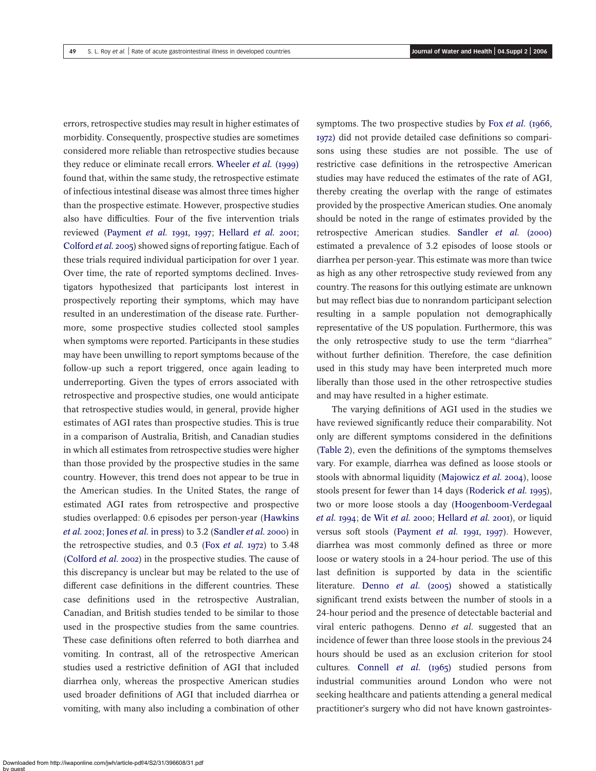errors, retrospective studies may result in higher estimates of morbidity. Consequently, prospective studies are sometimes considered more reliable than retrospective studies because they reduce or eliminate recall errors. Wheeler *et al.* (1999) found that, within the same study, the retrospective estimate of infectious intestinal disease was almost three times higher than the prospective estimate. However, prospective studies also have difficulties. Four of the five intervention trials reviewed (Payment *et al.* 1991, 1997; Hellard *et al.* 2001; Colford *et al.* 2005) showed signs of reporting fatigue. Each of these trials required individual participation for over 1 year. Over time, the rate of reported symptoms declined. Investigators hypothesized that participants lost interest in prospectively reporting their symptoms, which may have resulted in an underestimation of the disease rate. Furthermore, some prospective studies collected stool samples when symptoms were reported. Participants in these studies may have been unwilling to report symptoms because of the follow-up such a report triggered, once again leading to underreporting. Given the types of errors associated with retrospective and prospective studies, one would anticipate that retrospective studies would, in general, provide higher estimates of AGI rates than prospective studies. This is true in a comparison of Australia, British, and Canadian studies in which all estimates from retrospective studies were higher than those provided by the prospective studies in the same country. However, this trend does not appear to be true in the American studies. In the United States, the range of estimated AGI rates from retrospective and prospective studies overlapped: 0.6 episodes per person-year (Hawkins *et al.* 2002; Jones *et al.* in press) to 3.2 (Sandler *et al.* 2000) in the retrospective studies, and 0.3 (Fox *et al.* 1972) to 3.48 (Colford *et al.* 2002) in the prospective studies. The cause of this discrepancy is unclear but may be related to the use of different case definitions in the different countries. These case definitions used in the retrospective Australian, Canadian, and British studies tended to be similar to those used in the prospective studies from the same countries. These case definitions often referred to both diarrhea and vomiting. In contrast, all of the retrospective American studies used a restrictive definition of AGI that included diarrhea only, whereas the prospective American studies used broader definitions of AGI that included diarrhea or vomiting, with many also including a combination of other symptoms. The two prospective studies by Fox *et al.* (1966, 1972) did not provide detailed case definitions so comparisons using these studies are not possible. The use of restrictive case definitions in the retrospective American studies may have reduced the estimates of the rate of AGI, thereby creating the overlap with the range of estimates provided by the prospective American studies. One anomaly should be noted in the range of estimates provided by the retrospective American studies. Sandler *et al.* (2000) estimated a prevalence of 3.2 episodes of loose stools or diarrhea per person-year. This estimate was more than twice as high as any other retrospective study reviewed from any country. The reasons for this outlying estimate are unknown but may reflect bias due to nonrandom participant selection resulting in a sample population not demographically representative of the US population. Furthermore, this was the only retrospective study to use the term "diarrhea" without further definition. Therefore, the case definition used in this study may have been interpreted much more liberally than those used in the other retrospective studies and may have resulted in a higher estimate.

The varying definitions of AGI used in the studies we have reviewed significantly reduce their comparability. Not only are different symptoms considered in the definitions (Table 2), even the definitions of the symptoms themselves vary. For example, diarrhea was defined as loose stools or stools with abnormal liquidity (Majowicz *et al.* 2004), loose stools present for fewer than 14 days (Roderick *et al.* 1995), two or more loose stools a day (Hoogenboom-Verdegaal *et al.* 1994; de Wit *et al.* 2000; Hellard *et al.* 2001), or liquid versus soft stools (Payment *et al.* 1991, 1997). However, diarrhea was most commonly defined as three or more loose or watery stools in a 24-hour period. The use of this last definition is supported by data in the scientific literature. Denno *et al.* (2005) showed a statistically significant trend exists between the number of stools in a 24-hour period and the presence of detectable bacterial and viral enteric pathogens. Denno *et al.* suggested that an incidence of fewer than three loose stools in the previous 24 hours should be used as an exclusion criterion for stool cultures. Connell *et al.* (1965) studied persons from industrial communities around London who were not seeking healthcare and patients attending a general medical practitioner's surgery who did not have known gastrointes-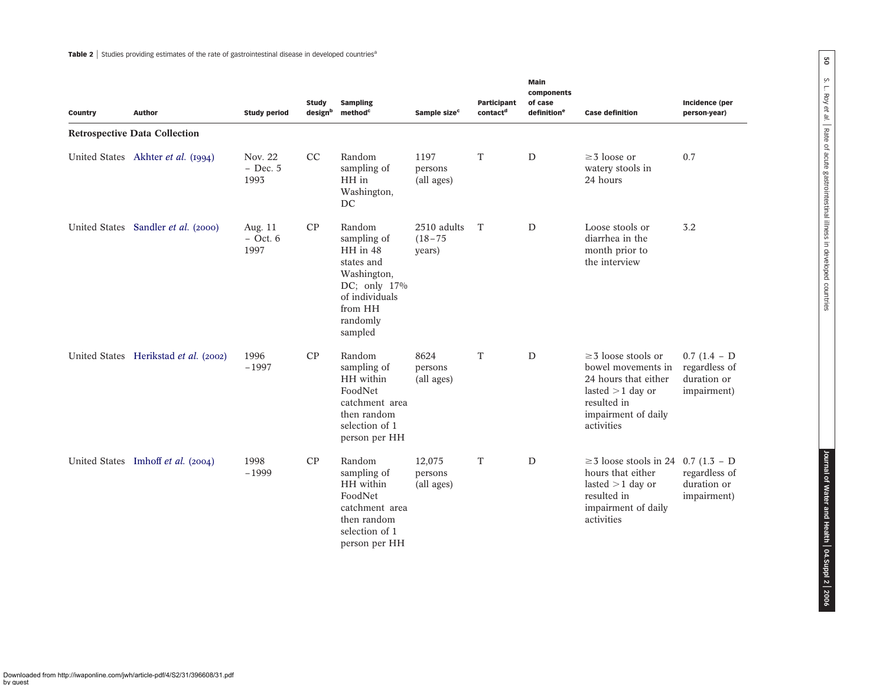**Table 2** | Studies providing estimates of the rate of gastrointestinal disease in developed countries[a]

| Country | Author | Study period | Study design[b] | Sampling method[c] | Sample size[c] | Participant contact[d] | Main components of case definition[e] | Case definition | Incidence (per person-year) |
|---|---|---|---|---|---|---|---|---|---|
| **Retrospective Data Collection** | | | | | | | | | |
| United States | Akhter *et al.* (1994) | Nov. 22 – Dec. 5 1993 | CC | Random sampling of HH in Washington, DC | 1197 persons (all ages) | T | D | ≥3 loose or watery stools in 24 hours | 0.7 |
| United States | Sandler *et al.* (2000) | Aug. 11 – Oct. 6 1997 | CP | Random sampling of HH in 48 states and Washington, DC; only 17% of individuals from HH randomly sampled | 2510 adults (18–75 years) | T | D | Loose stools or diarrhea in the month prior to the interview | 3.2 |
| United States | Herikstad *et al.* (2002) | 1996 –1997 | CP | Random sampling of HH within FoodNet catchment area then random selection of 1 person per HH | 8624 persons (all ages) | T | D | ≥3 loose stools or bowel movements in 24 hours that either lasted >1 day or resulted in impairment of daily activities | 0.7 (1.4 – D regardless of duration or impairment) |
| United States | Imhoff *et al.* (2004) | 1998 –1999 | CP | Random sampling of HH within FoodNet catchment area then random selection of 1 person per HH | 12,075 persons (all ages) | T | D | ≥3 loose stools in 24 hours that either lasted >1 day or resulted in impairment of daily activities | 0.7 (1.3 – D regardless of duration or impairment) |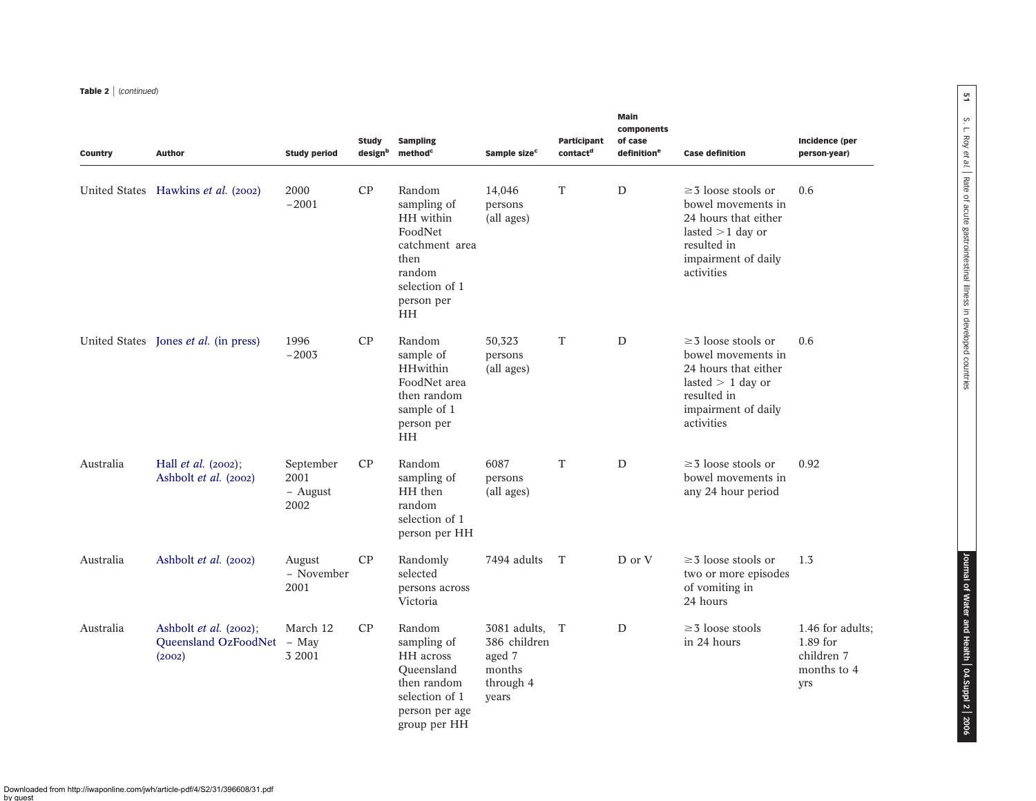**Table 2** | (continued)

| Country | Author | Study period | Study design[b] | Sampling method[c] | Sample size[c] | Participant contact[d] | Main components of case definition[e] | Case definition | Incidence (per person-year) |
|---|---|---|---|---|---|---|---|---|---|
| United States | Hawkins *et al.* (2002) | 2000 −2001 | CP | Random sampling of HH within FoodNet catchment area then random selection of 1 person per HH | 14,046 persons (all ages) | T | D | ≥3 loose stools or bowel movements in 24 hours that either lasted >1 day or resulted in impairment of daily activities | 0.6 |
| United States | Jones *et al.* (in press) | 1996 −2003 | CP | Random sample of HHwithin FoodNet area then random sample of 1 person per HH | 50,323 persons (all ages) | T | D | ≥3 loose stools or bowel movements in 24 hours that either lasted > 1 day or resulted in impairment of daily activities | 0.6 |
| Australia | Hall *et al.* (2002); Ashbolt *et al.* (2002) | September 2001 – August 2002 | CP | Random sampling of HH then random selection of 1 person per HH | 6087 persons (all ages) | T | D | ≥3 loose stools or bowel movements in any 24 hour period | 0.92 |
| Australia | Ashbolt *et al.* (2002) | August – November 2001 | CP | Randomly selected persons across Victoria | 7494 adults | T | D or V | ≥3 loose stools or two or more episodes of vomiting in 24 hours | 1.3 |
| Australia | Ashbolt *et al.* (2002); Queensland OzFoodNet (2002) | March 12 – May 3 2001 | CP | Random sampling of HH across Queensland then random selection of 1 person per age group per HH | 3081 adults, 386 children aged 7 months through 4 years | T | D | ≥3 loose stools in 24 hours | 1.46 for adults; 1.89 for children 7 months to 4 yrs |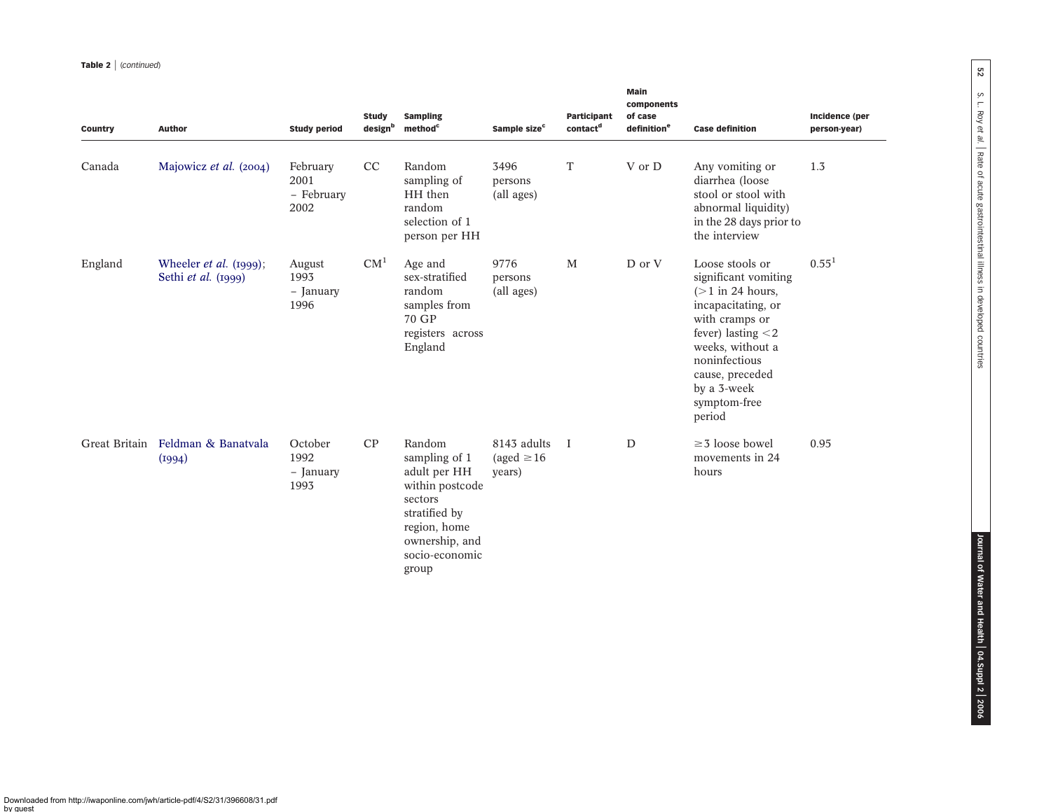**Table 2** | (continued)

| Country | Author | Study period | Study design[b] | Sampling method[c] | Sample size[c] | Participant contact[d] | Main components of case definition[e] | Case definition | Incidence (per person-year) |
|---|---|---|---|---|---|---|---|---|---|
| Canada | Majowicz *et al.* (2004) | February 2001 – February 2002 | CC | Random sampling of HH then random selection of 1 person per HH | 3496 persons (all ages) | T | V or D | Any vomiting or diarrhea (loose stool or stool with abnormal liquidity) in the 28 days prior to the interview | 1.3 |
| England | Wheeler *et al.* (1999); Sethi *et al.* (1999) | August 1993 – January 1996 | CM[1] | Age and sex-stratified random samples from 70 GP registers across England | 9776 persons (all ages) | M | D or V | Loose stools or significant vomiting (>1 in 24 hours, incapacitating, or with cramps or fever) lasting <2 weeks, without a noninfectious cause, preceded by a 3-week symptom-free period | 0.55[1] |
| Great Britain | Feldman & Banatvala (1994) | October 1992 – January 1993 | CP | Random sampling of 1 adult per HH within postcode sectors stratified by region, home ownership, and socio-economic group | 8143 adults (aged ≥16 years) | I | D | ≥3 loose bowel movements in 24 hours | 0.95 |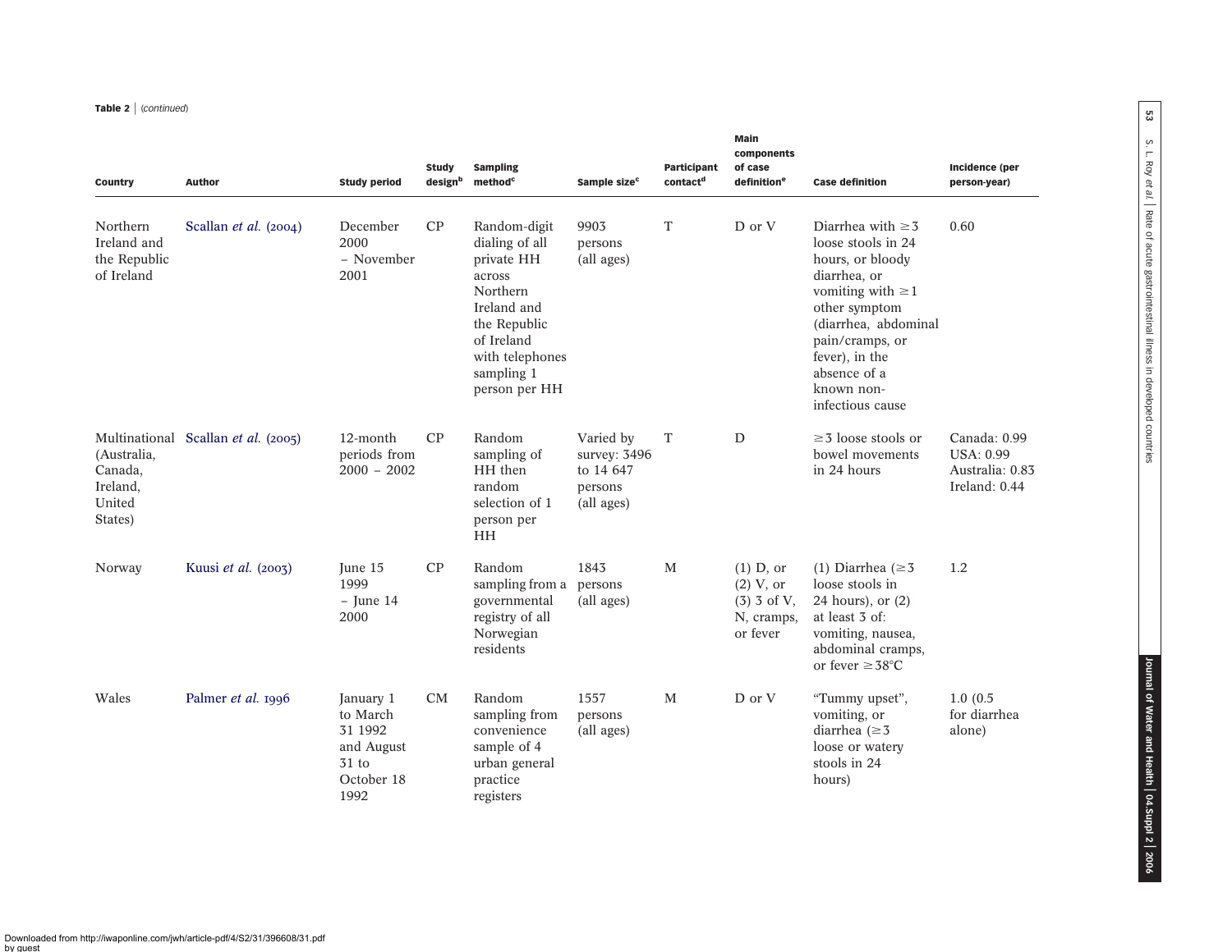**Table 2** | (continued)

| Country | Author | Study period | Study design[b] | Sampling method[c] | Sample size[c] | Participant contact[d] | Main components of case definition[e] | Case definition | Incidence (per person-year) |
|---|---|---|---|---|---|---|---|---|---|
| Northern Ireland and the Republic of Ireland | Scallan *et al.* (2004) | December 2000 – November 2001 | CP | Random-digit dialing of all private HH across Northern Ireland and the Republic of Ireland with telephones sampling 1 person per HH | 9903 persons (all ages) | T | D or V | Diarrhea with ≥3 loose stools in 24 hours, or bloody diarrhea, or vomiting with ≥1 other symptom (diarrhea, abdominal pain/cramps, or fever), in the absence of a known non-infectious cause | 0.60 |
| Multinational (Australia, Canada, Ireland, United States) | Scallan *et al.* (2005) | 12-month periods from 2000 – 2002 | CP | Random sampling of HH then random selection of 1 person per HH | Varied by survey: 3496 to 14 647 persons (all ages) | T | D | ≥3 loose stools or bowel movements in 24 hours | Canada: 0.99 USA: 0.99 Australia: 0.83 Ireland: 0.44 |
| Norway | Kuusi *et al.* (2003) | June 15 1999 – June 14 2000 | CP | Random sampling from a governmental registry of all Norwegian residents | 1843 persons (all ages) | M | (1) D, or (2) V, or (3) 3 of V, N, cramps, or fever | (1) Diarrhea (≥3 loose stools in 24 hours), or (2) at least 3 of: vomiting, nausea, abdominal cramps, or fever ≥38°C | 1.2 |
| Wales | Palmer *et al.* 1996 | January 1 to March 31 1992 and August 31 to October 18 1992 | CM | Random sampling from convenience sample of 4 urban general practice registers | 1557 persons (all ages) | M | D or V | "Tummy upset", vomiting, or diarrhea (≥3 loose or watery stools in 24 hours) | 1.0 (0.5 for diarrhea alone) |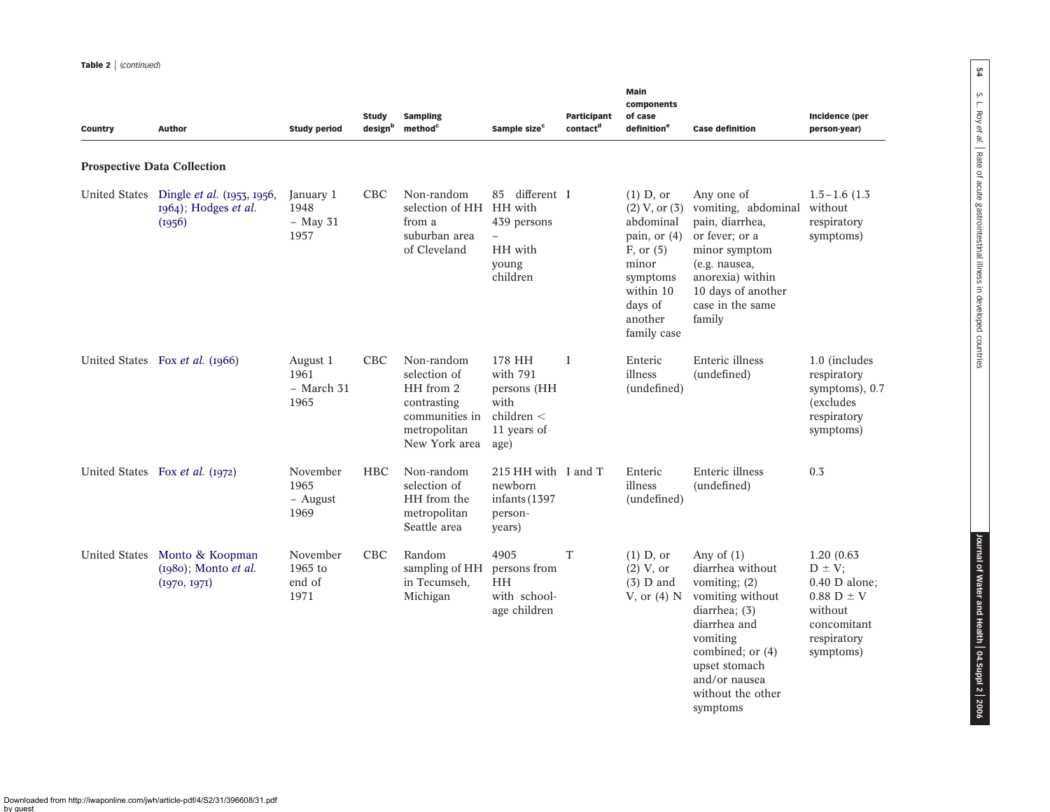**Table 2** | (continued)

| Country | Author | Study period | Study design[b] | Sampling method[c] | Sample size[c] | Participant contact[d] | Main components of case definition[e] | Case definition | Incidence (per person-year) |
|---|---|---|---|---|---|---|---|---|---|
| **Prospective Data Collection** | | | | | | | | | |
| United States | Dingle *et al.* (1953, 1956, 1964); Hodges *et al.* (1956) | January 1 1948 – May 31 1957 | CBC | Non-random selection of HH from a suburban area of Cleveland | 85 different HH with 439 persons – HH with young children | I | (1) D, or (2) V, or (3) abdominal pain, or (4) F, or (5) minor symptoms within 10 days of another family case | Any one of vomiting, abdominal pain, diarrhea, or fever; or a minor symptom (e.g. nausea, anorexia) within 10 days of another case in the same family | 1.5–1.6 (1.3 without respiratory symptoms) |
| United States | Fox *et al.* (1966) | August 1 1961 – March 31 1965 | CBC | Non-random selection of HH from 2 contrasting communities in metropolitan New York area | 178 HH with 791 persons (HH with children < 11 years of age) | I | Enteric illness (undefined) | Enteric illness (undefined) | 1.0 (includes respiratory symptoms), 0.7 (excludes respiratory symptoms) |
| United States | Fox *et al.* (1972) | November 1965 – August 1969 | HBC | Non-random selection of HH from the metropolitan Seattle area | 215 HH with newborn infants (1397 person-years) | I and T | Enteric illness (undefined) | Enteric illness (undefined) | 0.3 |
| United States | Monto & Koopman (1980); Monto *et al.* (1970, 1971) | November 1965 to end of 1971 | CBC | Random sampling of HH in Tecumseh, Michigan | 4905 persons from HH with school-age children | T | (1) D, or (2) V, or (3) D and V, or (4) N | Any of (1) diarrhea without vomiting; (2) vomiting without diarrhea; (3) diarrhea and vomiting combined; or (4) upset stomach and/or nausea without the other symptoms | 1.20 (0.63 D ± V; 0.40 D alone; 0.88 D ± V without concomitant respiratory symptoms) |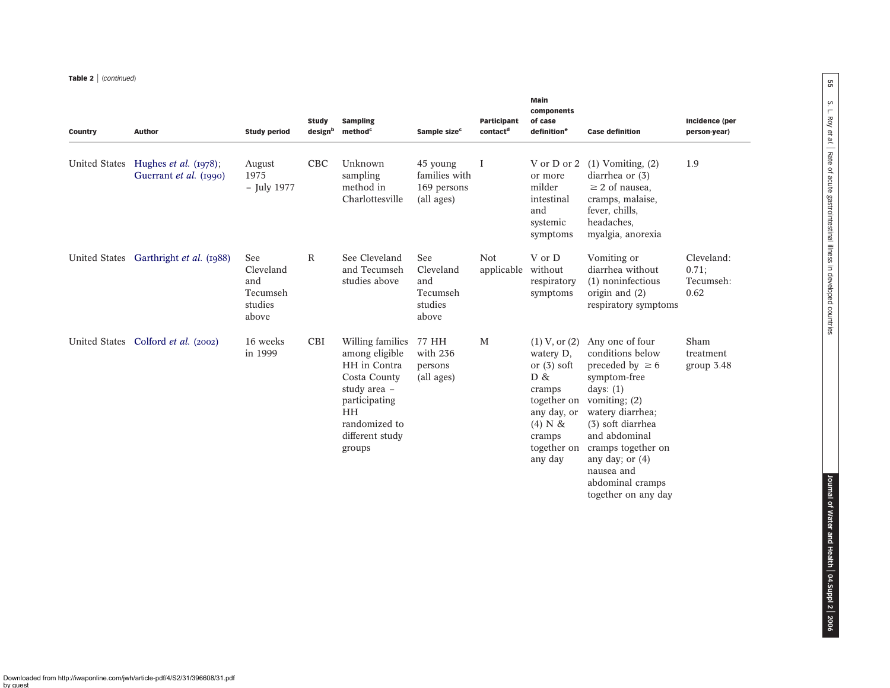**Table 2** | (continued)

| Country | Author | Study period | Study design[b] | Sampling method[c] | Sample size[c] | Participant contact[d] | Main components of case definition[e] | Case definition | Incidence (per person-year) |
|---|---|---|---|---|---|---|---|---|---|
| United States | Hughes *et al.* (1978); Guerrant *et al.* (1990) | August 1975 – July 1977 | CBC | Unknown sampling method in Charlottesville | 45 young families with 169 persons (all ages) | I | V or D or 2 or more milder intestinal and systemic symptoms | (1) Vomiting, (2) diarrhea or (3) $\geq$ 2 of nausea, cramps, malaise, fever, chills, headaches, myalgia, anorexia | 1.9 |
| United States | Garthright *et al.* (1988) | See Cleveland and Tecumseh studies above | R | See Cleveland and Tecumseh studies above | See Cleveland and Tecumseh studies above | Not applicable | V or D without respiratory symptoms | Vomiting or diarrhea without (1) noninfectious origin and (2) respiratory symptoms | Cleveland: 0.71; Tecumseh: 0.62 |
| United States | Colford *et al.* (2002) | 16 weeks in 1999 | CBI | Willing families among eligible HH in Contra Costa County study area – participating HH randomized to different study groups | 77 HH with 236 persons (all ages) | M | (1) V, or (2) watery D, or (3) soft D & cramps together on any day, or (4) N & cramps together on any day | Any one of four conditions below preceded by $\geq$ 6 symptom-free days: (1) vomiting; (2) watery diarrhea; (3) soft diarrhea and abdominal cramps together on any day; or (4) nausea and abdominal cramps together on any day | Sham treatment group 3.48 |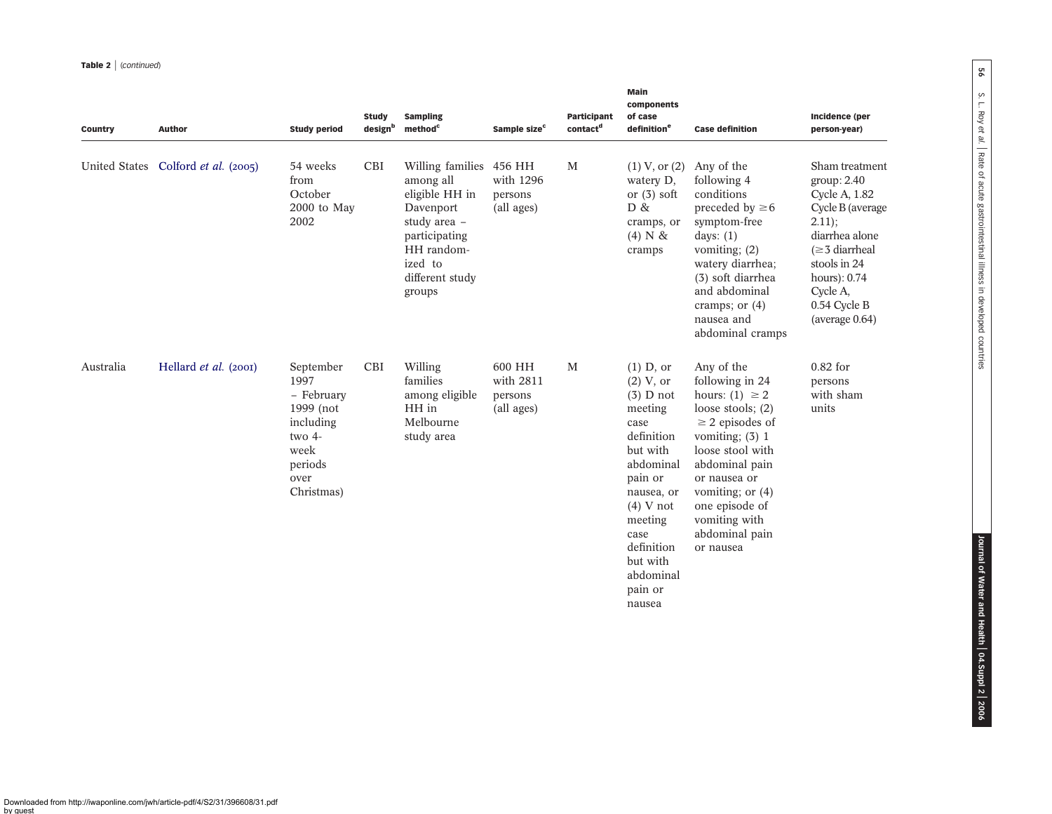**Table 2** | (continued)

| Country | Author | Study period | Study design[b] | Sampling method[c] | Sample size[c] | Participant contact[d] | Main components of case definition[e] | Case definition | Incidence (per person-year) |
|---|---|---|---|---|---|---|---|---|---|
| United States | Colford *et al.* (2005) | 54 weeks from October 2000 to May 2002 | CBI | Willing families among all eligible HH in Davenport study area – participating HH randomized to different study groups | 456 HH with 1296 persons (all ages) | M | (1) V, or (2) watery D, or (3) soft D & cramps, or (4) N & cramps | Any of the following 4 conditions preceded by ≥6 symptom-free days: (1) vomiting; (2) watery diarrhea; (3) soft diarrhea and abdominal cramps; or (4) nausea and abdominal cramps | Sham treatment group: 2.40 Cycle A, 1.82 Cycle B (average 2.11); diarrhea alone (≥3 diarrheal stools in 24 hours): 0.74 Cycle A, 0.54 Cycle B (average 0.64) |
| Australia | Hellard *et al.* (2001) | September 1997 – February 1999 (not including two 4-week periods over Christmas) | CBI | Willing families among eligible HH in Melbourne study area | 600 HH with 2811 persons (all ages) | M | (1) D, or (2) V, or (3) D not meeting case definition but with abdominal pain or nausea, or (4) V not meeting case definition but with abdominal pain or nausea | Any of the following in 24 hours: (1) ≥2 loose stools; (2) ≥2 episodes of vomiting; (3) 1 loose stool with abdominal pain or nausea or vomiting; or (4) one episode of vomiting with abdominal pain or nausea | 0.82 for persons with sham units |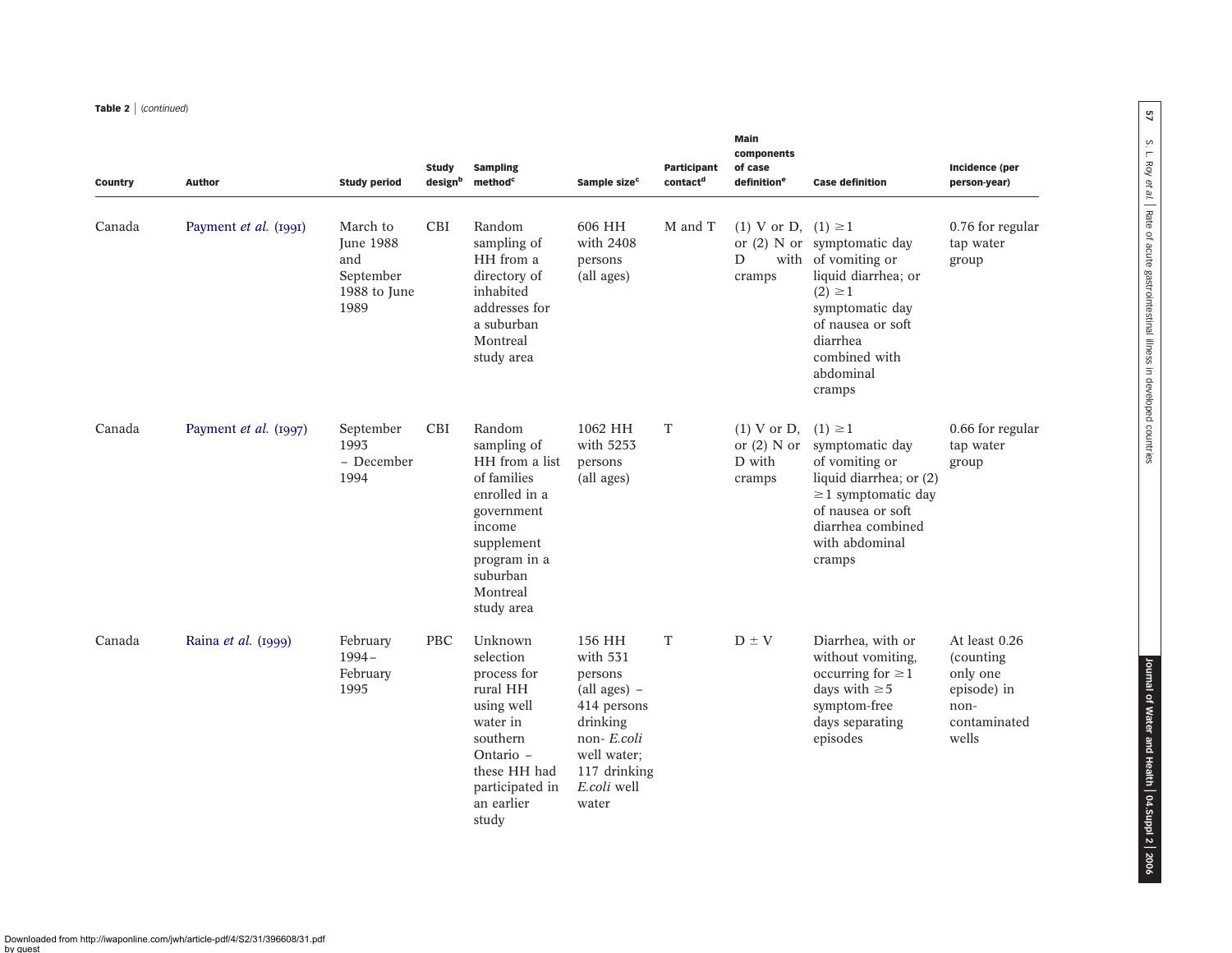**Table 2** | (*continued*)

| Country | Author | Study period | Study design[b] | Sampling method[c] | Sample size[c] | Participant contact[d] | Main components of case definition[e] | Case definition | Incidence (per person-year) |
|---|---|---|---|---|---|---|---|---|---|
| Canada | Payment *et al.* (1991) | March to June 1988 and September 1988 to June 1989 | CBI | Random sampling of HH from a directory of inhabited addresses for a suburban Montreal study area | 606 HH with 2408 persons (all ages) | M and T | (1) V or D, or (2) N or D with cramps | (1) ≥1 symptomatic day of vomiting or liquid diarrhea; or (2) ≥1 symptomatic day of nausea or soft diarrhea combined with abdominal cramps | 0.76 for regular tap water group |
| Canada | Payment *et al.* (1997) | September 1993 – December 1994 | CBI | Random sampling of HH from a list of families enrolled in a government income supplement program in a suburban Montreal study area | 1062 HH with 5253 persons (all ages) | T | (1) V or D, or (2) N or D with cramps | (1) ≥1 symptomatic day of vomiting or liquid diarrhea; or (2) ≥1 symptomatic day of nausea or soft diarrhea combined with abdominal cramps | 0.66 for regular tap water group |
| Canada | Raina *et al.* (1999) | February 1994– February 1995 | PBC | Unknown selection process for rural HH using well water in southern Ontario – these HH had participated in an earlier study | 156 HH with 531 persons (all ages) – 414 persons drinking non- *E.coli* well water; 117 drinking *E.coli* well water | T | D ± V | Diarrhea, with or without vomiting, occurring for ≥1 days with ≥5 symptom-free days separating episodes | At least 0.26 (counting only one episode) in non-contaminated wells |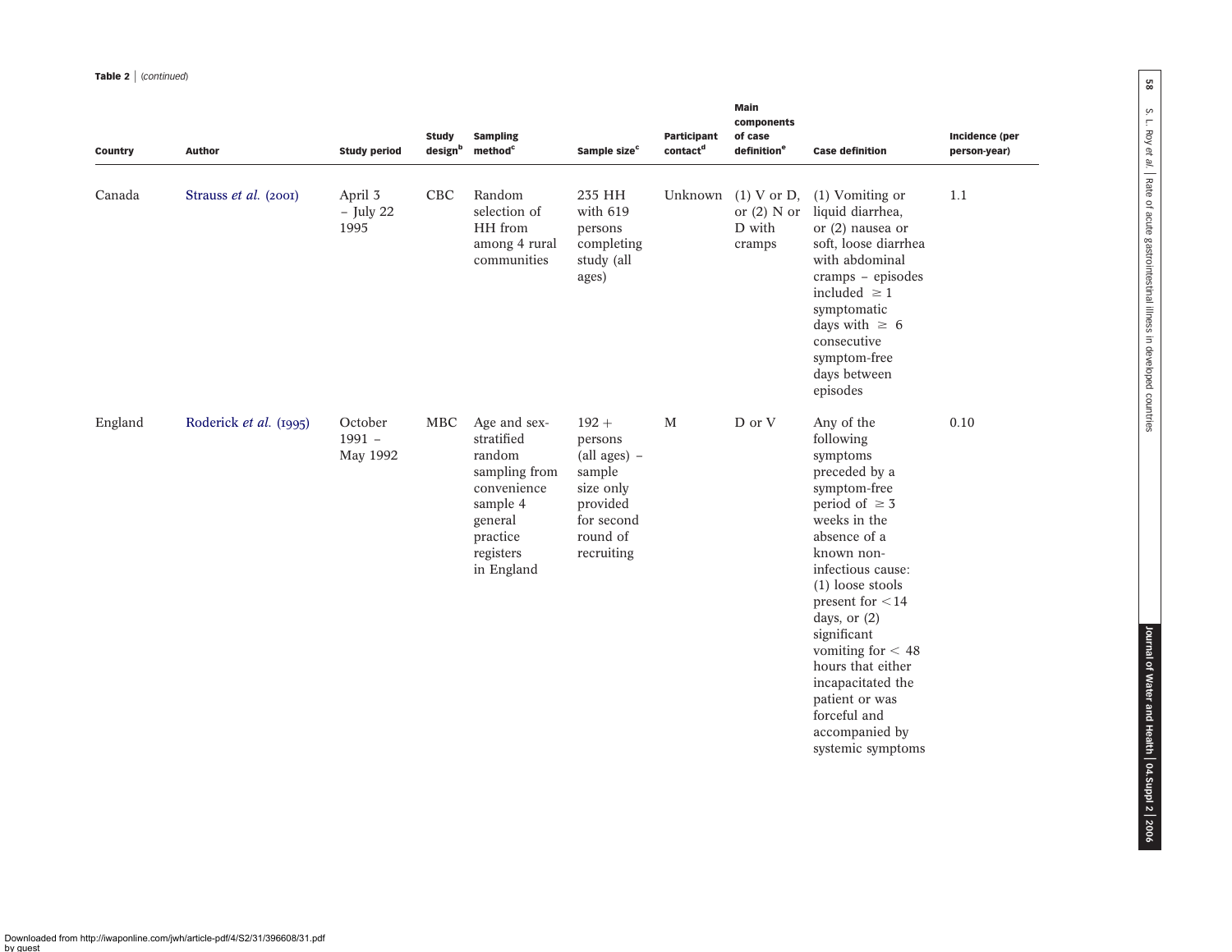**Table 2** | (continued)

| Country | Author | Study period | Study design[b] | Sampling method[c] | Sample size[c] | Participant contact[d] | Main components of case definition[e] | Case definition | Incidence (per person-year) |
|---|---|---|---|---|---|---|---|---|---|
| Canada | Strauss *et al.* (2001) | April 3 – July 22 1995 | CBC | Random selection of HH from among 4 rural communities | 235 HH with 619 persons completing study (all ages) | Unknown | (1) V or D, or (2) N or D with cramps | (1) Vomiting or liquid diarrhea, or (2) nausea or soft, loose diarrhea with abdominal cramps – episodes included ≥ 1 symptomatic days with ≥ 6 consecutive symptom-free days between episodes | 1.1 |
| England | Roderick *et al.* (1995) | October 1991 – May 1992 | MBC | Age and sex-stratified random sampling from convenience sample 4 general practice registers in England | 192 + persons (all ages) – sample size only provided for second round of recruiting | M | D or V | Any of the following symptoms preceded by a symptom-free period of ≥ 3 weeks in the absence of a known non-infectious cause: (1) loose stools present for < 14 days, or (2) significant vomiting for < 48 hours that either incapacitated the patient or was forceful and accompanied by systemic symptoms | 0.10 |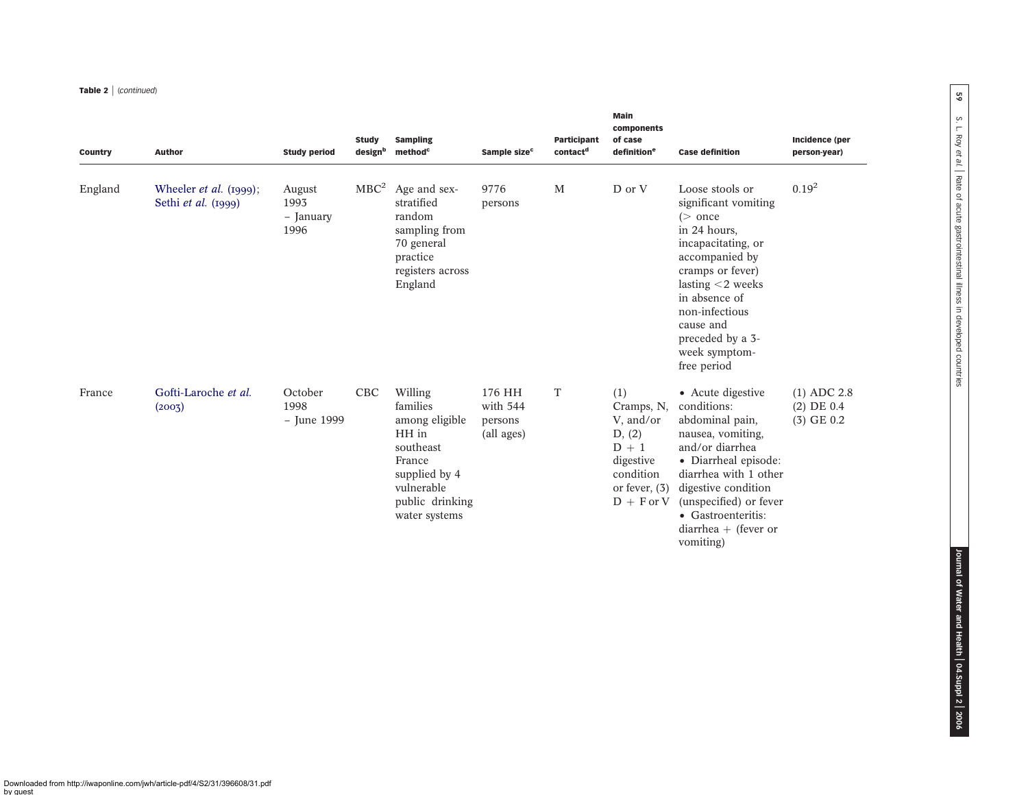**Table 2** | (continued)

| Country | Author | Study period | Study design[b] | Sampling method[c] | Sample size[c] | Participant contact[d] | Main components of case definition[e] | Case definition | Incidence (per person-year) |
|---|---|---|---|---|---|---|---|---|---|
| England | Wheeler *et al.* (1999); Sethi *et al.* (1999) | August 1993 – January 1996 | MBC[2] | Age and sex-stratified random sampling from 70 general practice registers across England | 9776 persons | M | D or V | Loose stools or significant vomiting (> once in 24 hours, incapacitating, or accompanied by cramps or fever) lasting <2 weeks in absence of non-infectious cause and preceded by a 3-week symptom-free period | 0.19[2] |
| France | Gofti-Laroche *et al.* (2003) | October 1998 – June 1999 | CBC | Willing families among eligible HH in southeast France supplied by 4 vulnerable public drinking water systems | 176 HH with 544 persons (all ages) | T | (1) Cramps, N, V, and/or D, (2) D + 1 digestive condition or fever, (3) D + F or V | • Acute digestive conditions: abdominal pain, nausea, vomiting, and/or diarrhea • Diarrheal episode: diarrhea with 1 other digestive condition (unspecified) or fever • Gastroenteritis: diarrhea + (fever or vomiting) | (1) ADC 2.8 (2) DE 0.4 (3) GE 0.2 |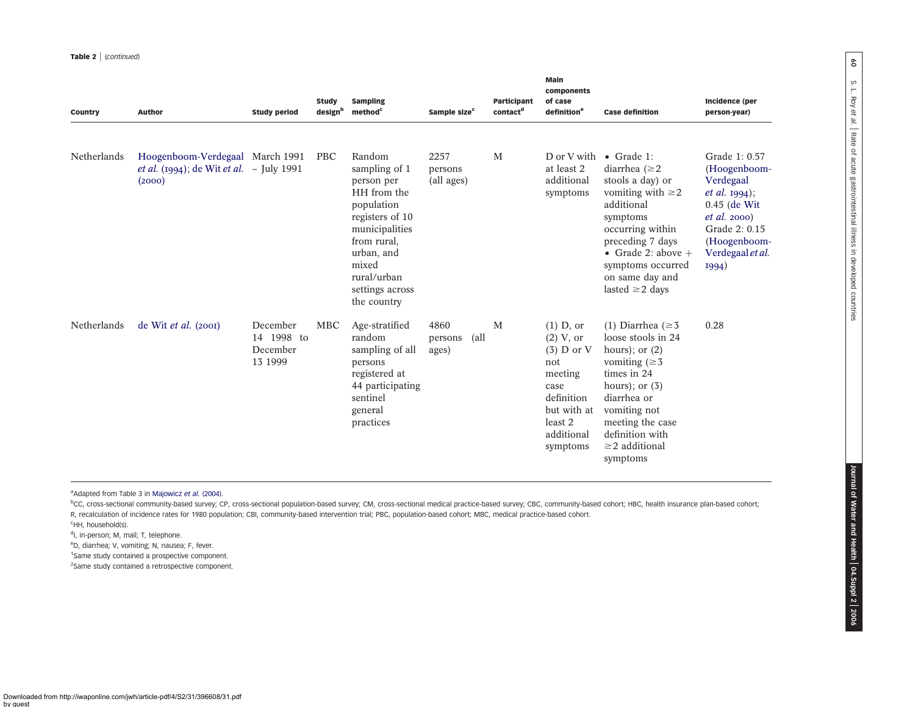**Table 2** | *(continued)*

| Country | Author | Study period | Study design[b] | Sampling method[c] | Sample size[c] | Participant contact[d] | Main components of case definition[e] | Case definition | Incidence (per person-year) |
|---|---|---|---|---|---|---|---|---|---|
| Netherlands | Hoogenboom-Verdegaal *et al.* (1994); de Wit *et al.* (2000) | March 1991 – July 1991 | PBC | Random sampling of 1 person per HH from the population registers of 10 municipalities from rural, urban, and mixed rural/urban settings across the country | 2257 persons (all ages) | M | D or V with at least 2 additional symptoms | • Grade 1: diarrhea (≥2 stools a day) or vomiting with ≥2 additional symptoms occurring within preceding 7 days • Grade 2: above + symptoms occurred on same day and lasted ≥2 days | Grade 1: 0.57 (Hoogenboom-Verdegaal *et al.* 1994); 0.45 (de Wit *et al.* 2000) Grade 2: 0.15 (Hoogenboom-Verdegaal *et al.* 1994) |
| Netherlands | de Wit *et al.* (2001) | December 14 1998 to December 13 1999 | MBC | Age-stratified random sampling of all persons registered at 44 participating sentinel general practices | 4860 persons (all ages) | M | (1) D, or (2) V, or (3) D or V not meeting case definition but with at least 2 additional symptoms | (1) Diarrhea (≥3 loose stools in 24 hours); or (2) vomiting (≥3 times in 24 hours); or (3) diarrhea or vomiting not meeting the case definition with ≥2 additional symptoms | 0.28 |

[a]Adapted from Table 3 in Majowicz *et al.* (2004).

[b]CC, cross-sectional community-based survey; CP, cross-sectional population-based survey; CM, cross-sectional medical practice-based survey; CBC, community-based cohort; HBC, health insurance plan-based cohort; R, recalculation of incidence rates for 1980 population; CBI, community-based intervention trial; PBC, population-based cohort; MBC, medical practice-based cohort.

[c]HH, household(s).

[d]I, in-person; M, mail; T, telephone.

[e]D, diarrhea; V, vomiting; N, nausea; F, fever.

[1]Same study contained a prospective component.

[2]Same study contained a retrospective component.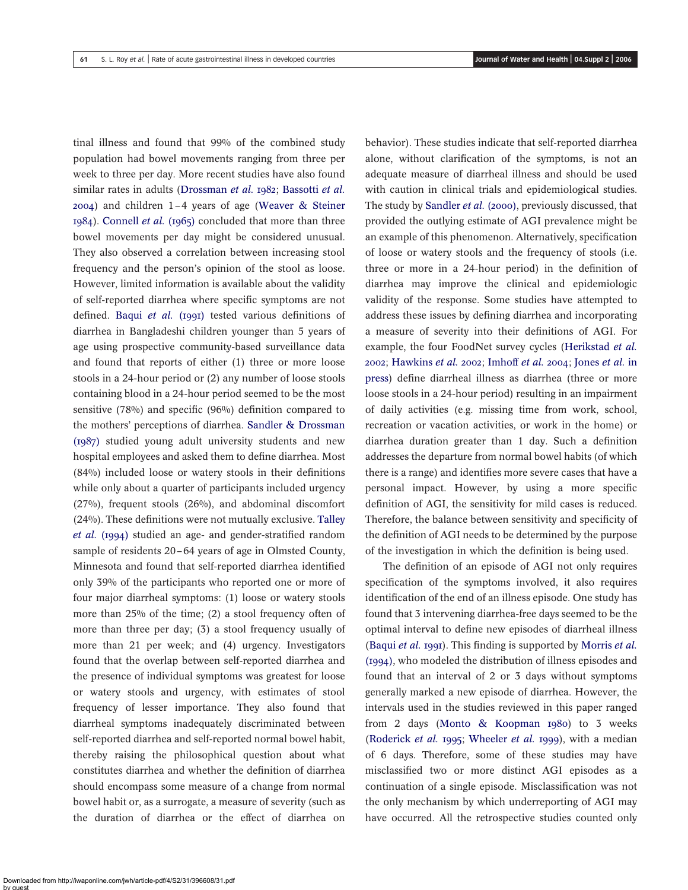tinal illness and found that 99% of the combined study population had bowel movements ranging from three per week to three per day. More recent studies have also found similar rates in adults (Drossman *et al.* 1982; Bassotti *et al.* 2004) and children 1–4 years of age (Weaver & Steiner 1984). Connell *et al.* (1965) concluded that more than three bowel movements per day might be considered unusual. They also observed a correlation between increasing stool frequency and the person's opinion of the stool as loose. However, limited information is available about the validity of self-reported diarrhea where specific symptoms are not defined. Baqui *et al.* (1991) tested various definitions of diarrhea in Bangladeshi children younger than 5 years of age using prospective community-based surveillance data and found that reports of either (1) three or more loose stools in a 24-hour period or (2) any number of loose stools containing blood in a 24-hour period seemed to be the most sensitive (78%) and specific (96%) definition compared to the mothers' perceptions of diarrhea. Sandler & Drossman (1987) studied young adult university students and new hospital employees and asked them to define diarrhea. Most (84%) included loose or watery stools in their definitions while only about a quarter of participants included urgency (27%), frequent stools (26%), and abdominal discomfort (24%). These definitions were not mutually exclusive. Talley *et al.* (1994) studied an age- and gender-stratified random sample of residents 20–64 years of age in Olmsted County, Minnesota and found that self-reported diarrhea identified only 39% of the participants who reported one or more of four major diarrheal symptoms: (1) loose or watery stools more than 25% of the time; (2) a stool frequency often of more than three per day; (3) a stool frequency usually of more than 21 per week; and (4) urgency. Investigators found that the overlap between self-reported diarrhea and the presence of individual symptoms was greatest for loose or watery stools and urgency, with estimates of stool frequency of lesser importance. They also found that diarrheal symptoms inadequately discriminated between self-reported diarrhea and self-reported normal bowel habit, thereby raising the philosophical question about what constitutes diarrhea and whether the definition of diarrhea should encompass some measure of a change from normal bowel habit or, as a surrogate, a measure of severity (such as the duration of diarrhea or the effect of diarrhea on behavior). These studies indicate that self-reported diarrhea alone, without clarification of the symptoms, is not an adequate measure of diarrheal illness and should be used with caution in clinical trials and epidemiological studies. The study by Sandler *et al.* (2000), previously discussed, that provided the outlying estimate of AGI prevalence might be an example of this phenomenon. Alternatively, specification of loose or watery stools and the frequency of stools (i.e. three or more in a 24-hour period) in the definition of diarrhea may improve the clinical and epidemiologic validity of the response. Some studies have attempted to address these issues by defining diarrhea and incorporating a measure of severity into their definitions of AGI. For example, the four FoodNet survey cycles (Herikstad *et al.* 2002; Hawkins *et al.* 2002; Imhoff *et al.* 2004; Jones *et al.* in press) define diarrheal illness as diarrhea (three or more loose stools in a 24-hour period) resulting in an impairment of daily activities (e.g. missing time from work, school, recreation or vacation activities, or work in the home) or diarrhea duration greater than 1 day. Such a definition addresses the departure from normal bowel habits (of which there is a range) and identifies more severe cases that have a personal impact. However, by using a more specific definition of AGI, the sensitivity for mild cases is reduced. Therefore, the balance between sensitivity and specificity of the definition of AGI needs to be determined by the purpose of the investigation in which the definition is being used.

The definition of an episode of AGI not only requires specification of the symptoms involved, it also requires identification of the end of an illness episode. One study has found that 3 intervening diarrhea-free days seemed to be the optimal interval to define new episodes of diarrheal illness (Baqui *et al.* 1991). This finding is supported by Morris *et al.* (1994), who modeled the distribution of illness episodes and found that an interval of 2 or 3 days without symptoms generally marked a new episode of diarrhea. However, the intervals used in the studies reviewed in this paper ranged from 2 days (Monto & Koopman 1980) to 3 weeks (Roderick *et al.* 1995; Wheeler *et al.* 1999), with a median of 6 days. Therefore, some of these studies may have misclassified two or more distinct AGI episodes as a continuation of a single episode. Misclassification was not the only mechanism by which underreporting of AGI may have occurred. All the retrospective studies counted only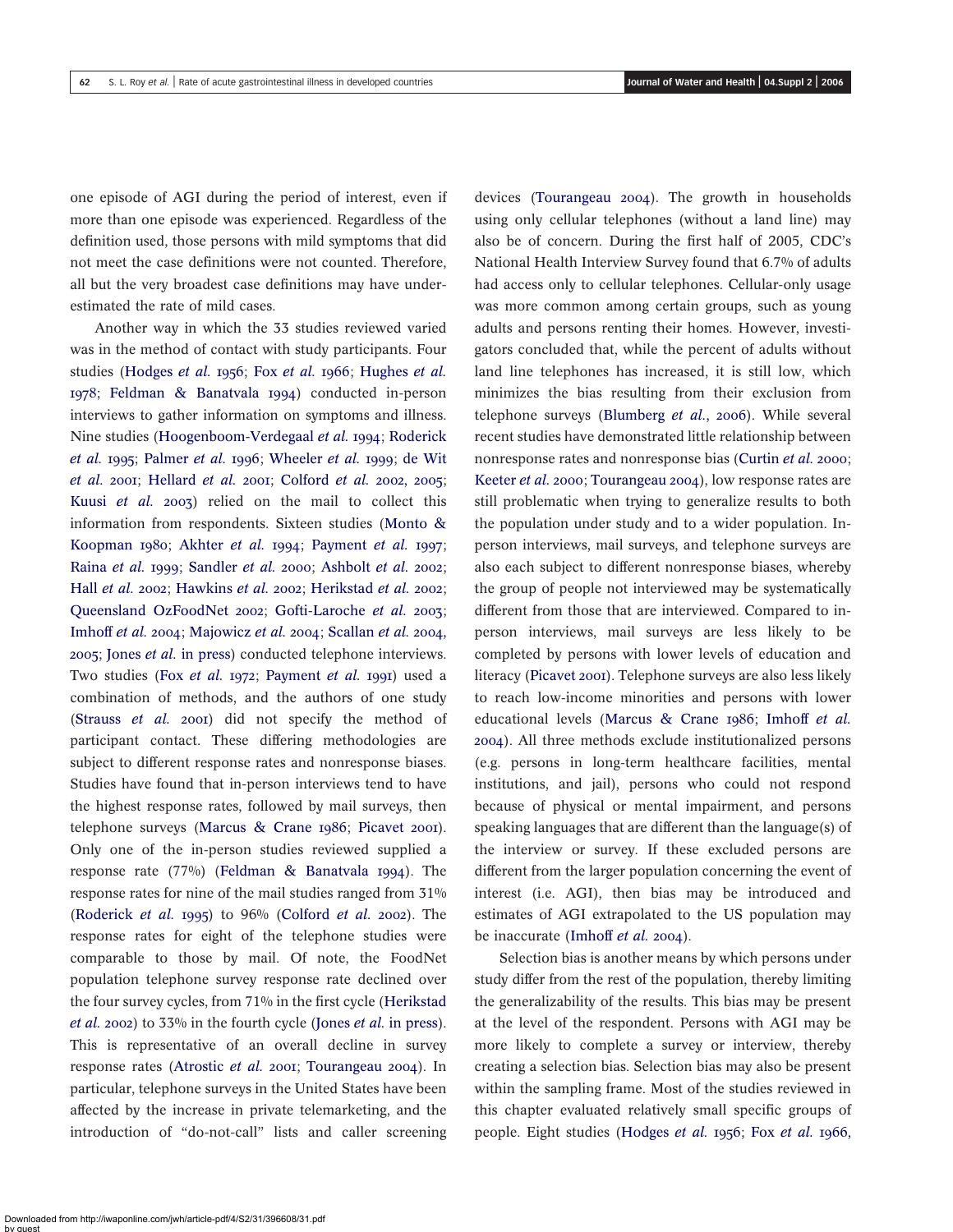one episode of AGI during the period of interest, even if more than one episode was experienced. Regardless of the definition used, those persons with mild symptoms that did not meet the case definitions were not counted. Therefore, all but the very broadest case definitions may have underestimated the rate of mild cases.

Another way in which the 33 studies reviewed varied was in the method of contact with study participants. Four studies (Hodges *et al.* 1956; Fox *et al.* 1966; Hughes *et al.* 1978; Feldman & Banatvala 1994) conducted in-person interviews to gather information on symptoms and illness. Nine studies (Hoogenboom-Verdegaal *et al.* 1994; Roderick *et al.* 1995; Palmer *et al.* 1996; Wheeler *et al.* 1999; de Wit *et al.* 2001; Hellard *et al.* 2001; Colford *et al.* 2002, 2005; Kuusi *et al.* 2003) relied on the mail to collect this information from respondents. Sixteen studies (Monto & Koopman 1980; Akhter *et al.* 1994; Payment *et al.* 1997; Raina *et al.* 1999; Sandler *et al.* 2000; Ashbolt *et al.* 2002; Hall *et al.* 2002; Hawkins *et al.* 2002; Herikstad *et al.* 2002; Queensland OzFoodNet 2002; Gofti-Laroche *et al.* 2003; Imhoff *et al.* 2004; Majowicz *et al.* 2004; Scallan *et al.* 2004, 2005; Jones *et al.* in press) conducted telephone interviews. Two studies (Fox *et al.* 1972; Payment *et al.* 1991) used a combination of methods, and the authors of one study (Strauss *et al.* 2001) did not specify the method of participant contact. These differing methodologies are subject to different response rates and nonresponse biases. Studies have found that in-person interviews tend to have the highest response rates, followed by mail surveys, then telephone surveys (Marcus & Crane 1986; Picavet 2001). Only one of the in-person studies reviewed supplied a response rate (77%) (Feldman & Banatvala 1994). The response rates for nine of the mail studies ranged from 31% (Roderick *et al.* 1995) to 96% (Colford *et al.* 2002). The response rates for eight of the telephone studies were comparable to those by mail. Of note, the FoodNet population telephone survey response rate declined over the four survey cycles, from 71% in the first cycle (Herikstad *et al.* 2002) to 33% in the fourth cycle (Jones *et al.* in press). This is representative of an overall decline in survey response rates (Atrostic *et al.* 2001; Tourangeau 2004). In particular, telephone surveys in the United States have been affected by the increase in private telemarketing, and the introduction of "do-not-call" lists and caller screening devices (Tourangeau 2004). The growth in households using only cellular telephones (without a land line) may also be of concern. During the first half of 2005, CDC's National Health Interview Survey found that 6.7% of adults had access only to cellular telephones. Cellular-only usage was more common among certain groups, such as young adults and persons renting their homes. However, investigators concluded that, while the percent of adults without land line telephones has increased, it is still low, which minimizes the bias resulting from their exclusion from telephone surveys (Blumberg *et al.*, 2006). While several recent studies have demonstrated little relationship between nonresponse rates and nonresponse bias (Curtin *et al.* 2000; Keeter *et al.* 2000; Tourangeau 2004), low response rates are still problematic when trying to generalize results to both the population under study and to a wider population. In-person interviews, mail surveys, and telephone surveys are also each subject to different nonresponse biases, whereby the group of people not interviewed may be systematically different from those that are interviewed. Compared to in-person interviews, mail surveys are less likely to be completed by persons with lower levels of education and literacy (Picavet 2001). Telephone surveys are also less likely to reach low-income minorities and persons with lower educational levels (Marcus & Crane 1986; Imhoff *et al.* 2004). All three methods exclude institutionalized persons (e.g. persons in long-term healthcare facilities, mental institutions, and jail), persons who could not respond because of physical or mental impairment, and persons speaking languages that are different than the language(s) of the interview or survey. If these excluded persons are different from the larger population concerning the event of interest (i.e. AGI), then bias may be introduced and estimates of AGI extrapolated to the US population may be inaccurate (Imhoff *et al.* 2004).

Selection bias is another means by which persons under study differ from the rest of the population, thereby limiting the generalizability of the results. This bias may be present at the level of the respondent. Persons with AGI may be more likely to complete a survey or interview, thereby creating a selection bias. Selection bias may also be present within the sampling frame. Most of the studies reviewed in this chapter evaluated relatively small specific groups of people. Eight studies (Hodges *et al.* 1956; Fox *et al.* 1966,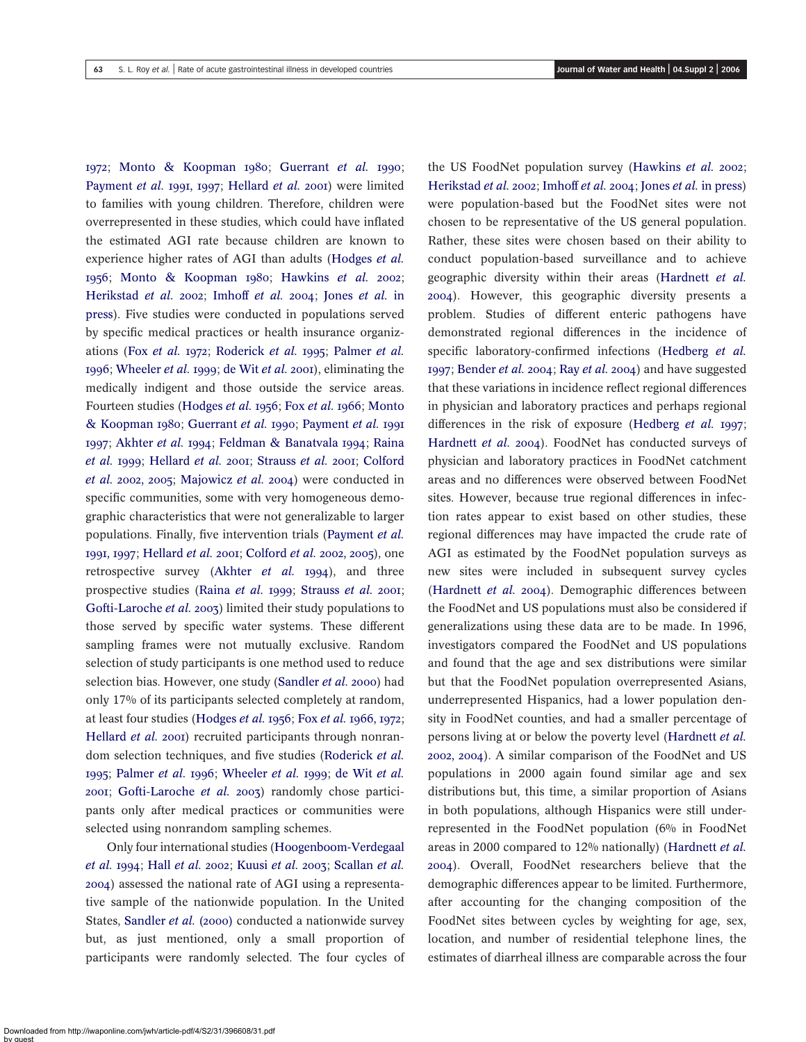1972; Monto & Koopman 1980; Guerrant *et al.* 1990; Payment *et al.* 1991, 1997; Hellard *et al.* 2001) were limited to families with young children. Therefore, children were overrepresented in these studies, which could have inflated the estimated AGI rate because children are known to experience higher rates of AGI than adults (Hodges *et al.* 1956; Monto & Koopman 1980; Hawkins *et al.* 2002; Herikstad *et al.* 2002; Imhoff *et al.* 2004; Jones *et al.* in press). Five studies were conducted in populations served by specific medical practices or health insurance organizations (Fox *et al.* 1972; Roderick *et al.* 1995; Palmer *et al.* 1996; Wheeler *et al.* 1999; de Wit *et al.* 2001), eliminating the medically indigent and those outside the service areas. Fourteen studies (Hodges *et al.* 1956; Fox *et al.* 1966; Monto & Koopman 1980; Guerrant *et al.* 1990; Payment *et al.* 1991 1997; Akhter *et al.* 1994; Feldman & Banatvala 1994; Raina *et al.* 1999; Hellard *et al.* 2001; Strauss *et al.* 2001; Colford *et al.* 2002, 2005; Majowicz *et al.* 2004) were conducted in specific communities, some with very homogeneous demographic characteristics that were not generalizable to larger populations. Finally, five intervention trials (Payment *et al.* 1991, 1997; Hellard *et al.* 2001; Colford *et al.* 2002, 2005), one retrospective survey (Akhter *et al.* 1994), and three prospective studies (Raina *et al.* 1999; Strauss *et al.* 2001; Gofti-Laroche *et al.* 2003) limited their study populations to those served by specific water systems. These different sampling frames were not mutually exclusive. Random selection of study participants is one method used to reduce selection bias. However, one study (Sandler *et al.* 2000) had only 17% of its participants selected completely at random, at least four studies (Hodges *et al.* 1956; Fox *et al.* 1966, 1972; Hellard *et al.* 2001) recruited participants through nonrandom selection techniques, and five studies (Roderick *et al.* 1995; Palmer *et al.* 1996; Wheeler *et al.* 1999; de Wit *et al.* 2001; Gofti-Laroche *et al.* 2003) randomly chose participants only after medical practices or communities were selected using nonrandom sampling schemes.

Only four international studies (Hoogenboom-Verdegaal *et al.* 1994; Hall *et al.* 2002; Kuusi *et al.* 2003; Scallan *et al.* 2004) assessed the national rate of AGI using a representative sample of the nationwide population. In the United States, Sandler *et al.* (2000) conducted a nationwide survey but, as just mentioned, only a small proportion of participants were randomly selected. The four cycles of the US FoodNet population survey (Hawkins *et al.* 2002; Herikstad *et al.* 2002; Imhoff *et al.* 2004; Jones *et al.* in press) were population-based but the FoodNet sites were not chosen to be representative of the US general population. Rather, these sites were chosen based on their ability to conduct population-based surveillance and to achieve geographic diversity within their areas (Hardnett *et al.* 2004). However, this geographic diversity presents a problem. Studies of different enteric pathogens have demonstrated regional differences in the incidence of specific laboratory-confirmed infections (Hedberg *et al.* 1997; Bender *et al.* 2004; Ray *et al.* 2004) and have suggested that these variations in incidence reflect regional differences in physician and laboratory practices and perhaps regional differences in the risk of exposure (Hedberg *et al.* 1997; Hardnett *et al.* 2004). FoodNet has conducted surveys of physician and laboratory practices in FoodNet catchment areas and no differences were observed between FoodNet sites. However, because true regional differences in infection rates appear to exist based on other studies, these regional differences may have impacted the crude rate of AGI as estimated by the FoodNet population surveys as new sites were included in subsequent survey cycles (Hardnett *et al.* 2004). Demographic differences between the FoodNet and US populations must also be considered if generalizations using these data are to be made. In 1996, investigators compared the FoodNet and US populations and found that the age and sex distributions were similar but that the FoodNet population overrepresented Asians, underrepresented Hispanics, had a lower population density in FoodNet counties, and had a smaller percentage of persons living at or below the poverty level (Hardnett *et al.* 2002, 2004). A similar comparison of the FoodNet and US populations in 2000 again found similar age and sex distributions but, this time, a similar proportion of Asians in both populations, although Hispanics were still underrepresented in the FoodNet population (6% in FoodNet areas in 2000 compared to 12% nationally) (Hardnett *et al.* 2004). Overall, FoodNet researchers believe that the demographic differences appear to be limited. Furthermore, after accounting for the changing composition of the FoodNet sites between cycles by weighting for age, sex, location, and number of residential telephone lines, the estimates of diarrheal illness are comparable across the four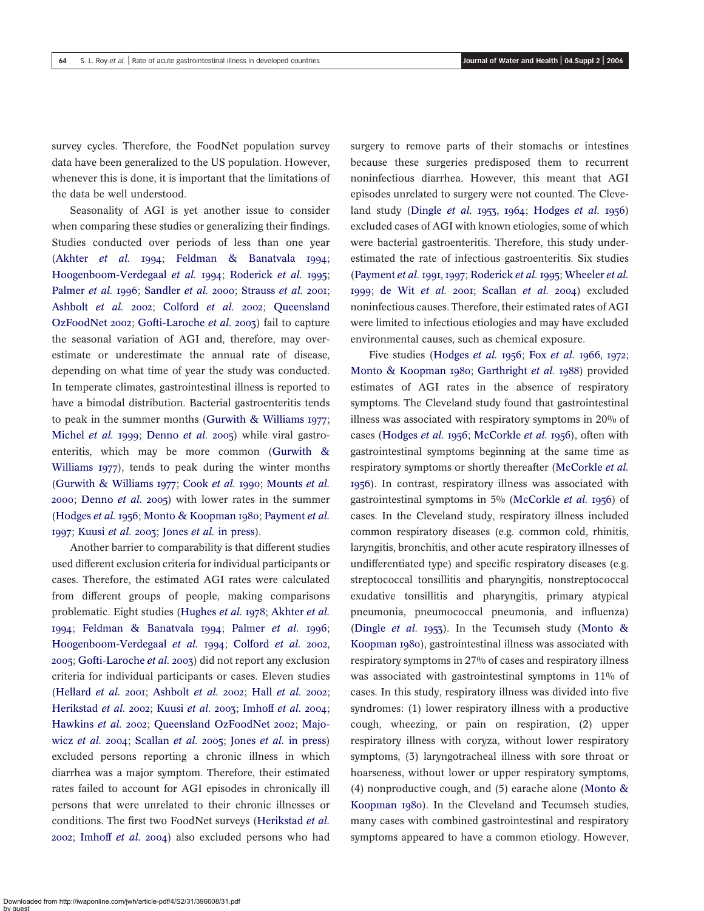survey cycles. Therefore, the FoodNet population survey data have been generalized to the US population. However, whenever this is done, it is important that the limitations of the data be well understood.

Seasonality of AGI is yet another issue to consider when comparing these studies or generalizing their findings. Studies conducted over periods of less than one year (Akhter *et al.* 1994; Feldman & Banatvala 1994; Hoogenboom-Verdegaal *et al.* 1994; Roderick *et al.* 1995; Palmer *et al.* 1996; Sandler *et al.* 2000; Strauss *et al.* 2001; Ashbolt *et al.* 2002; Colford *et al.* 2002; Queensland OzFoodNet 2002; Gofti-Laroche *et al.* 2003) fail to capture the seasonal variation of AGI and, therefore, may overestimate or underestimate the annual rate of disease, depending on what time of year the study was conducted. In temperate climates, gastrointestinal illness is reported to have a bimodal distribution. Bacterial gastroenteritis tends to peak in the summer months (Gurwith & Williams 1977; Michel *et al.* 1999; Denno *et al.* 2005) while viral gastroenteritis, which may be more common (Gurwith & Williams 1977), tends to peak during the winter months (Gurwith & Williams 1977; Cook *et al.* 1990; Mounts *et al.* 2000; Denno *et al.* 2005) with lower rates in the summer (Hodges *et al.* 1956; Monto & Koopman 1980; Payment *et al.* 1997; Kuusi *et al.* 2003; Jones *et al.* in press).

Another barrier to comparability is that different studies used different exclusion criteria for individual participants or cases. Therefore, the estimated AGI rates were calculated from different groups of people, making comparisons problematic. Eight studies (Hughes *et al.* 1978; Akhter *et al.* 1994; Feldman & Banatvala 1994; Palmer *et al.* 1996; Hoogenboom-Verdegaal *et al.* 1994; Colford *et al.* 2002, 2005; Gofti-Laroche *et al.* 2003) did not report any exclusion criteria for individual participants or cases. Eleven studies (Hellard *et al.* 2001; Ashbolt *et al.* 2002; Hall *et al.* 2002; Herikstad *et al.* 2002; Kuusi *et al.* 2003; Imhoff *et al.* 2004; Hawkins *et al.* 2002; Queensland OzFoodNet 2002; Majowicz *et al.* 2004; Scallan *et al.* 2005; Jones *et al.* in press) excluded persons reporting a chronic illness in which diarrhea was a major symptom. Therefore, their estimated rates failed to account for AGI episodes in chronically ill persons that were unrelated to their chronic illnesses or conditions. The first two FoodNet surveys (Herikstad *et al.* 2002; Imhoff *et al.* 2004) also excluded persons who had surgery to remove parts of their stomachs or intestines because these surgeries predisposed them to recurrent noninfectious diarrhea. However, this meant that AGI episodes unrelated to surgery were not counted. The Cleveland study (Dingle *et al.* 1953, 1964; Hodges *et al.* 1956) excluded cases of AGI with known etiologies, some of which were bacterial gastroenteritis. Therefore, this study underestimated the rate of infectious gastroenteritis. Six studies (Payment *et al.* 1991, 1997; Roderick *et al.* 1995; Wheeler *et al.* 1999; de Wit *et al.* 2001; Scallan *et al.* 2004) excluded noninfectious causes. Therefore, their estimated rates of AGI were limited to infectious etiologies and may have excluded environmental causes, such as chemical exposure.

Five studies (Hodges *et al.* 1956; Fox *et al.* 1966, 1972; Monto & Koopman 1980; Garthright *et al.* 1988) provided estimates of AGI rates in the absence of respiratory symptoms. The Cleveland study found that gastrointestinal illness was associated with respiratory symptoms in 20% of cases (Hodges *et al.* 1956; McCorkle *et al.* 1956), often with gastrointestinal symptoms beginning at the same time as respiratory symptoms or shortly thereafter (McCorkle *et al.* 1956). In contrast, respiratory illness was associated with gastrointestinal symptoms in 5% (McCorkle *et al.* 1956) of cases. In the Cleveland study, respiratory illness included common respiratory diseases (e.g. common cold, rhinitis, laryngitis, bronchitis, and other acute respiratory illnesses of undifferentiated type) and specific respiratory diseases (e.g. streptococcal tonsillitis and pharyngitis, nonstreptococcal exudative tonsillitis and pharyngitis, primary atypical pneumonia, pneumococcal pneumonia, and influenza) (Dingle *et al.* 1953). In the Tecumseh study (Monto & Koopman 1980), gastrointestinal illness was associated with respiratory symptoms in 27% of cases and respiratory illness was associated with gastrointestinal symptoms in 11% of cases. In this study, respiratory illness was divided into five syndromes: (1) lower respiratory illness with a productive cough, wheezing, or pain on respiration, (2) upper respiratory illness with coryza, without lower respiratory symptoms, (3) laryngotracheal illness with sore throat or hoarseness, without lower or upper respiratory symptoms, (4) nonproductive cough, and (5) earache alone (Monto & Koopman 1980). In the Cleveland and Tecumseh studies, many cases with combined gastrointestinal and respiratory symptoms appeared to have a common etiology. However,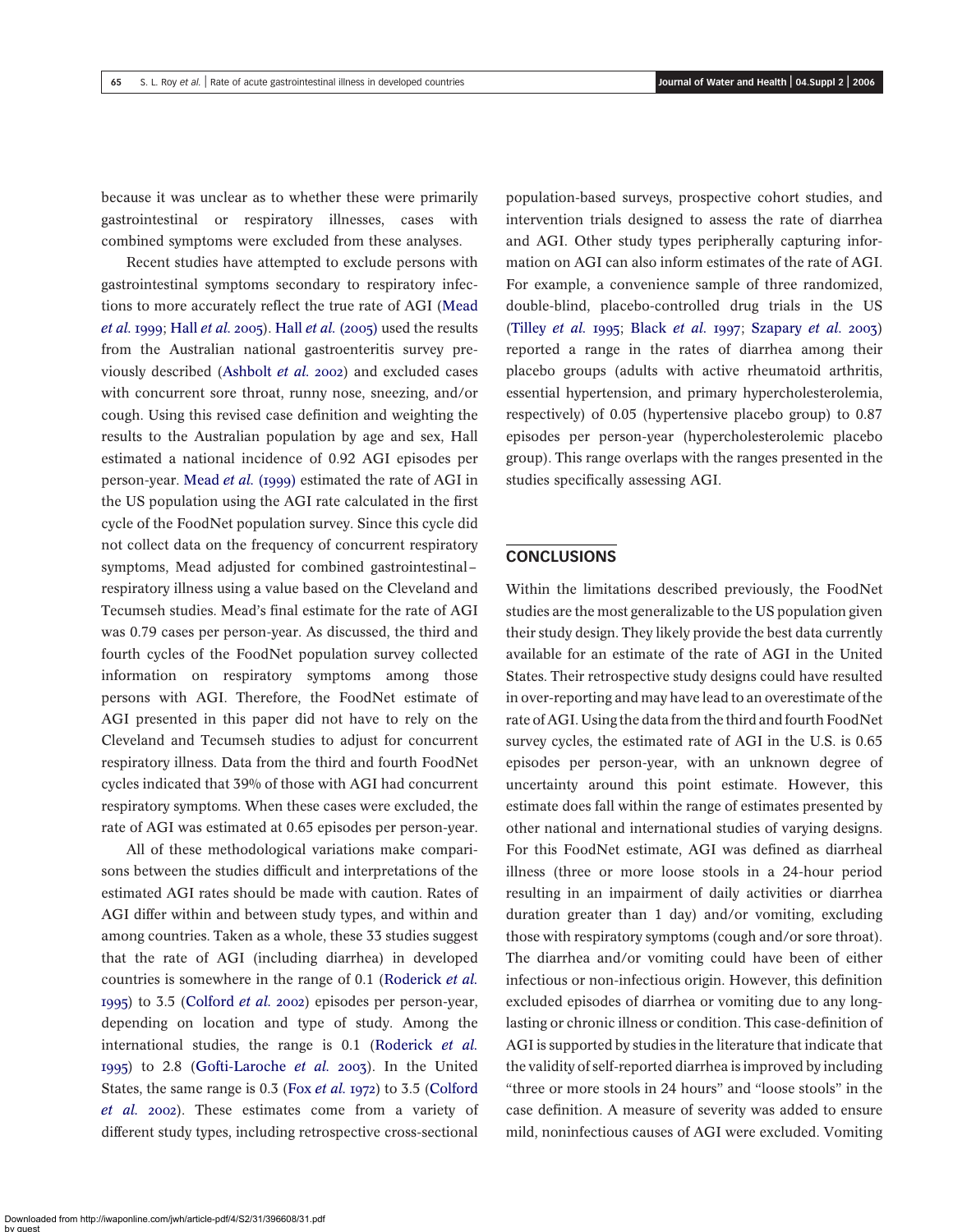because it was unclear as to whether these were primarily gastrointestinal or respiratory illnesses, cases with combined symptoms were excluded from these analyses.

Recent studies have attempted to exclude persons with gastrointestinal symptoms secondary to respiratory infections to more accurately reflect the true rate of AGI (Mead *et al.* 1999; Hall *et al.* 2005). Hall *et al.* (2005) used the results from the Australian national gastroenteritis survey previously described (Ashbolt *et al.* 2002) and excluded cases with concurrent sore throat, runny nose, sneezing, and/or cough. Using this revised case definition and weighting the results to the Australian population by age and sex, Hall estimated a national incidence of 0.92 AGI episodes per person-year. Mead *et al.* (1999) estimated the rate of AGI in the US population using the AGI rate calculated in the first cycle of the FoodNet population survey. Since this cycle did not collect data on the frequency of concurrent respiratory symptoms, Mead adjusted for combined gastrointestinal–respiratory illness using a value based on the Cleveland and Tecumseh studies. Mead's final estimate for the rate of AGI was 0.79 cases per person-year. As discussed, the third and fourth cycles of the FoodNet population survey collected information on respiratory symptoms among those persons with AGI. Therefore, the FoodNet estimate of AGI presented in this paper did not have to rely on the Cleveland and Tecumseh studies to adjust for concurrent respiratory illness. Data from the third and fourth FoodNet cycles indicated that 39% of those with AGI had concurrent respiratory symptoms. When these cases were excluded, the rate of AGI was estimated at 0.65 episodes per person-year.

All of these methodological variations make comparisons between the studies difficult and interpretations of the estimated AGI rates should be made with caution. Rates of AGI differ within and between study types, and within and among countries. Taken as a whole, these 33 studies suggest that the rate of AGI (including diarrhea) in developed countries is somewhere in the range of 0.1 (Roderick *et al.* 1995) to 3.5 (Colford *et al.* 2002) episodes per person-year, depending on location and type of study. Among the international studies, the range is 0.1 (Roderick *et al.* 1995) to 2.8 (Gofti-Laroche *et al.* 2003). In the United States, the same range is 0.3 (Fox *et al.* 1972) to 3.5 (Colford *et al.* 2002). These estimates come from a variety of different study types, including retrospective cross-sectional population-based surveys, prospective cohort studies, and intervention trials designed to assess the rate of diarrhea and AGI. Other study types peripherally capturing information on AGI can also inform estimates of the rate of AGI. For example, a convenience sample of three randomized, double-blind, placebo-controlled drug trials in the US (Tilley *et al.* 1995; Black *et al.* 1997; Szapary *et al.* 2003) reported a range in the rates of diarrhea among their placebo groups (adults with active rheumatoid arthritis, essential hypertension, and primary hypercholesterolemia, respectively) of 0.05 (hypertensive placebo group) to 0.87 episodes per person-year (hypercholesterolemic placebo group). This range overlaps with the ranges presented in the studies specifically assessing AGI.

## CONCLUSIONS

Within the limitations described previously, the FoodNet studies are the most generalizable to the US population given their study design. They likely provide the best data currently available for an estimate of the rate of AGI in the United States. Their retrospective study designs could have resulted in over-reporting and may have lead to an overestimate of the rate of AGI. Using the data from the third and fourth FoodNet survey cycles, the estimated rate of AGI in the U.S. is 0.65 episodes per person-year, with an unknown degree of uncertainty around this point estimate. However, this estimate does fall within the range of estimates presented by other national and international studies of varying designs. For this FoodNet estimate, AGI was defined as diarrheal illness (three or more loose stools in a 24-hour period resulting in an impairment of daily activities or diarrhea duration greater than 1 day) and/or vomiting, excluding those with respiratory symptoms (cough and/or sore throat). The diarrhea and/or vomiting could have been of either infectious or non-infectious origin. However, this definition excluded episodes of diarrhea or vomiting due to any long-lasting or chronic illness or condition. This case-definition of AGI is supported by studies in the literature that indicate that the validity of self-reported diarrhea is improved by including "three or more stools in 24 hours" and "loose stools" in the case definition. A measure of severity was added to ensure mild, noninfectious causes of AGI were excluded. Vomiting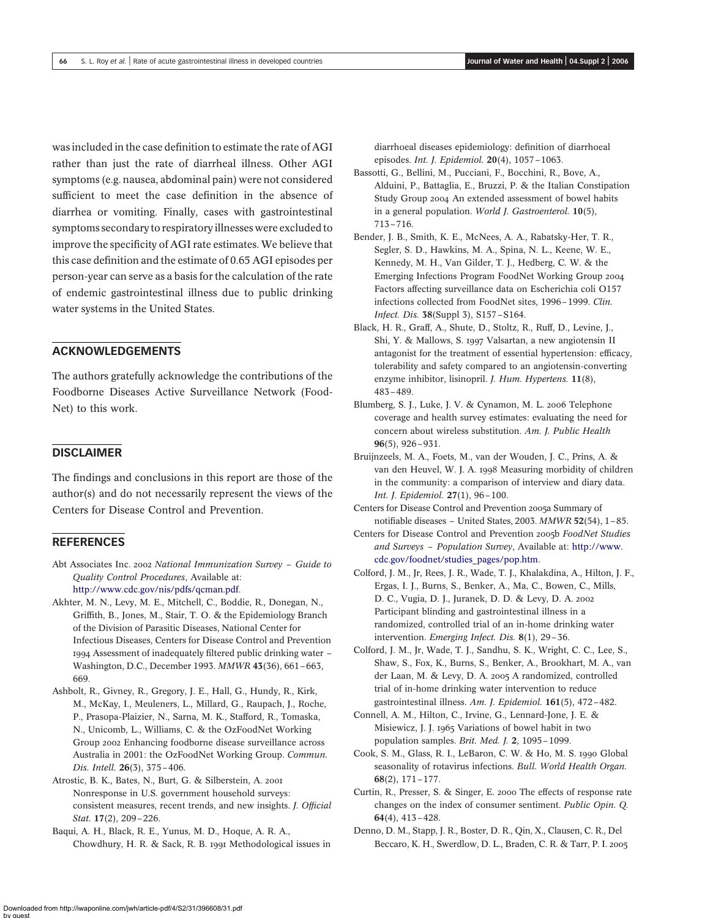was included in the case definition to estimate the rate of AGI rather than just the rate of diarrheal illness. Other AGI symptoms (e.g. nausea, abdominal pain) were not considered sufficient to meet the case definition in the absence of diarrhea or vomiting. Finally, cases with gastrointestinal symptoms secondary to respiratory illnesses were excluded to improve the specificity of AGI rate estimates. We believe that this case definition and the estimate of 0.65 AGI episodes per person-year can serve as a basis for the calculation of the rate of endemic gastrointestinal illness due to public drinking water systems in the United States.

## ACKNOWLEDGEMENTS

The authors gratefully acknowledge the contributions of the Foodborne Diseases Active Surveillance Network (FoodNet) to this work.

## DISCLAIMER

The findings and conclusions in this report are those of the author(s) and do not necessarily represent the views of the Centers for Disease Control and Prevention.

## REFERENCES

Abt Associates Inc. 2002 *National Immunization Survey – Guide to Quality Control Procedures*, Available at: http://www.cdc.gov/nis/pdfs/qcman.pdf.

Akhter, M. N., Levy, M. E., Mitchell, C., Boddie, R., Donegan, N., Griffith, B., Jones, M., Stair, T. O. & the Epidemiology Branch of the Division of Parasitic Diseases, National Center for Infectious Diseases, Centers for Disease Control and Prevention 1994 Assessment of inadequately filtered public drinking water – Washington, D.C., December 1993. *MMWR* **43**(36), 661–663, 669.

Ashbolt, R., Givney, R., Gregory, J. E., Hall, G., Hundy, R., Kirk, M., McKay, I., Meuleners, L., Millard, G., Raupach, J., Roche, P., Prasopa-Plaizier, N., Sarna, M. K., Stafford, R., Tomaska, N., Unicomb, L., Williams, C. & the OzFoodNet Working Group 2002 Enhancing foodborne disease surveillance across Australia in 2001: the OzFoodNet Working Group. *Commun. Dis. Intell.* **26**(3), 375–406.

Atrostic, B. K., Bates, N., Burt, G. & Silberstein, A. 2001 Nonresponse in U.S. government household surveys: consistent measures, recent trends, and new insights. *J. Official Stat.* **17**(2), 209–226.

Baqui, A. H., Black, R. E., Yunus, M. D., Hoque, A. R. A., Chowdhury, H. R. & Sack, R. B. 1991 Methodological issues in diarrhoeal diseases epidemiology: definition of diarrhoeal episodes. *Int. J. Epidemiol.* **20**(4), 1057–1063.

Bassotti, G., Bellini, M., Pucciani, F., Bocchini, R., Bove, A., Alduini, P., Battaglia, E., Bruzzi, P. & the Italian Constipation Study Group 2004 An extended assessment of bowel habits in a general population. *World J. Gastroenterol.* **10**(5), 713–716.

Bender, J. B., Smith, K. E., McNees, A. A., Rabatsky-Her, T. R., Segler, S. D., Hawkins, M. A., Spina, N. L., Keene, W. E., Kennedy, M. H., Van Gilder, T. J., Hedberg, C. W. & the Emerging Infections Program FoodNet Working Group 2004 Factors affecting surveillance data on Escherichia coli O157 infections collected from FoodNet sites, 1996–1999. *Clin. Infect. Dis.* **38**(Suppl 3), S157–S164.

Black, H. R., Graff, A., Shute, D., Stoltz, R., Ruff, D., Levine, J., Shi, Y. & Mallows, S. 1997 Valsartan, a new angiotensin II antagonist for the treatment of essential hypertension: efficacy, tolerability and safety compared to an angiotensin-converting enzyme inhibitor, lisinopril. *J. Hum. Hypertens.* **11**(8), 483–489.

Blumberg, S. J., Luke, J. V. & Cynamon, M. L. 2006 Telephone coverage and health survey estimates: evaluating the need for concern about wireless substitution. *Am. J. Public Health* **96**(5), 926–931.

Bruijnzeels, M. A., Foets, M., van der Wouden, J. C., Prins, A. & van den Heuvel, W. J. A. 1998 Measuring morbidity of children in the community: a comparison of interview and diary data. *Int. J. Epidemiol.* **27**(1), 96–100.

Centers for Disease Control and Prevention 2005a Summary of notifiable diseases – United States, 2003. *MMWR* **52**(54), 1–85.

Centers for Disease Control and Prevention 2005b *FoodNet Studies and Surveys – Population Survey*, Available at: http://www.cdc.gov/foodnet/studies_pages/pop.htm.

Colford, J. M., Jr, Rees, J. R., Wade, T. J., Khalakdina, A., Hilton, J. F., Ergas, I. J., Burns, S., Benker, A., Ma, C., Bowen, C., Mills, D. C., Vugia, D. J., Juranek, D. D. & Levy, D. A. 2002 Participant blinding and gastrointestinal illness in a randomized, controlled trial of an in-home drinking water intervention. *Emerging Infect. Dis.* **8**(1), 29–36.

Colford, J. M., Jr, Wade, T. J., Sandhu, S. K., Wright, C. C., Lee, S., Shaw, S., Fox, K., Burns, S., Benker, A., Brookhart, M. A., van der Laan, M. & Levy, D. A. 2005 A randomized, controlled trial of in-home drinking water intervention to reduce gastrointestinal illness. *Am. J. Epidemiol.* **161**(5), 472–482.

Connell, A. M., Hilton, C., Irvine, G., Lennard-Jone, J. E. & Misiewicz, J. J. 1965 Variations of bowel habit in two population samples. *Brit. Med. J.* **2**, 1095–1099.

Cook, S. M., Glass, R. I., LeBaron, C. W. & Ho, M. S. 1990 Global seasonality of rotavirus infections. *Bull. World Health Organ.* **68**(2), 171–177.

Curtin, R., Presser, S. & Singer, E. 2000 The effects of response rate changes on the index of consumer sentiment. *Public Opin. Q.* **64**(4), 413–428.

Denno, D. M., Stapp, J. R., Boster, D. R., Qin, X., Clausen, C. R., Del Beccaro, K. H., Swerdlow, D. L., Braden, C. R. & Tarr, P. I. 2005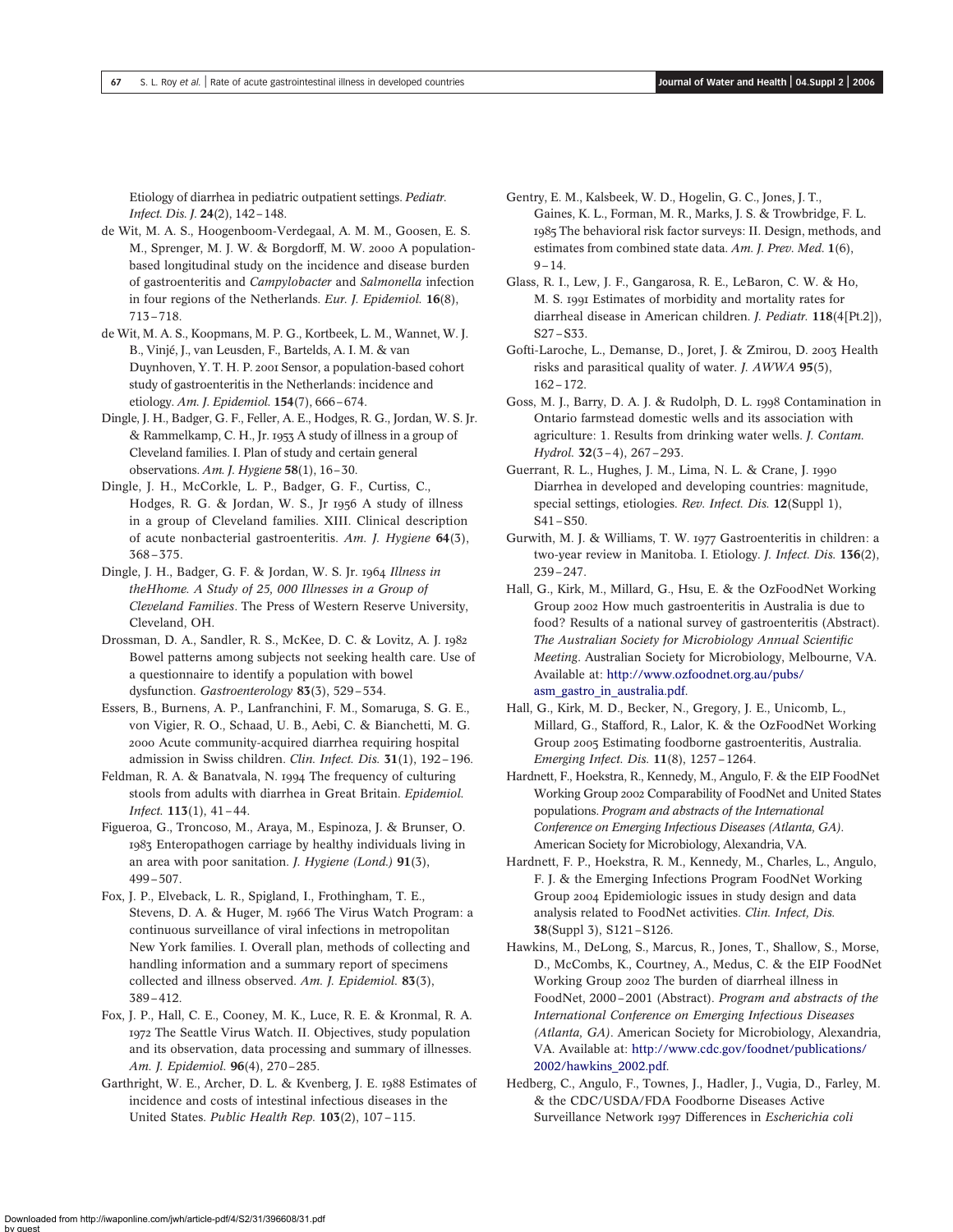Etiology of diarrhea in pediatric outpatient settings. *Pediatr. Infect. Dis. J.* **24**(2), 142–148.

de Wit, M. A. S., Hoogenboom-Verdegaal, A. M. M., Goosen, E. S. M., Sprenger, M. J. W. & Borgdorff, M. W. 2000 A population-based longitudinal study on the incidence and disease burden of gastroenteritis and *Campylobacter* and *Salmonella* infection in four regions of the Netherlands. *Eur. J. Epidemiol.* **16**(8), 713–718.

de Wit, M. A. S., Koopmans, M. P. G., Kortbeek, L. M., Wannet, W. J. B., Vinjé, J., van Leusden, F., Bartelds, A. I. M. & van Duynhoven, Y. T. H. P. 2001 Sensor, a population-based cohort study of gastroenteritis in the Netherlands: incidence and etiology. *Am. J. Epidemiol.* **154**(7), 666–674.

Dingle, J. H., Badger, G. F., Feller, A. E., Hodges, R. G., Jordan, W. S. Jr. & Rammelkamp, C. H., Jr. 1953 A study of illness in a group of Cleveland families. I. Plan of study and certain general observations. *Am. J. Hygiene* **58**(1), 16–30.

Dingle, J. H., McCorkle, L. P., Badger, G. F., Curtiss, C., Hodges, R. G. & Jordan, W. S., Jr 1956 A study of illness in a group of Cleveland families. XIII. Clinical description of acute nonbacterial gastroenteritis. *Am. J. Hygiene* **64**(3), 368–375.

Dingle, J. H., Badger, G. F. & Jordan, W. S. Jr. 1964 *Illness in theHhome. A Study of 25, 000 Illnesses in a Group of Cleveland Families*. The Press of Western Reserve University, Cleveland, OH.

Drossman, D. A., Sandler, R. S., McKee, D. C. & Lovitz, A. J. 1982 Bowel patterns among subjects not seeking health care. Use of a questionnaire to identify a population with bowel dysfunction. *Gastroenterology* **83**(3), 529–534.

Essers, B., Burnens, A. P., Lanfranchini, F. M., Somaruga, S. G. E., von Vigier, R. O., Schaad, U. B., Aebi, C. & Bianchetti, M. G. 2000 Acute community-acquired diarrhea requiring hospital admission in Swiss children. *Clin. Infect. Dis.* **31**(1), 192–196.

Feldman, R. A. & Banatvala, N. 1994 The frequency of culturing stools from adults with diarrhea in Great Britain. *Epidemiol. Infect.* **113**(1), 41–44.

Figueroa, G., Troncoso, M., Araya, M., Espinoza, J. & Brunser, O. 1983 Enteropathogen carriage by healthy individuals living in an area with poor sanitation. *J. Hygiene (Lond.)* **91**(3), 499–507.

Fox, J. P., Elveback, L. R., Spigland, I., Frothingham, T. E., Stevens, D. A. & Huger, M. 1966 The Virus Watch Program: a continuous surveillance of viral infections in metropolitan New York families. I. Overall plan, methods of collecting and handling information and a summary report of specimens collected and illness observed. *Am. J. Epidemiol.* **83**(3), 389–412.

Fox, J. P., Hall, C. E., Cooney, M. K., Luce, R. E. & Kronmal, R. A. 1972 The Seattle Virus Watch. II. Objectives, study population and its observation, data processing and summary of illnesses. *Am. J. Epidemiol.* **96**(4), 270–285.

Garthright, W. E., Archer, D. L. & Kvenberg, J. E. 1988 Estimates of incidence and costs of intestinal infectious diseases in the United States. *Public Health Rep.* **103**(2), 107–115.

Gentry, E. M., Kalsbeek, W. D., Hogelin, G. C., Jones, J. T., Gaines, K. L., Forman, M. R., Marks, J. S. & Trowbridge, F. L. 1985 The behavioral risk factor surveys: II. Design, methods, and estimates from combined state data. *Am. J. Prev. Med.* **1**(6), 9–14.

Glass, R. I., Lew, J. F., Gangarosa, R. E., LeBaron, C. W. & Ho, M. S. 1991 Estimates of morbidity and mortality rates for diarrheal disease in American children. *J. Pediatr.* **118**(4[Pt.2]), S27–S33.

Gofti-Laroche, L., Demanse, D., Joret, J. & Zmirou, D. 2003 Health risks and parasitical quality of water. *J. AWWA* **95**(5), 162–172.

Goss, M. J., Barry, D. A. J. & Rudolph, D. L. 1998 Contamination in Ontario farmstead domestic wells and its association with agriculture: 1. Results from drinking water wells. *J. Contam. Hydrol.* **32**(3–4), 267–293.

Guerrant, R. L., Hughes, J. M., Lima, N. L. & Crane, J. 1990 Diarrhea in developed and developing countries: magnitude, special settings, etiologies. *Rev. Infect. Dis.* **12**(Suppl 1), S41–S50.

Gurwith, M. J. & Williams, T. W. 1977 Gastroenteritis in children: a two-year review in Manitoba. I. Etiology. *J. Infect. Dis.* **136**(2), 239–247.

Hall, G., Kirk, M., Millard, G., Hsu, E. & the OzFoodNet Working Group 2002 How much gastroenteritis in Australia is due to food? Results of a national survey of gastroenteritis (Abstract). *The Australian Society for Microbiology Annual Scientific Meeting*. Australian Society for Microbiology, Melbourne, VA. Available at: http://www.ozfoodnet.org.au/pubs/asm_gastro_in_australia.pdf.

Hall, G., Kirk, M. D., Becker, N., Gregory, J. E., Unicomb, L., Millard, G., Stafford, R., Lalor, K. & the OzFoodNet Working Group 2005 Estimating foodborne gastroenteritis, Australia. *Emerging Infect. Dis.* **11**(8), 1257–1264.

Hardnett, F., Hoekstra, R., Kennedy, M., Angulo, F. & the EIP FoodNet Working Group 2002 Comparability of FoodNet and United States populations. *Program and abstracts of the International Conference on Emerging Infectious Diseases (Atlanta, GA)*. American Society for Microbiology, Alexandria, VA.

Hardnett, F. P., Hoekstra, R. M., Kennedy, M., Charles, L., Angulo, F. J. & the Emerging Infections Program FoodNet Working Group 2004 Epidemiologic issues in study design and data analysis related to FoodNet activities. *Clin. Infect, Dis.* **38**(Suppl 3), S121–S126.

Hawkins, M., DeLong, S., Marcus, R., Jones, T., Shallow, S., Morse, D., McCombs, K., Courtney, A., Medus, C. & the EIP FoodNet Working Group 2002 The burden of diarrheal illness in FoodNet, 2000–2001 (Abstract). *Program and abstracts of the International Conference on Emerging Infectious Diseases (Atlanta, GA)*. American Society for Microbiology, Alexandria, VA. Available at: http://www.cdc.gov/foodnet/publications/2002/hawkins_2002.pdf.

Hedberg, C., Angulo, F., Townes, J., Hadler, J., Vugia, D., Farley, M. & the CDC/USDA/FDA Foodborne Diseases Active Surveillance Network 1997 Differences in *Escherichia coli*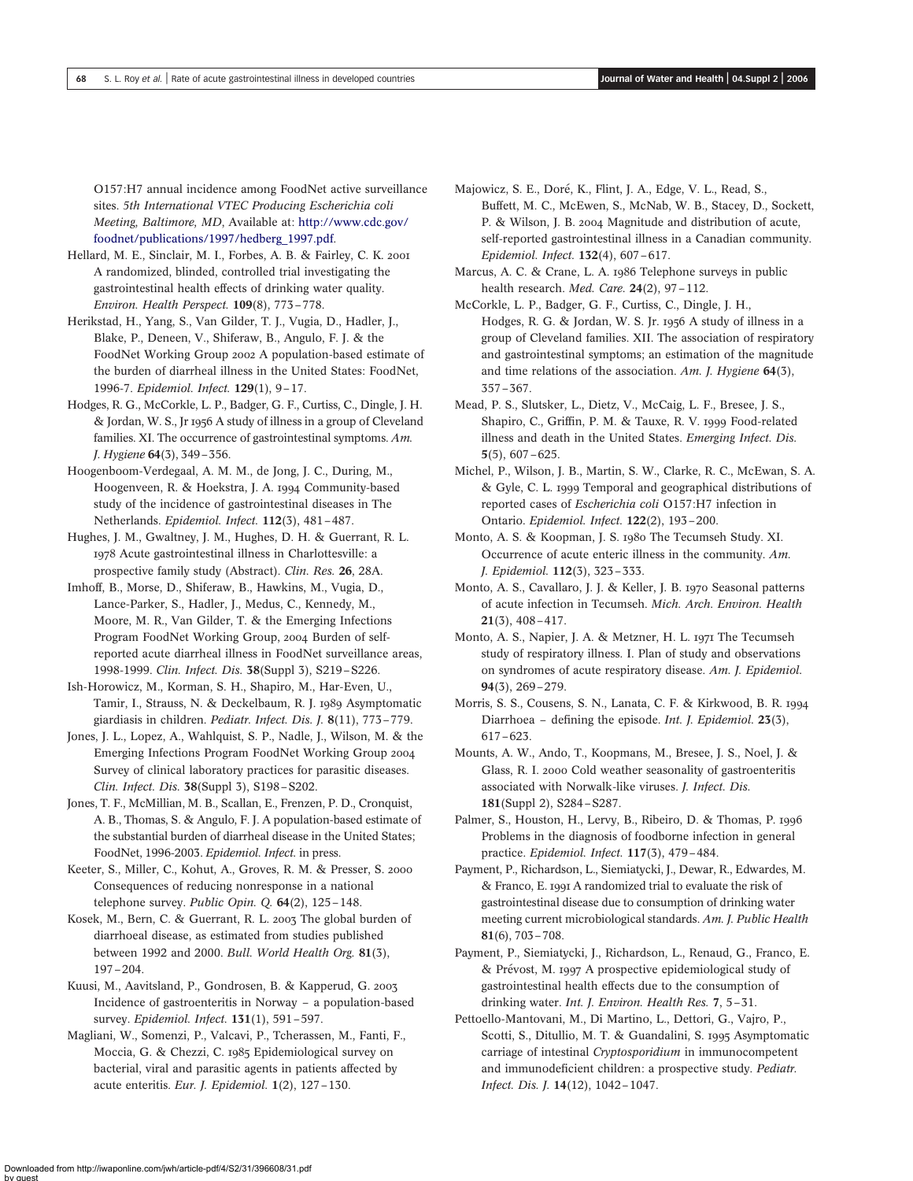O157:H7 annual incidence among FoodNet active surveillance sites. *5th International VTEC Producing Escherichia coli Meeting, Baltimore, MD*, Available at: http://www.cdc.gov/foodnet/publications/1997/hedberg_1997.pdf.

Hellard, M. E., Sinclair, M. I., Forbes, A. B. & Fairley, C. K. 2001 A randomized, blinded, controlled trial investigating the gastrointestinal health effects of drinking water quality. *Environ. Health Perspect.* **109**(8), 773–778.

Herikstad, H., Yang, S., Van Gilder, T. J., Vugia, D., Hadler, J., Blake, P., Deneen, V., Shiferaw, B., Angulo, F. J. & the FoodNet Working Group 2002 A population-based estimate of the burden of diarrheal illness in the United States: FoodNet, 1996-7. *Epidemiol. Infect.* **129**(1), 9–17.

Hodges, R. G., McCorkle, L. P., Badger, G. F., Curtiss, C., Dingle, J. H. & Jordan, W. S., Jr 1956 A study of illness in a group of Cleveland families. XI. The occurrence of gastrointestinal symptoms. *Am. J. Hygiene* **64**(3), 349–356.

Hoogenboom-Verdegaal, A. M. M., de Jong, J. C., During, M., Hoogenveen, R. & Hoekstra, J. A. 1994 Community-based study of the incidence of gastrointestinal diseases in The Netherlands. *Epidemiol. Infect.* **112**(3), 481–487.

Hughes, J. M., Gwaltney, J. M., Hughes, D. H. & Guerrant, R. L. 1978 Acute gastrointestinal illness in Charlottesville: a prospective family study (Abstract). *Clin. Res.* **26**, 28A.

Imhoff, B., Morse, D., Shiferaw, B., Hawkins, M., Vugia, D., Lance-Parker, S., Hadler, J., Medus, C., Kennedy, M., Moore, M. R., Van Gilder, T. & the Emerging Infections Program FoodNet Working Group, 2004 Burden of self-reported acute diarrheal illness in FoodNet surveillance areas, 1998-1999. *Clin. Infect. Dis.* **38**(Suppl 3), S219–S226.

Ish-Horowicz, M., Korman, S. H., Shapiro, M., Har-Even, U., Tamir, I., Strauss, N. & Deckelbaum, R. J. 1989 Asymptomatic giardiasis in children. *Pediatr. Infect. Dis. J.* **8**(11), 773–779.

Jones, J. L., Lopez, A., Wahlquist, S. P., Nadle, J., Wilson, M. & the Emerging Infections Program FoodNet Working Group 2004 Survey of clinical laboratory practices for parasitic diseases. *Clin. Infect. Dis.* **38**(Suppl 3), S198–S202.

Jones, T. F., McMillian, M. B., Scallan, E., Frenzen, P. D., Cronquist, A. B., Thomas, S. & Angulo, F. J. A population-based estimate of the substantial burden of diarrheal disease in the United States; FoodNet, 1996-2003. *Epidemiol. Infect.* in press.

Keeter, S., Miller, C., Kohut, A., Groves, R. M. & Presser, S. 2000 Consequences of reducing nonresponse in a national telephone survey. *Public Opin. Q.* **64**(2), 125–148.

Kosek, M., Bern, C. & Guerrant, R. L. 2003 The global burden of diarrhoeal disease, as estimated from studies published between 1992 and 2000. *Bull. World Health Org.* **81**(3), 197–204.

Kuusi, M., Aavitsland, P., Gondrosen, B. & Kapperud, G. 2003 Incidence of gastroenteritis in Norway – a population-based survey. *Epidemiol. Infect.* **131**(1), 591–597.

Magliani, W., Somenzi, P., Valcavi, P., Tcherassen, M., Fanti, F., Moccia, G. & Chezzi, C. 1985 Epidemiological survey on bacterial, viral and parasitic agents in patients affected by acute enteritis. *Eur. J. Epidemiol.* **1**(2), 127–130.

Majowicz, S. E., Doré, K., Flint, J. A., Edge, V. L., Read, S., Buffett, M. C., McEwen, S., McNab, W. B., Stacey, D., Sockett, P. & Wilson, J. B. 2004 Magnitude and distribution of acute, self-reported gastrointestinal illness in a Canadian community. *Epidemiol. Infect.* **132**(4), 607–617.

Marcus, A. C. & Crane, L. A. 1986 Telephone surveys in public health research. *Med. Care.* **24**(2), 97–112.

McCorkle, L. P., Badger, G. F., Curtiss, C., Dingle, J. H., Hodges, R. G. & Jordan, W. S. Jr. 1956 A study of illness in a group of Cleveland families. XII. The association of respiratory and gastrointestinal symptoms; an estimation of the magnitude and time relations of the association. *Am. J. Hygiene* **64**(3), 357–367.

Mead, P. S., Slutsker, L., Dietz, V., McCaig, L. F., Bresee, J. S., Shapiro, C., Griffin, P. M. & Tauxe, R. V. 1999 Food-related illness and death in the United States. *Emerging Infect. Dis.* **5**(5), 607–625.

Michel, P., Wilson, J. B., Martin, S. W., Clarke, R. C., McEwan, S. A. & Gyle, C. L. 1999 Temporal and geographical distributions of reported cases of *Escherichia coli* O157:H7 infection in Ontario. *Epidemiol. Infect.* **122**(2), 193–200.

Monto, A. S. & Koopman, J. S. 1980 The Tecumseh Study. XI. Occurrence of acute enteric illness in the community. *Am. J. Epidemiol.* **112**(3), 323–333.

Monto, A. S., Cavallaro, J. J. & Keller, J. B. 1970 Seasonal patterns of acute infection in Tecumseh. *Mich. Arch. Environ. Health* **21**(3), 408–417.

Monto, A. S., Napier, J. A. & Metzner, H. L. 1971 The Tecumseh study of respiratory illness. I. Plan of study and observations on syndromes of acute respiratory disease. *Am. J. Epidemiol.* **94**(3), 269–279.

Morris, S. S., Cousens, S. N., Lanata, C. F. & Kirkwood, B. R. 1994 Diarrhoea – defining the episode. *Int. J. Epidemiol.* **23**(3), 617–623.

Mounts, A. W., Ando, T., Koopmans, M., Bresee, J. S., Noel, J. & Glass, R. I. 2000 Cold weather seasonality of gastroenteritis associated with Norwalk-like viruses. *J. Infect. Dis.* **181**(Suppl 2), S284–S287.

Palmer, S., Houston, H., Lervy, B., Ribeiro, D. & Thomas, P. 1996 Problems in the diagnosis of foodborne infection in general practice. *Epidemiol. Infect.* **117**(3), 479–484.

Payment, P., Richardson, L., Siemiatycki, J., Dewar, R., Edwardes, M. & Franco, E. 1991 A randomized trial to evaluate the risk of gastrointestinal disease due to consumption of drinking water meeting current microbiological standards. *Am. J. Public Health* **81**(6), 703–708.

Payment, P., Siemiatycki, J., Richardson, L., Renaud, G., Franco, E. & Prévost, M. 1997 A prospective epidemiological study of gastrointestinal health effects due to the consumption of drinking water. *Int. J. Environ. Health Res.* **7**, 5–31.

Pettoello-Mantovani, M., Di Martino, L., Dettori, G., Vajro, P., Scotti, S., Ditullio, M. T. & Guandalini, S. 1995 Asymptomatic carriage of intestinal *Cryptosporidium* in immunocompetent and immunodeficient children: a prospective study. *Pediatr. Infect. Dis. J.* **14**(12), 1042–1047.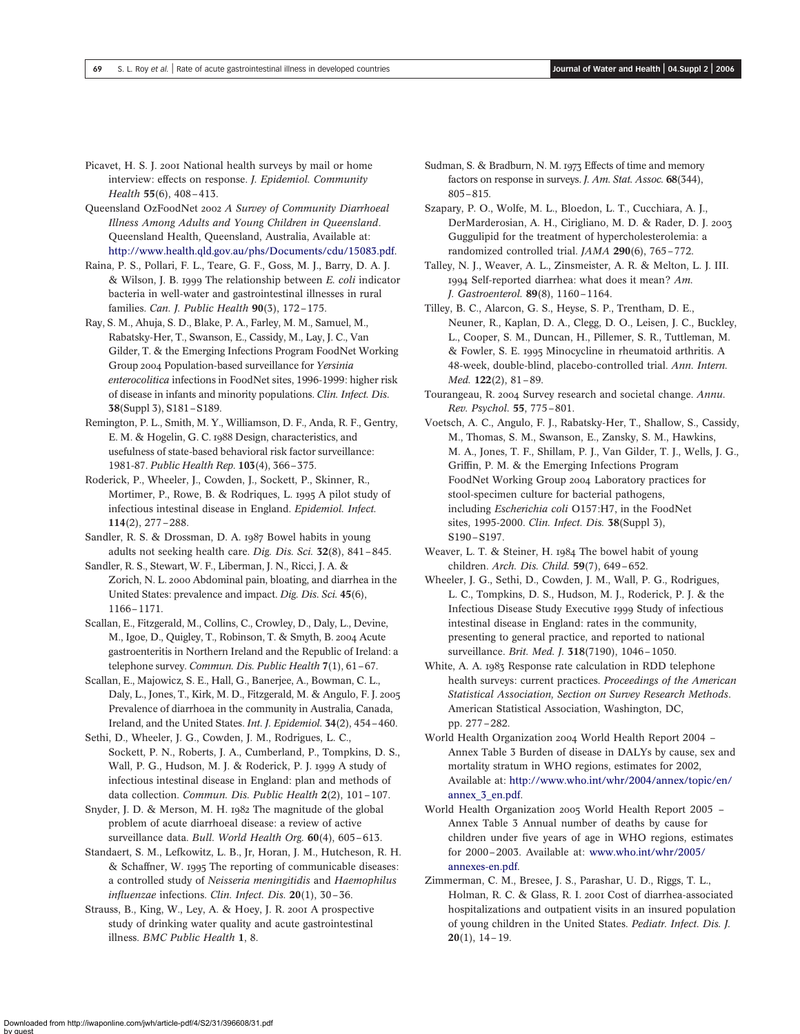Picavet, H. S. J. 2001 National health surveys by mail or home interview: effects on response. *J. Epidemiol. Community Health* **55**(6), 408–413.

Queensland OzFoodNet 2002 *A Survey of Community Diarrhoeal Illness Among Adults and Young Children in Queensland*. Queensland Health, Queensland, Australia, Available at: http://www.health.qld.gov.au/phs/Documents/cdu/15083.pdf.

Raina, P. S., Pollari, F. L., Teare, G. F., Goss, M. J., Barry, D. A. J. & Wilson, J. B. 1999 The relationship between *E. coli* indicator bacteria in well-water and gastrointestinal illnesses in rural families. *Can. J. Public Health* **90**(3), 172–175.

Ray, S. M., Ahuja, S. D., Blake, P. A., Farley, M. M., Samuel, M., Rabatsky-Her, T., Swanson, E., Cassidy, M., Lay, J. C., Van Gilder, T. & the Emerging Infections Program FoodNet Working Group 2004 Population-based surveillance for *Yersinia enterocolitica* infections in FoodNet sites, 1996-1999: higher risk of disease in infants and minority populations. *Clin. Infect. Dis.* **38**(Suppl 3), S181–S189.

Remington, P. L., Smith, M. Y., Williamson, D. F., Anda, R. F., Gentry, E. M. & Hogelin, G. C. 1988 Design, characteristics, and usefulness of state-based behavioral risk factor surveillance: 1981-87. *Public Health Rep.* **103**(4), 366–375.

Roderick, P., Wheeler, J., Cowden, J., Sockett, P., Skinner, R., Mortimer, P., Rowe, B. & Rodriques, L. 1995 A pilot study of infectious intestinal disease in England. *Epidemiol. Infect.* **114**(2), 277–288.

Sandler, R. S. & Drossman, D. A. 1987 Bowel habits in young adults not seeking health care. *Dig. Dis. Sci.* **32**(8), 841–845.

Sandler, R. S., Stewart, W. F., Liberman, J. N., Ricci, J. A. & Zorich, N. L. 2000 Abdominal pain, bloating, and diarrhea in the United States: prevalence and impact. *Dig. Dis. Sci.* **45**(6), 1166–1171.

Scallan, E., Fitzgerald, M., Collins, C., Crowley, D., Daly, L., Devine, M., Igoe, D., Quigley, T., Robinson, T. & Smyth, B. 2004 Acute gastroenteritis in Northern Ireland and the Republic of Ireland: a telephone survey. *Commun. Dis. Public Health* **7**(1), 61–67.

Scallan, E., Majowicz, S. E., Hall, G., Banerjee, A., Bowman, C. L., Daly, L., Jones, T., Kirk, M. D., Fitzgerald, M. & Angulo, F. J. 2005 Prevalence of diarrhoea in the community in Australia, Canada, Ireland, and the United States. *Int. J. Epidemiol.* **34**(2), 454–460.

Sethi, D., Wheeler, J. G., Cowden, J. M., Rodrigues, L. C., Sockett, P. N., Roberts, J. A., Cumberland, P., Tompkins, D. S., Wall, P. G., Hudson, M. J. & Roderick, P. J. 1999 A study of infectious intestinal disease in England: plan and methods of data collection. *Commun. Dis. Public Health* **2**(2), 101–107.

Snyder, J. D. & Merson, M. H. 1982 The magnitude of the global problem of acute diarrhoeal disease: a review of active surveillance data. *Bull. World Health Org.* **60**(4), 605–613.

Standaert, S. M., Lefkowitz, L. B., Jr, Horan, J. M., Hutcheson, R. H. & Schaffner, W. 1995 The reporting of communicable diseases: a controlled study of *Neisseria meningitidis* and *Haemophilus influenzae* infections. *Clin. Infect. Dis.* **20**(1), 30–36.

Strauss, B., King, W., Ley, A. & Hoey, J. R. 2001 A prospective study of drinking water quality and acute gastrointestinal illness. *BMC Public Health* **1**, 8.

Sudman, S. & Bradburn, N. M. 1973 Effects of time and memory factors on response in surveys. *J. Am. Stat. Assoc.* **68**(344), 805–815.

Szapary, P. O., Wolfe, M. L., Bloedon, L. T., Cucchiara, A. J., DerMarderosian, A. H., Cirigliano, M. D. & Rader, D. J. 2003 Guggulipid for the treatment of hypercholesterolemia: a randomized controlled trial. *JAMA* **290**(6), 765–772.

Talley, N. J., Weaver, A. L., Zinsmeister, A. R. & Melton, L. J. III. 1994 Self-reported diarrhea: what does it mean? *Am. J. Gastroenterol.* **89**(8), 1160–1164.

Tilley, B. C., Alarcon, G. S., Heyse, S. P., Trentham, D. E., Neuner, R., Kaplan, D. A., Clegg, D. O., Leisen, J. C., Buckley, L., Cooper, S. M., Duncan, H., Pillemer, S. R., Tuttleman, M. & Fowler, S. E. 1995 Minocycline in rheumatoid arthritis. A 48-week, double-blind, placebo-controlled trial. *Ann. Intern. Med.* **122**(2), 81–89.

Tourangeau, R. 2004 Survey research and societal change. *Annu. Rev. Psychol.* **55**, 775–801.

Voetsch, A. C., Angulo, F. J., Rabatsky-Her, T., Shallow, S., Cassidy, M., Thomas, S. M., Swanson, E., Zansky, S. M., Hawkins, M. A., Jones, T. F., Shillam, P. J., Van Gilder, T. J., Wells, J. G., Griffin, P. M. & the Emerging Infections Program FoodNet Working Group 2004 Laboratory practices for stool-specimen culture for bacterial pathogens, including *Escherichia coli* O157:H7, in the FoodNet sites, 1995-2000. *Clin. Infect. Dis.* **38**(Suppl 3), S190–S197.

Weaver, L. T. & Steiner, H. 1984 The bowel habit of young children. *Arch. Dis. Child.* **59**(7), 649–652.

Wheeler, J. G., Sethi, D., Cowden, J. M., Wall, P. G., Rodrigues, L. C., Tompkins, D. S., Hudson, M. J., Roderick, P. J. & the Infectious Disease Study Executive 1999 Study of infectious intestinal disease in England: rates in the community, presenting to general practice, and reported to national surveillance. *Brit. Med. J.* **318**(7190), 1046–1050.

White, A. A. 1983 Response rate calculation in RDD telephone health surveys: current practices. *Proceedings of the American Statistical Association, Section on Survey Research Methods*. American Statistical Association, Washington, DC, pp. 277–282.

World Health Organization 2004 World Health Report 2004 – Annex Table 3 Burden of disease in DALYs by cause, sex and mortality stratum in WHO regions, estimates for 2002, Available at: http://www.who.int/whr/2004/annex/topic/en/annex_3_en.pdf.

World Health Organization 2005 World Health Report 2005 – Annex Table 3 Annual number of deaths by cause for children under five years of age in WHO regions, estimates for 2000–2003. Available at: www.who.int/whr/2005/annexes-en.pdf.

Zimmerman, C. M., Bresee, J. S., Parashar, U. D., Riggs, T. L., Holman, R. C. & Glass, R. I. 2001 Cost of diarrhea-associated hospitalizations and outpatient visits in an insured population of young children in the United States. *Pediatr. Infect. Dis. J.* **20**(1), 14–19.